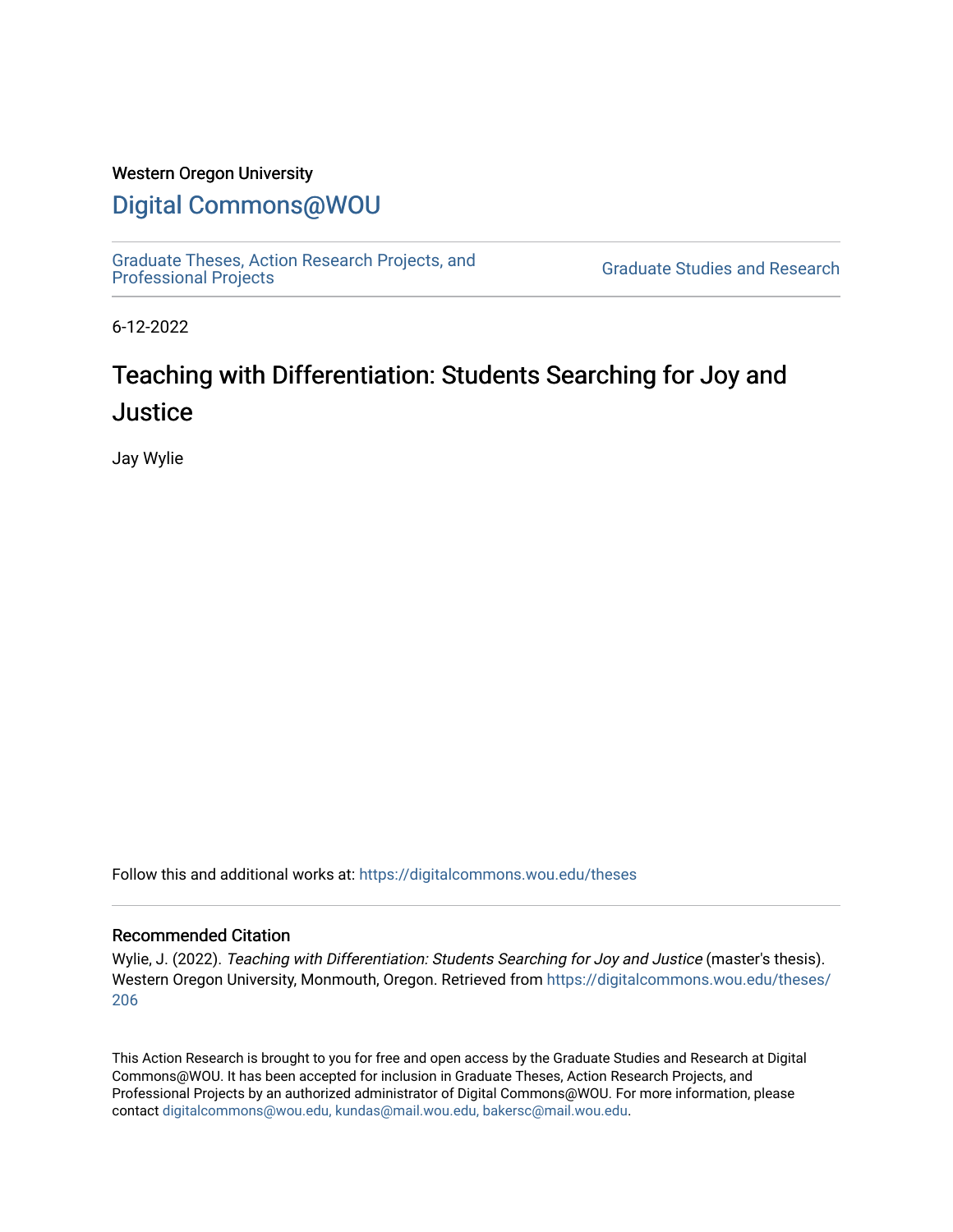Western Oregon University

# Digital Commons@WOU

Graduate Theses, Action Research Projects, and Professional Projects | Graduate Studies and Research

6-12-2022

# Teaching with Differentiation: Students Searching for Joy and Justice

Jay Wylie

Follow this and additional works at: https://digitalcommons.wou.edu/theses

## Recommended Citation

Wylie, J. (2022). *Teaching with Differentiation: Students Searching for Joy and Justice* (master's thesis). Western Oregon University, Monmouth, Oregon. Retrieved from https://digitalcommons.wou.edu/theses/206

This Action Research is brought to you for free and open access by the Graduate Studies and Research at Digital Commons@WOU. It has been accepted for inclusion in Graduate Theses, Action Research Projects, and Professional Projects by an authorized administrator of Digital Commons@WOU. For more information, please contact digitalcommons@wou.edu, kundas@mail.wou.edu, bakersc@mail.wou.edu.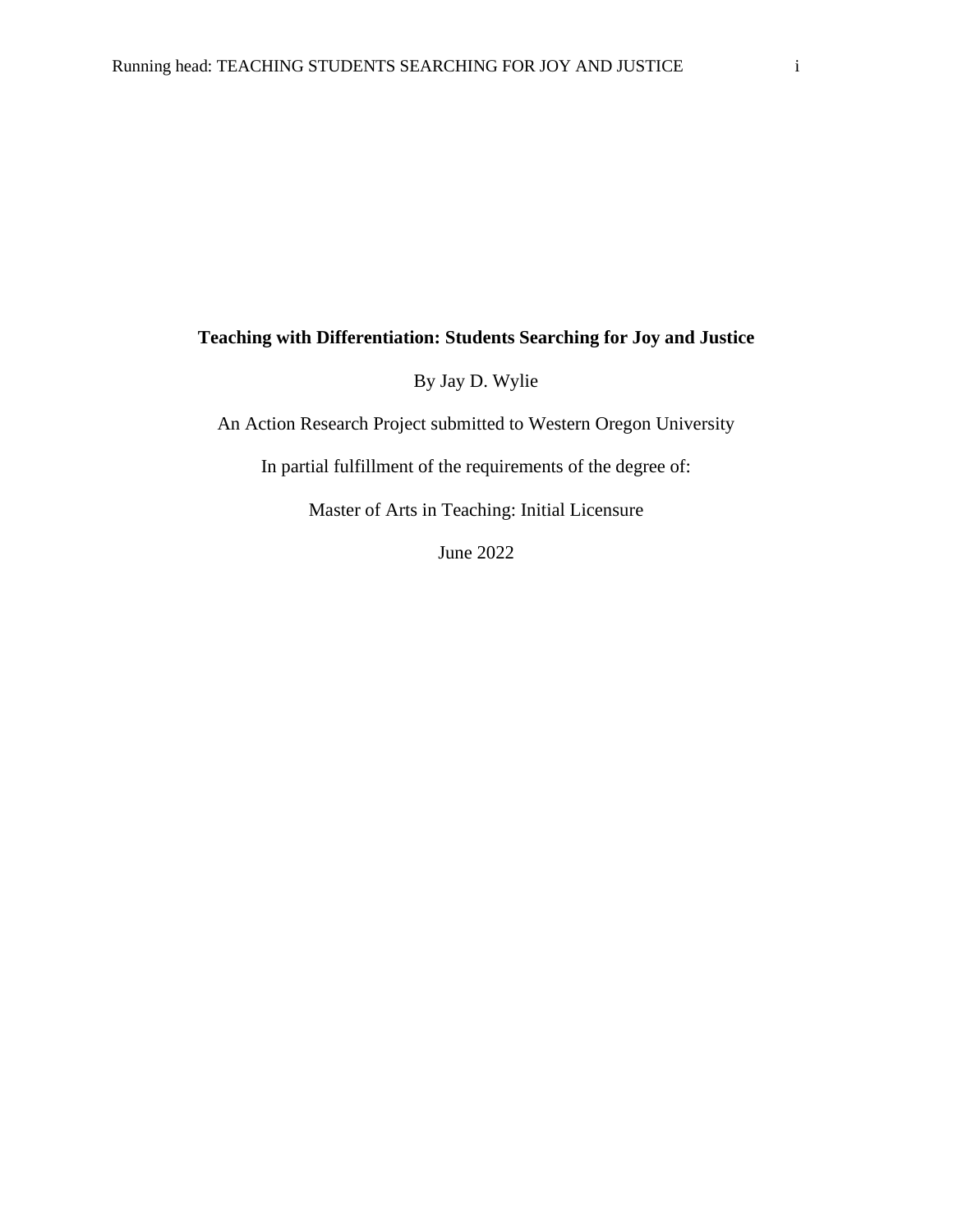# Teaching with Differentiation: Students Searching for Joy and Justice

By Jay D. Wylie

An Action Research Project submitted to Western Oregon University

In partial fulfillment of the requirements of the degree of:

Master of Arts in Teaching: Initial Licensure

June 2022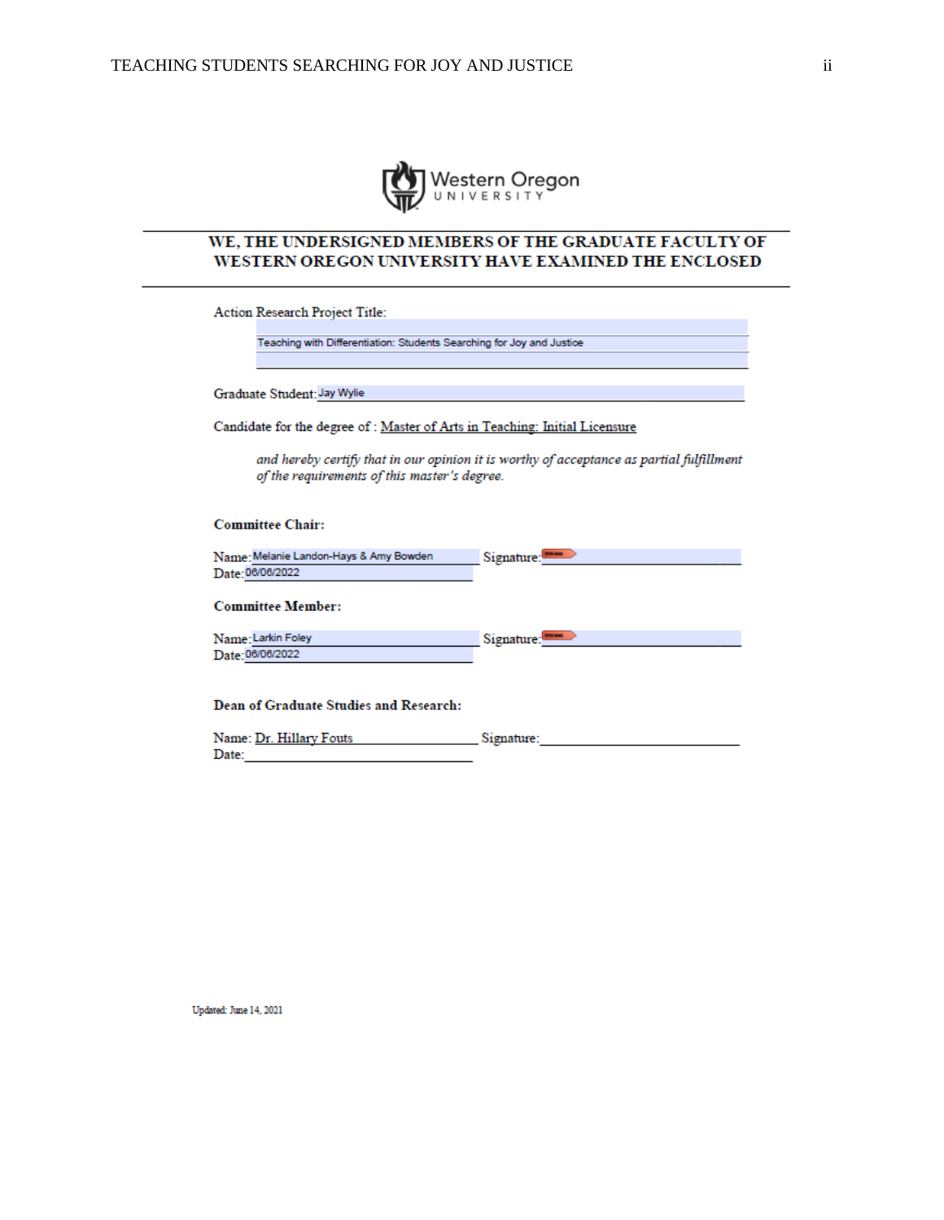Western Oregon UNIVERSITY

**WE, THE UNDERSIGNED MEMBERS OF THE GRADUATE FACULTY OF WESTERN OREGON UNIVERSITY HAVE EXAMINED THE ENCLOSED**

Action Research Project Title:

Teaching with Differentiation: Students Searching for Joy and Justice

Graduate Student: Jay Wylie

Candidate for the degree of : Master of Arts in Teaching: Initial Licensure

*and hereby certify that in our opinion it is worthy of acceptance as partial fulfillment of the requirements of this master's degree.*

**Committee Chair:**

Name: Melanie Landon-Hays & Amy Bowden Signature:
Date: 06/06/2022

**Committee Member:**

Name: Larkin Foley Signature:
Date: 06/06/2022

**Dean of Graduate Studies and Research:**

Name: Dr. Hillary Fouts Signature:
Date:

Updated: June 14, 2021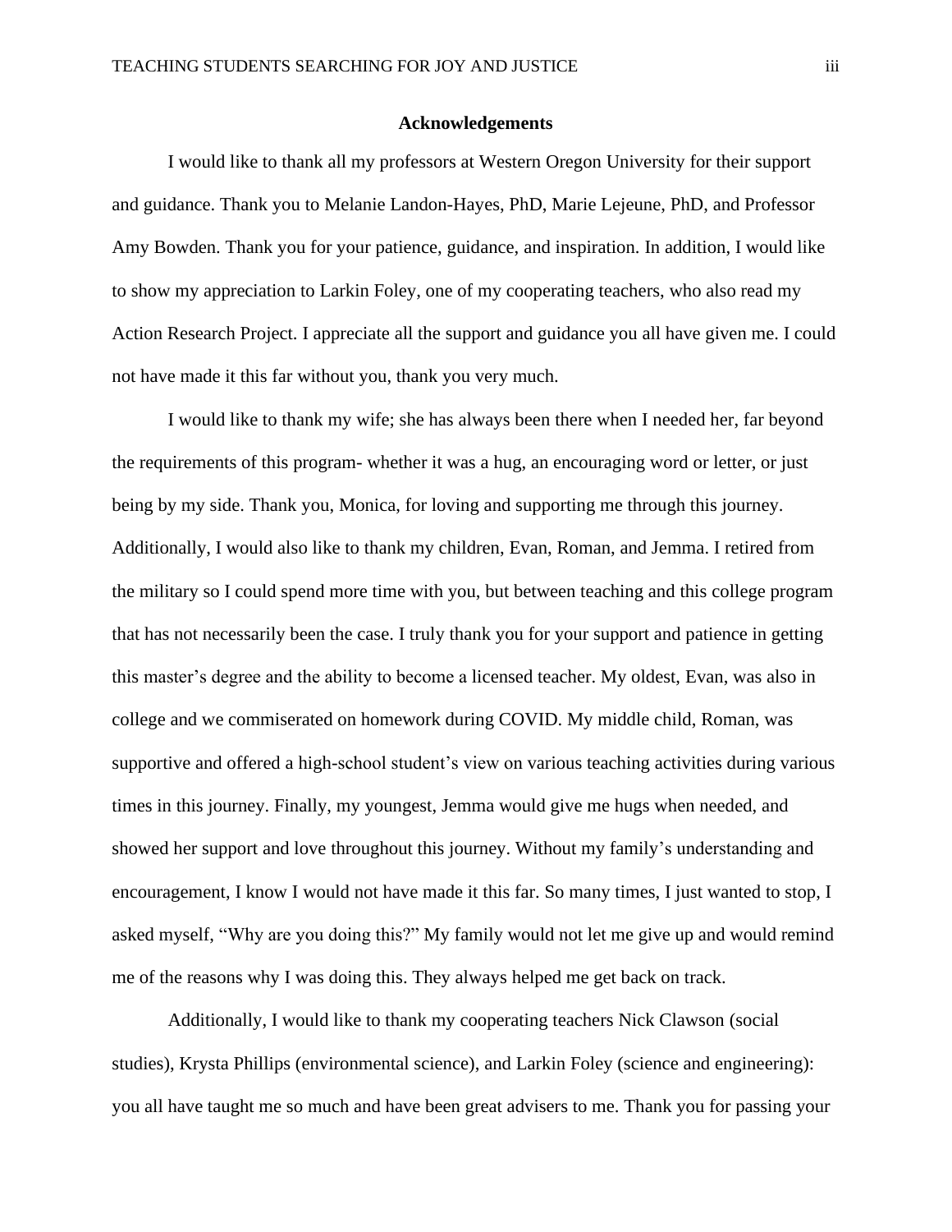## Acknowledgements

I would like to thank all my professors at Western Oregon University for their support and guidance. Thank you to Melanie Landon-Hayes, PhD, Marie Lejeune, PhD, and Professor Amy Bowden. Thank you for your patience, guidance, and inspiration. In addition, I would like to show my appreciation to Larkin Foley, one of my cooperating teachers, who also read my Action Research Project. I appreciate all the support and guidance you all have given me. I could not have made it this far without you, thank you very much.

I would like to thank my wife; she has always been there when I needed her, far beyond the requirements of this program- whether it was a hug, an encouraging word or letter, or just being by my side. Thank you, Monica, for loving and supporting me through this journey. Additionally, I would also like to thank my children, Evan, Roman, and Jemma. I retired from the military so I could spend more time with you, but between teaching and this college program that has not necessarily been the case. I truly thank you for your support and patience in getting this master's degree and the ability to become a licensed teacher. My oldest, Evan, was also in college and we commiserated on homework during COVID. My middle child, Roman, was supportive and offered a high-school student's view on various teaching activities during various times in this journey. Finally, my youngest, Jemma would give me hugs when needed, and showed her support and love throughout this journey. Without my family's understanding and encouragement, I know I would not have made it this far. So many times, I just wanted to stop, I asked myself, "Why are you doing this?" My family would not let me give up and would remind me of the reasons why I was doing this. They always helped me get back on track.

Additionally, I would like to thank my cooperating teachers Nick Clawson (social studies), Krysta Phillips (environmental science), and Larkin Foley (science and engineering): you all have taught me so much and have been great advisers to me. Thank you for passing your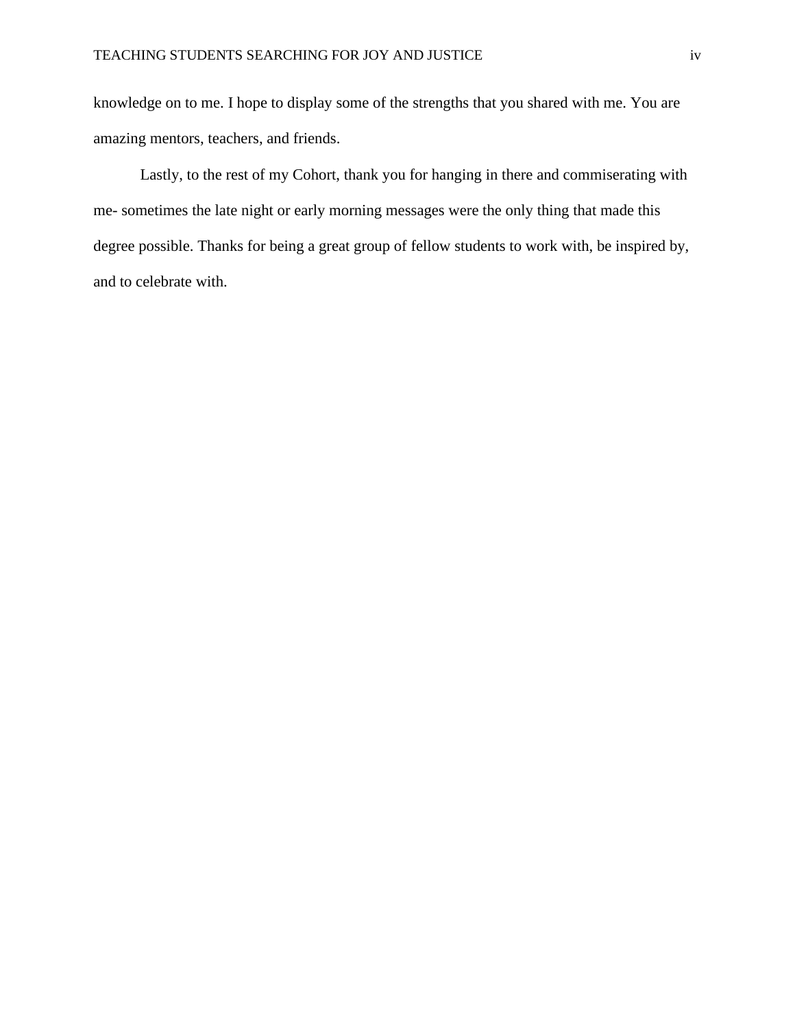knowledge on to me. I hope to display some of the strengths that you shared with me. You are amazing mentors, teachers, and friends.

Lastly, to the rest of my Cohort, thank you for hanging in there and commiserating with me- sometimes the late night or early morning messages were the only thing that made this degree possible. Thanks for being a great group of fellow students to work with, be inspired by, and to celebrate with.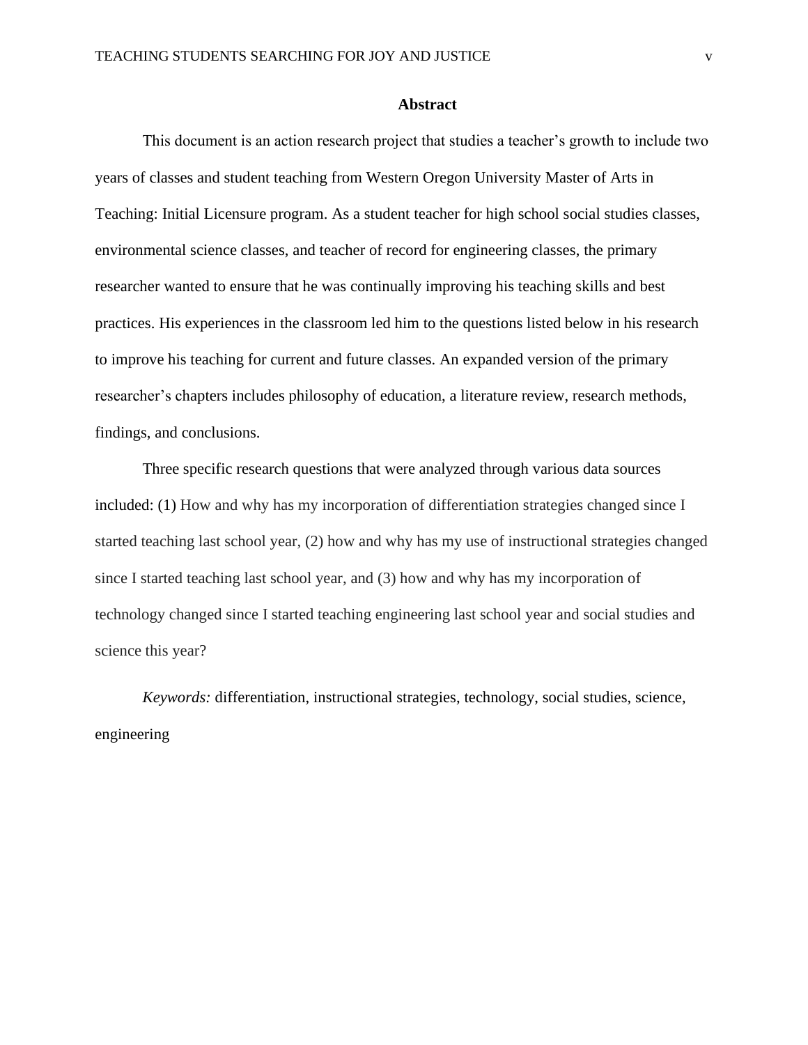# Abstract

This document is an action research project that studies a teacher's growth to include two years of classes and student teaching from Western Oregon University Master of Arts in Teaching: Initial Licensure program. As a student teacher for high school social studies classes, environmental science classes, and teacher of record for engineering classes, the primary researcher wanted to ensure that he was continually improving his teaching skills and best practices. His experiences in the classroom led him to the questions listed below in his research to improve his teaching for current and future classes. An expanded version of the primary researcher's chapters includes philosophy of education, a literature review, research methods, findings, and conclusions.

Three specific research questions that were analyzed through various data sources included: (1) How and why has my incorporation of differentiation strategies changed since I started teaching last school year, (2) how and why has my use of instructional strategies changed since I started teaching last school year, and (3) how and why has my incorporation of technology changed since I started teaching engineering last school year and social studies and science this year?

*Keywords:* differentiation, instructional strategies, technology, social studies, science, engineering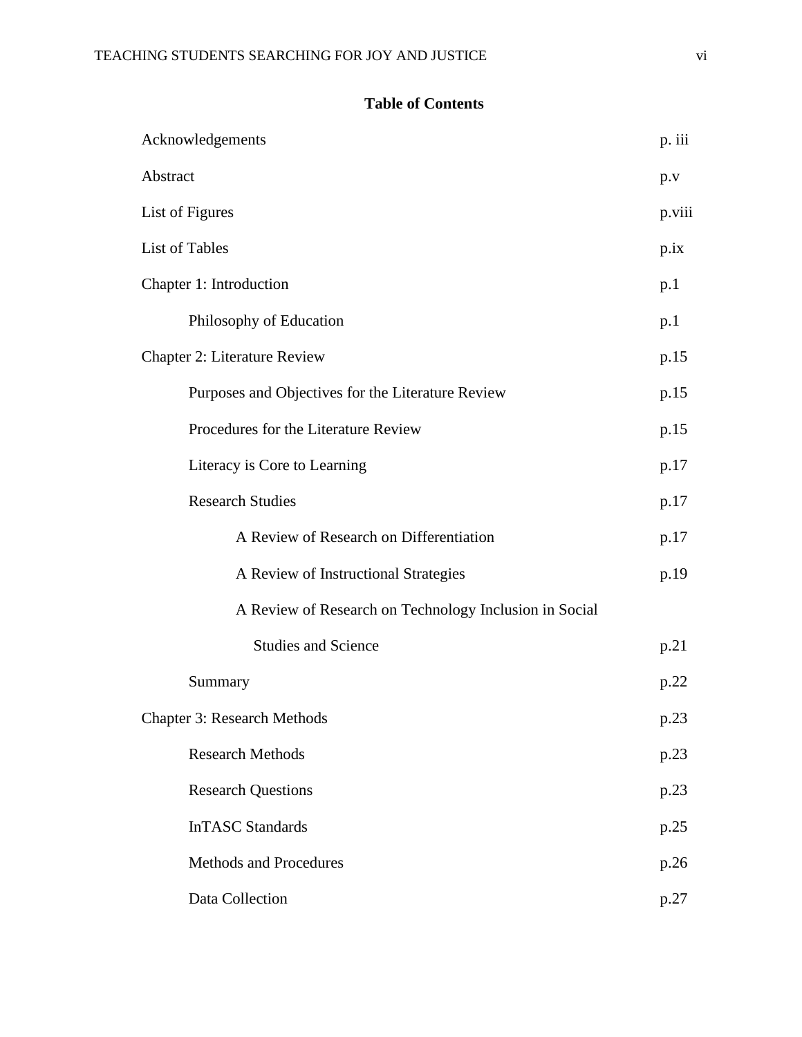## Table of Contents

| | |
|---|---|
| Acknowledgements | p. iii |
| Abstract | p.v |
| List of Figures | p.viii |
| List of Tables | p.ix |
| Chapter 1: Introduction | p.1 |
| &nbsp;&nbsp;&nbsp;&nbsp;Philosophy of Education | p.1 |
| Chapter 2: Literature Review | p.15 |
| &nbsp;&nbsp;&nbsp;&nbsp;Purposes and Objectives for the Literature Review | p.15 |
| &nbsp;&nbsp;&nbsp;&nbsp;Procedures for the Literature Review | p.15 |
| &nbsp;&nbsp;&nbsp;&nbsp;Literacy is Core to Learning | p.17 |
| &nbsp;&nbsp;&nbsp;&nbsp;Research Studies | p.17 |
| &nbsp;&nbsp;&nbsp;&nbsp;&nbsp;&nbsp;&nbsp;&nbsp;A Review of Research on Differentiation | p.17 |
| &nbsp;&nbsp;&nbsp;&nbsp;&nbsp;&nbsp;&nbsp;&nbsp;A Review of Instructional Strategies | p.19 |
| &nbsp;&nbsp;&nbsp;&nbsp;&nbsp;&nbsp;&nbsp;&nbsp;A Review of Research on Technology Inclusion in Social Studies and Science | p.21 |
| &nbsp;&nbsp;&nbsp;&nbsp;Summary | p.22 |
| Chapter 3: Research Methods | p.23 |
| &nbsp;&nbsp;&nbsp;&nbsp;Research Methods | p.23 |
| &nbsp;&nbsp;&nbsp;&nbsp;Research Questions | p.23 |
| &nbsp;&nbsp;&nbsp;&nbsp;InTASC Standards | p.25 |
| &nbsp;&nbsp;&nbsp;&nbsp;Methods and Procedures | p.26 |
| &nbsp;&nbsp;&nbsp;&nbsp;Data Collection | p.27 |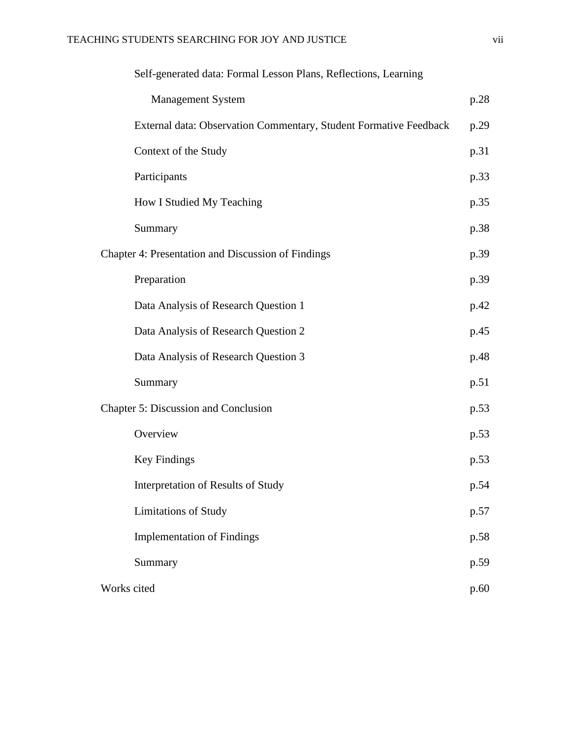Self-generated data: Formal Lesson Plans, Reflections, Learning Management System p.28

External data: Observation Commentary, Student Formative Feedback p.29

Context of the Study p.31

Participants p.33

How I Studied My Teaching p.35

Summary p.38

Chapter 4: Presentation and Discussion of Findings p.39

Preparation p.39

Data Analysis of Research Question 1 p.42

Data Analysis of Research Question 2 p.45

Data Analysis of Research Question 3 p.48

Summary p.51

Chapter 5: Discussion and Conclusion p.53

Overview p.53

Key Findings p.53

Interpretation of Results of Study p.54

Limitations of Study p.57

Implementation of Findings p.58

Summary p.59

Works cited p.60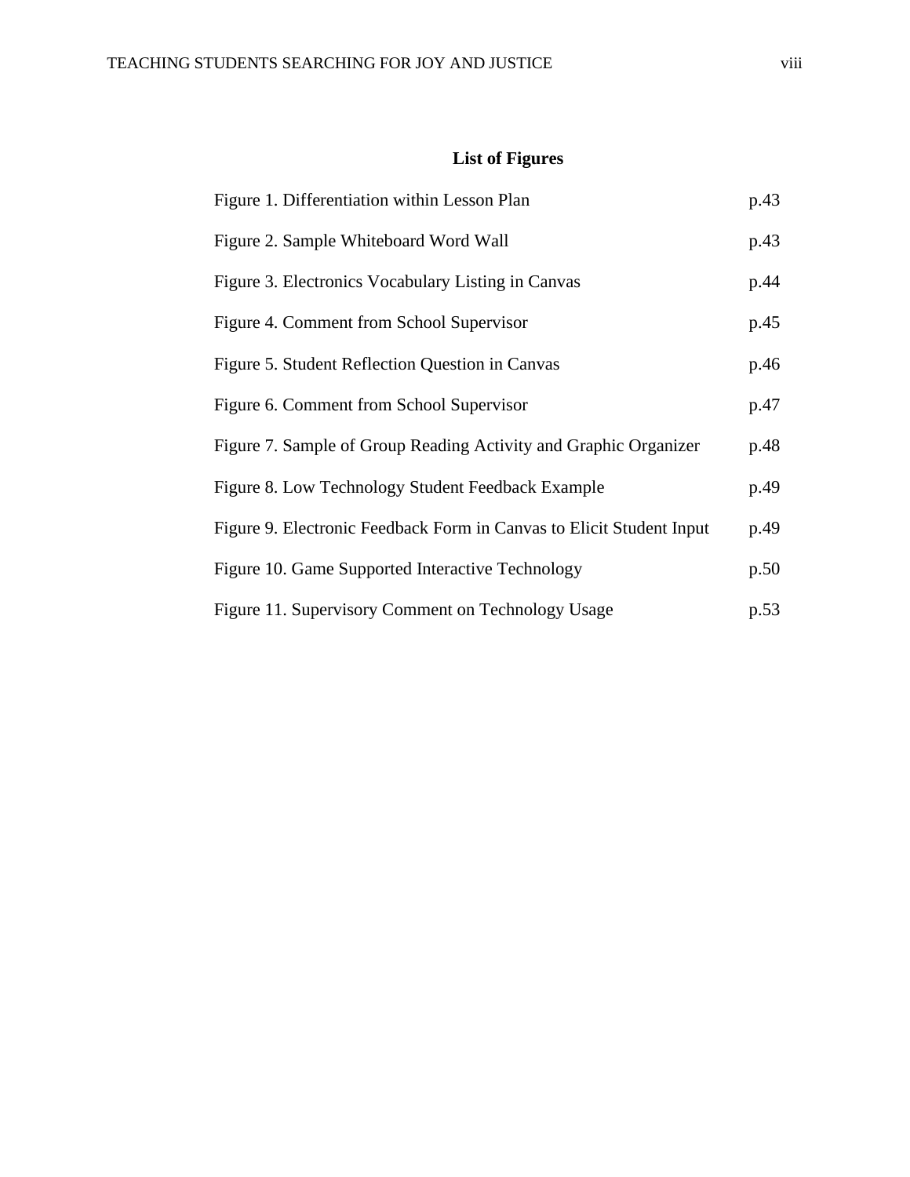## List of Figures

| | |
|---|---|
| Figure 1. Differentiation within Lesson Plan | p.43 |
| Figure 2. Sample Whiteboard Word Wall | p.43 |
| Figure 3. Electronics Vocabulary Listing in Canvas | p.44 |
| Figure 4. Comment from School Supervisor | p.45 |
| Figure 5. Student Reflection Question in Canvas | p.46 |
| Figure 6. Comment from School Supervisor | p.47 |
| Figure 7. Sample of Group Reading Activity and Graphic Organizer | p.48 |
| Figure 8. Low Technology Student Feedback Example | p.49 |
| Figure 9. Electronic Feedback Form in Canvas to Elicit Student Input | p.49 |
| Figure 10. Game Supported Interactive Technology | p.50 |
| Figure 11. Supervisory Comment on Technology Usage | p.53 |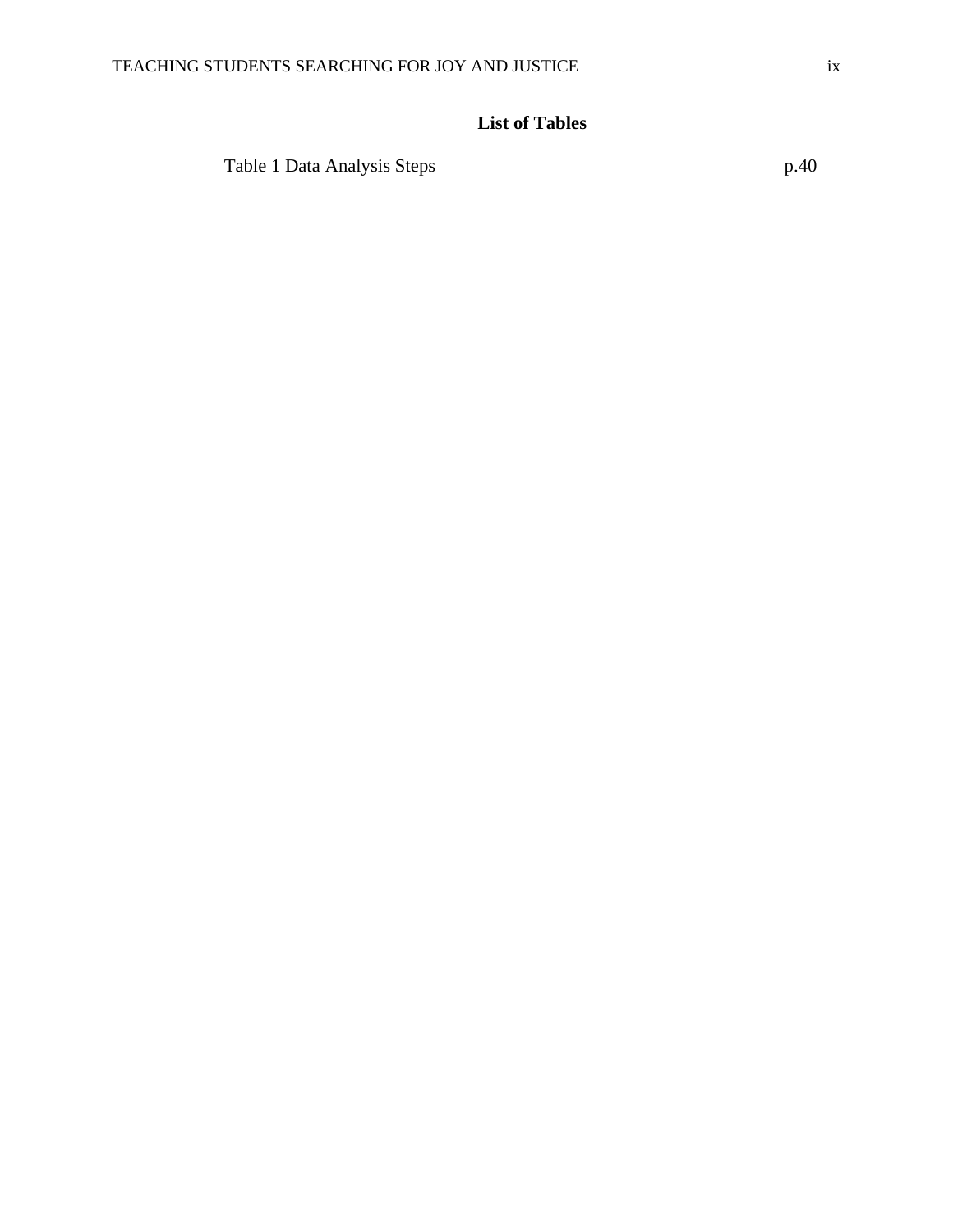## List of Tables

Table 1 Data Analysis Steps p.40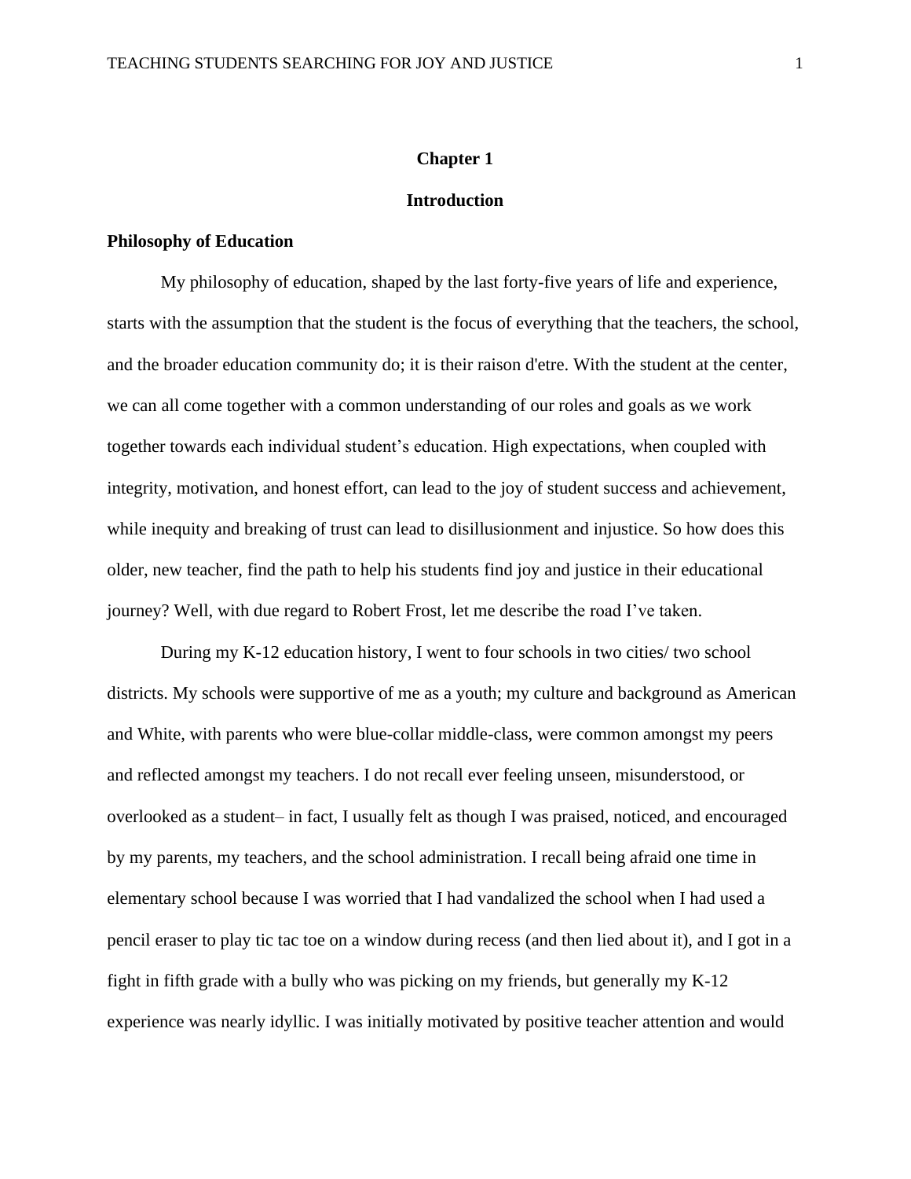# Chapter 1

# Introduction

## Philosophy of Education

My philosophy of education, shaped by the last forty-five years of life and experience, starts with the assumption that the student is the focus of everything that the teachers, the school, and the broader education community do; it is their raison d'etre. With the student at the center, we can all come together with a common understanding of our roles and goals as we work together towards each individual student's education. High expectations, when coupled with integrity, motivation, and honest effort, can lead to the joy of student success and achievement, while inequity and breaking of trust can lead to disillusionment and injustice. So how does this older, new teacher, find the path to help his students find joy and justice in their educational journey? Well, with due regard to Robert Frost, let me describe the road I've taken.

During my K-12 education history, I went to four schools in two cities/ two school districts. My schools were supportive of me as a youth; my culture and background as American and White, with parents who were blue-collar middle-class, were common amongst my peers and reflected amongst my teachers. I do not recall ever feeling unseen, misunderstood, or overlooked as a student– in fact, I usually felt as though I was praised, noticed, and encouraged by my parents, my teachers, and the school administration. I recall being afraid one time in elementary school because I was worried that I had vandalized the school when I had used a pencil eraser to play tic tac toe on a window during recess (and then lied about it), and I got in a fight in fifth grade with a bully who was picking on my friends, but generally my K-12 experience was nearly idyllic. I was initially motivated by positive teacher attention and would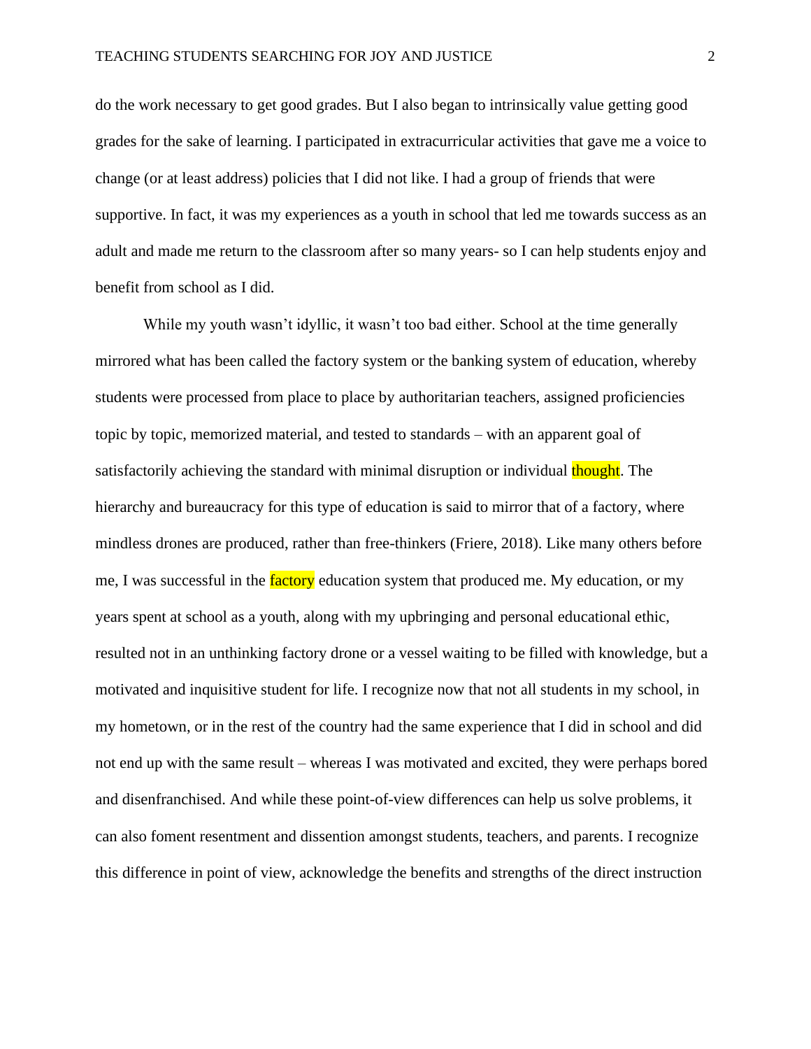do the work necessary to get good grades. But I also began to intrinsically value getting good grades for the sake of learning. I participated in extracurricular activities that gave me a voice to change (or at least address) policies that I did not like. I had a group of friends that were supportive. In fact, it was my experiences as a youth in school that led me towards success as an adult and made me return to the classroom after so many years- so I can help students enjoy and benefit from school as I did.

While my youth wasn't idyllic, it wasn't too bad either. School at the time generally mirrored what has been called the factory system or the banking system of education, whereby students were processed from place to place by authoritarian teachers, assigned proficiencies topic by topic, memorized material, and tested to standards – with an apparent goal of satisfactorily achieving the standard with minimal disruption or individual thought. The hierarchy and bureaucracy for this type of education is said to mirror that of a factory, where mindless drones are produced, rather than free-thinkers (Friere, 2018). Like many others before me, I was successful in the factory education system that produced me. My education, or my years spent at school as a youth, along with my upbringing and personal educational ethic, resulted not in an unthinking factory drone or a vessel waiting to be filled with knowledge, but a motivated and inquisitive student for life. I recognize now that not all students in my school, in my hometown, or in the rest of the country had the same experience that I did in school and did not end up with the same result – whereas I was motivated and excited, they were perhaps bored and disenfranchised. And while these point-of-view differences can help us solve problems, it can also foment resentment and dissention amongst students, teachers, and parents. I recognize this difference in point of view, acknowledge the benefits and strengths of the direct instruction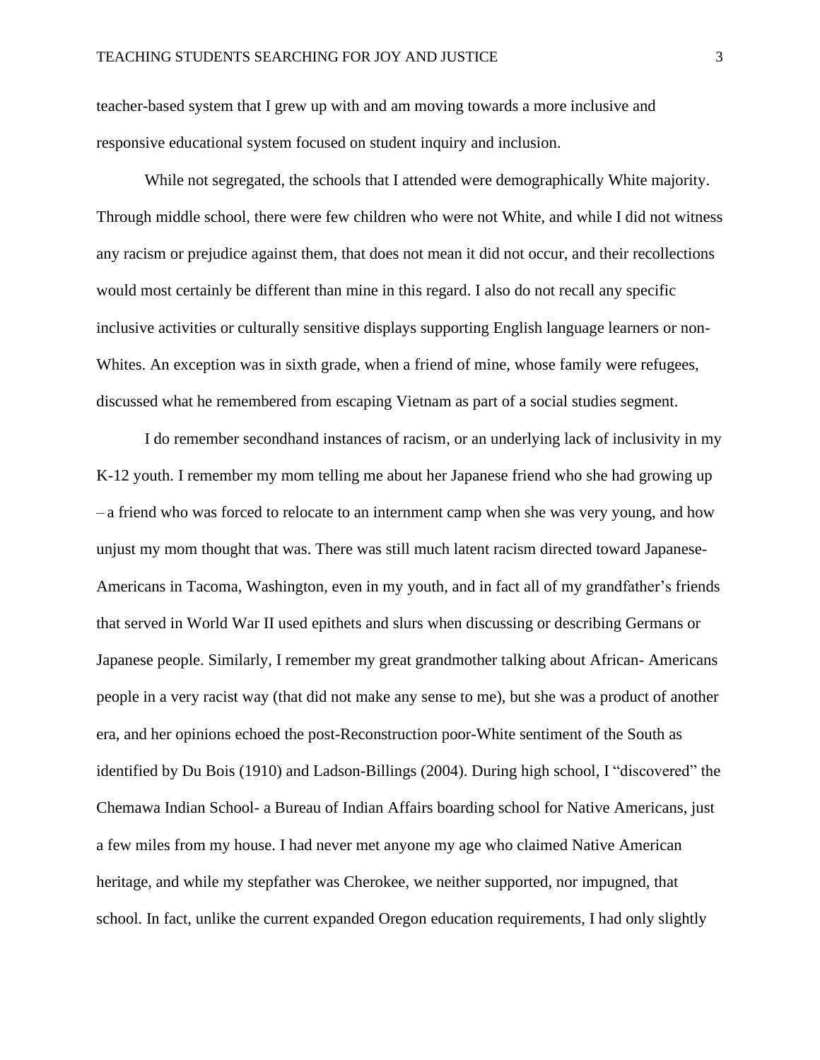teacher-based system that I grew up with and am moving towards a more inclusive and responsive educational system focused on student inquiry and inclusion.

While not segregated, the schools that I attended were demographically White majority. Through middle school, there were few children who were not White, and while I did not witness any racism or prejudice against them, that does not mean it did not occur, and their recollections would most certainly be different than mine in this regard. I also do not recall any specific inclusive activities or culturally sensitive displays supporting English language learners or non-Whites. An exception was in sixth grade, when a friend of mine, whose family were refugees, discussed what he remembered from escaping Vietnam as part of a social studies segment.

I do remember secondhand instances of racism, or an underlying lack of inclusivity in my K-12 youth. I remember my mom telling me about her Japanese friend who she had growing up – a friend who was forced to relocate to an internment camp when she was very young, and how unjust my mom thought that was. There was still much latent racism directed toward Japanese-Americans in Tacoma, Washington, even in my youth, and in fact all of my grandfather's friends that served in World War II used epithets and slurs when discussing or describing Germans or Japanese people. Similarly, I remember my great grandmother talking about African- Americans people in a very racist way (that did not make any sense to me), but she was a product of another era, and her opinions echoed the post-Reconstruction poor-White sentiment of the South as identified by Du Bois (1910) and Ladson-Billings (2004). During high school, I "discovered" the Chemawa Indian School- a Bureau of Indian Affairs boarding school for Native Americans, just a few miles from my house. I had never met anyone my age who claimed Native American heritage, and while my stepfather was Cherokee, we neither supported, nor impugned, that school. In fact, unlike the current expanded Oregon education requirements, I had only slightly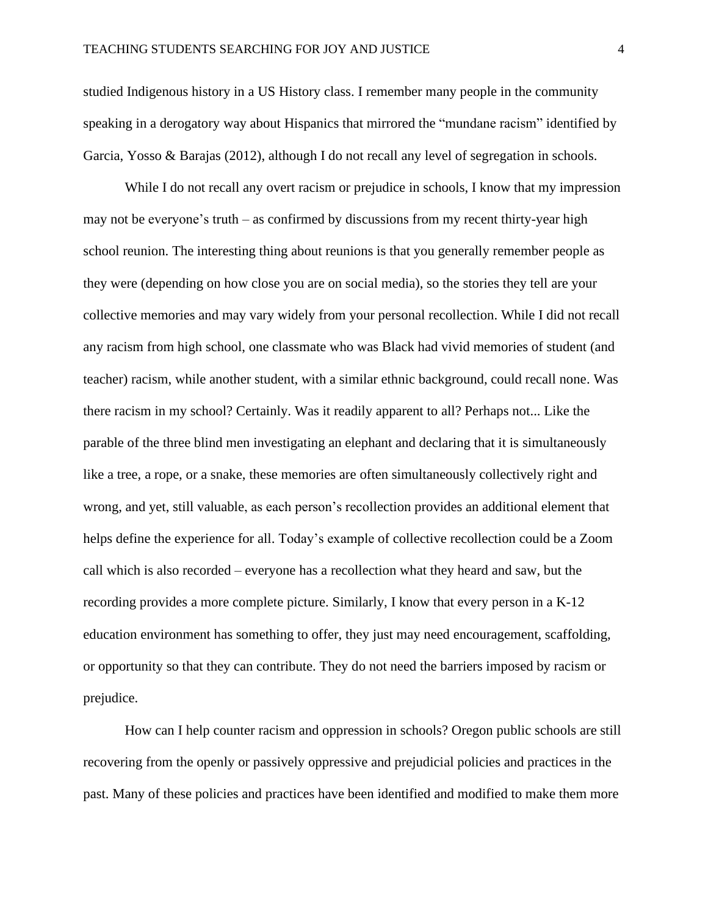studied Indigenous history in a US History class. I remember many people in the community speaking in a derogatory way about Hispanics that mirrored the "mundane racism" identified by Garcia, Yosso & Barajas (2012), although I do not recall any level of segregation in schools.

While I do not recall any overt racism or prejudice in schools, I know that my impression may not be everyone's truth – as confirmed by discussions from my recent thirty-year high school reunion. The interesting thing about reunions is that you generally remember people as they were (depending on how close you are on social media), so the stories they tell are your collective memories and may vary widely from your personal recollection. While I did not recall any racism from high school, one classmate who was Black had vivid memories of student (and teacher) racism, while another student, with a similar ethnic background, could recall none. Was there racism in my school? Certainly. Was it readily apparent to all? Perhaps not... Like the parable of the three blind men investigating an elephant and declaring that it is simultaneously like a tree, a rope, or a snake, these memories are often simultaneously collectively right and wrong, and yet, still valuable, as each person's recollection provides an additional element that helps define the experience for all. Today's example of collective recollection could be a Zoom call which is also recorded – everyone has a recollection what they heard and saw, but the recording provides a more complete picture. Similarly, I know that every person in a K-12 education environment has something to offer, they just may need encouragement, scaffolding, or opportunity so that they can contribute. They do not need the barriers imposed by racism or prejudice.

How can I help counter racism and oppression in schools? Oregon public schools are still recovering from the openly or passively oppressive and prejudicial policies and practices in the past. Many of these policies and practices have been identified and modified to make them more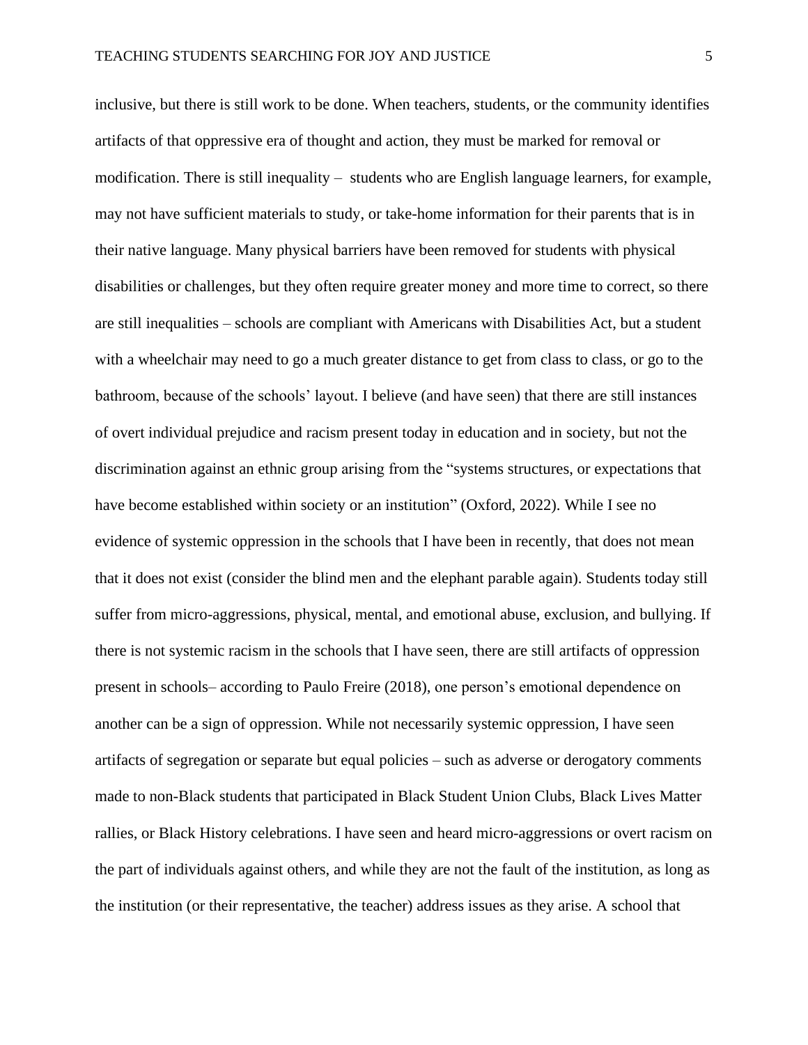inclusive, but there is still work to be done. When teachers, students, or the community identifies artifacts of that oppressive era of thought and action, they must be marked for removal or modification. There is still inequality – students who are English language learners, for example, may not have sufficient materials to study, or take-home information for their parents that is in their native language. Many physical barriers have been removed for students with physical disabilities or challenges, but they often require greater money and more time to correct, so there are still inequalities – schools are compliant with Americans with Disabilities Act, but a student with a wheelchair may need to go a much greater distance to get from class to class, or go to the bathroom, because of the schools' layout. I believe (and have seen) that there are still instances of overt individual prejudice and racism present today in education and in society, but not the discrimination against an ethnic group arising from the "systems structures, or expectations that have become established within society or an institution" (Oxford, 2022). While I see no evidence of systemic oppression in the schools that I have been in recently, that does not mean that it does not exist (consider the blind men and the elephant parable again). Students today still suffer from micro-aggressions, physical, mental, and emotional abuse, exclusion, and bullying. If there is not systemic racism in the schools that I have seen, there are still artifacts of oppression present in schools– according to Paulo Freire (2018), one person's emotional dependence on another can be a sign of oppression. While not necessarily systemic oppression, I have seen artifacts of segregation or separate but equal policies – such as adverse or derogatory comments made to non-Black students that participated in Black Student Union Clubs, Black Lives Matter rallies, or Black History celebrations. I have seen and heard micro-aggressions or overt racism on the part of individuals against others, and while they are not the fault of the institution, as long as the institution (or their representative, the teacher) address issues as they arise. A school that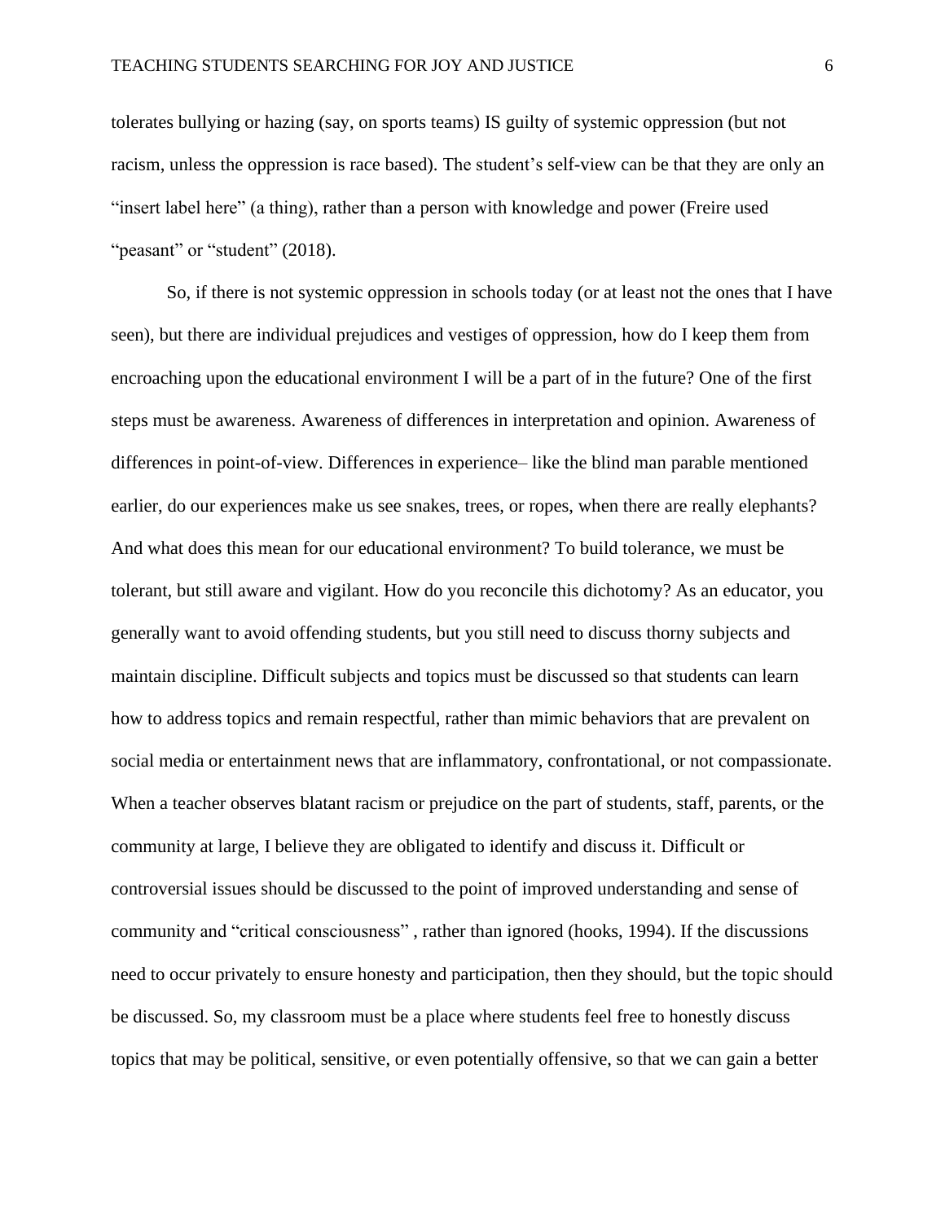tolerates bullying or hazing (say, on sports teams) IS guilty of systemic oppression (but not racism, unless the oppression is race based). The student's self-view can be that they are only an "insert label here" (a thing), rather than a person with knowledge and power (Freire used "peasant" or "student" (2018).

So, if there is not systemic oppression in schools today (or at least not the ones that I have seen), but there are individual prejudices and vestiges of oppression, how do I keep them from encroaching upon the educational environment I will be a part of in the future? One of the first steps must be awareness. Awareness of differences in interpretation and opinion. Awareness of differences in point-of-view. Differences in experience– like the blind man parable mentioned earlier, do our experiences make us see snakes, trees, or ropes, when there are really elephants? And what does this mean for our educational environment? To build tolerance, we must be tolerant, but still aware and vigilant. How do you reconcile this dichotomy? As an educator, you generally want to avoid offending students, but you still need to discuss thorny subjects and maintain discipline. Difficult subjects and topics must be discussed so that students can learn how to address topics and remain respectful, rather than mimic behaviors that are prevalent on social media or entertainment news that are inflammatory, confrontational, or not compassionate. When a teacher observes blatant racism or prejudice on the part of students, staff, parents, or the community at large, I believe they are obligated to identify and discuss it. Difficult or controversial issues should be discussed to the point of improved understanding and sense of community and "critical consciousness" , rather than ignored (hooks, 1994). If the discussions need to occur privately to ensure honesty and participation, then they should, but the topic should be discussed. So, my classroom must be a place where students feel free to honestly discuss topics that may be political, sensitive, or even potentially offensive, so that we can gain a better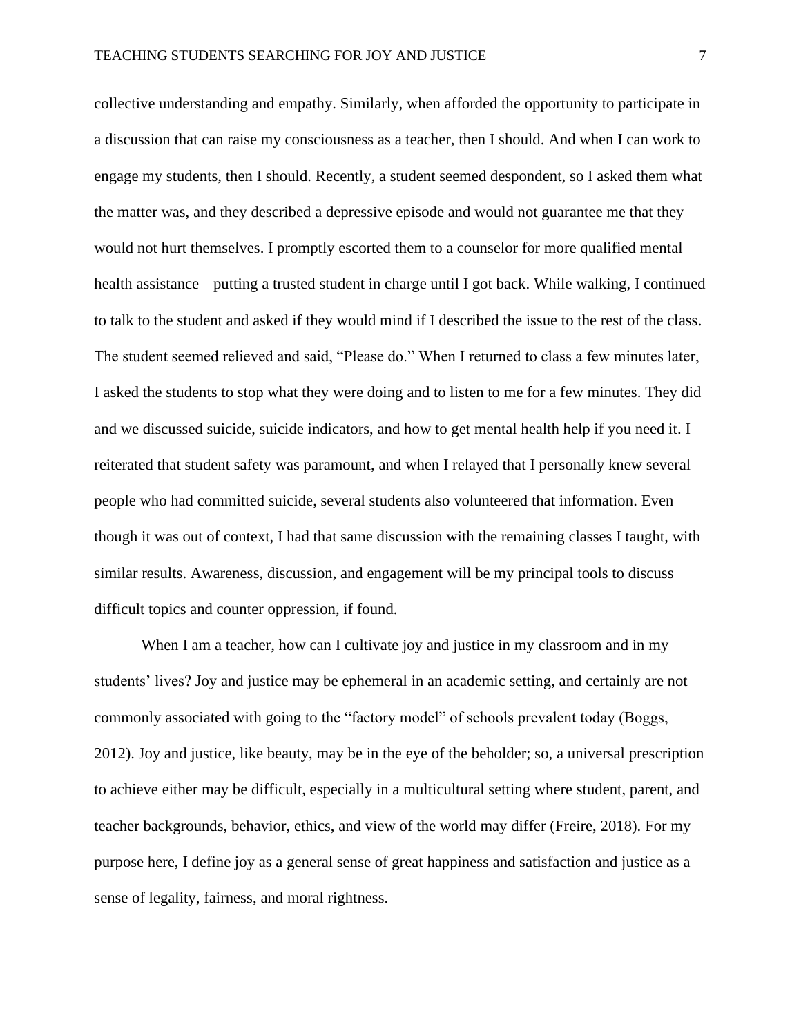collective understanding and empathy. Similarly, when afforded the opportunity to participate in a discussion that can raise my consciousness as a teacher, then I should. And when I can work to engage my students, then I should. Recently, a student seemed despondent, so I asked them what the matter was, and they described a depressive episode and would not guarantee me that they would not hurt themselves. I promptly escorted them to a counselor for more qualified mental health assistance – putting a trusted student in charge until I got back. While walking, I continued to talk to the student and asked if they would mind if I described the issue to the rest of the class. The student seemed relieved and said, "Please do." When I returned to class a few minutes later, I asked the students to stop what they were doing and to listen to me for a few minutes. They did and we discussed suicide, suicide indicators, and how to get mental health help if you need it. I reiterated that student safety was paramount, and when I relayed that I personally knew several people who had committed suicide, several students also volunteered that information. Even though it was out of context, I had that same discussion with the remaining classes I taught, with similar results. Awareness, discussion, and engagement will be my principal tools to discuss difficult topics and counter oppression, if found.

When I am a teacher, how can I cultivate joy and justice in my classroom and in my students' lives? Joy and justice may be ephemeral in an academic setting, and certainly are not commonly associated with going to the "factory model" of schools prevalent today (Boggs, 2012). Joy and justice, like beauty, may be in the eye of the beholder; so, a universal prescription to achieve either may be difficult, especially in a multicultural setting where student, parent, and teacher backgrounds, behavior, ethics, and view of the world may differ (Freire, 2018). For my purpose here, I define joy as a general sense of great happiness and satisfaction and justice as a sense of legality, fairness, and moral rightness.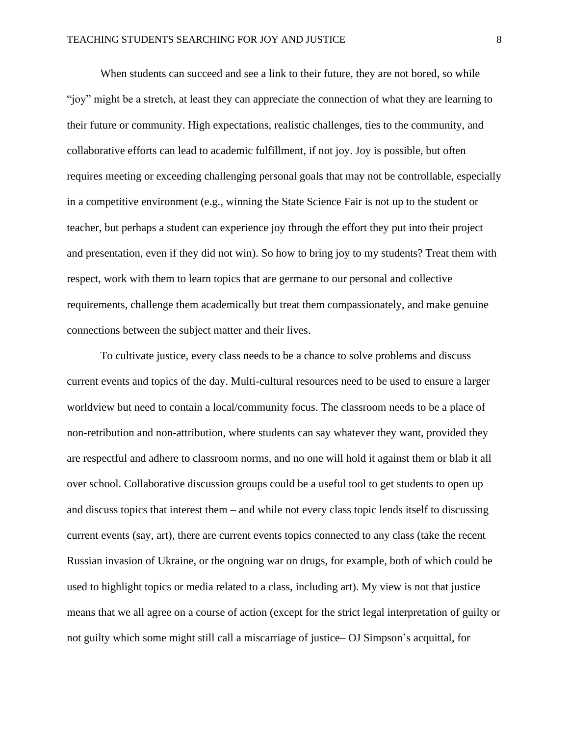When students can succeed and see a link to their future, they are not bored, so while "joy" might be a stretch, at least they can appreciate the connection of what they are learning to their future or community. High expectations, realistic challenges, ties to the community, and collaborative efforts can lead to academic fulfillment, if not joy. Joy is possible, but often requires meeting or exceeding challenging personal goals that may not be controllable, especially in a competitive environment (e.g., winning the State Science Fair is not up to the student or teacher, but perhaps a student can experience joy through the effort they put into their project and presentation, even if they did not win). So how to bring joy to my students? Treat them with respect, work with them to learn topics that are germane to our personal and collective requirements, challenge them academically but treat them compassionately, and make genuine connections between the subject matter and their lives.

To cultivate justice, every class needs to be a chance to solve problems and discuss current events and topics of the day. Multi-cultural resources need to be used to ensure a larger worldview but need to contain a local/community focus. The classroom needs to be a place of non-retribution and non-attribution, where students can say whatever they want, provided they are respectful and adhere to classroom norms, and no one will hold it against them or blab it all over school. Collaborative discussion groups could be a useful tool to get students to open up and discuss topics that interest them – and while not every class topic lends itself to discussing current events (say, art), there are current events topics connected to any class (take the recent Russian invasion of Ukraine, or the ongoing war on drugs, for example, both of which could be used to highlight topics or media related to a class, including art). My view is not that justice means that we all agree on a course of action (except for the strict legal interpretation of guilty or not guilty which some might still call a miscarriage of justice– OJ Simpson's acquittal, for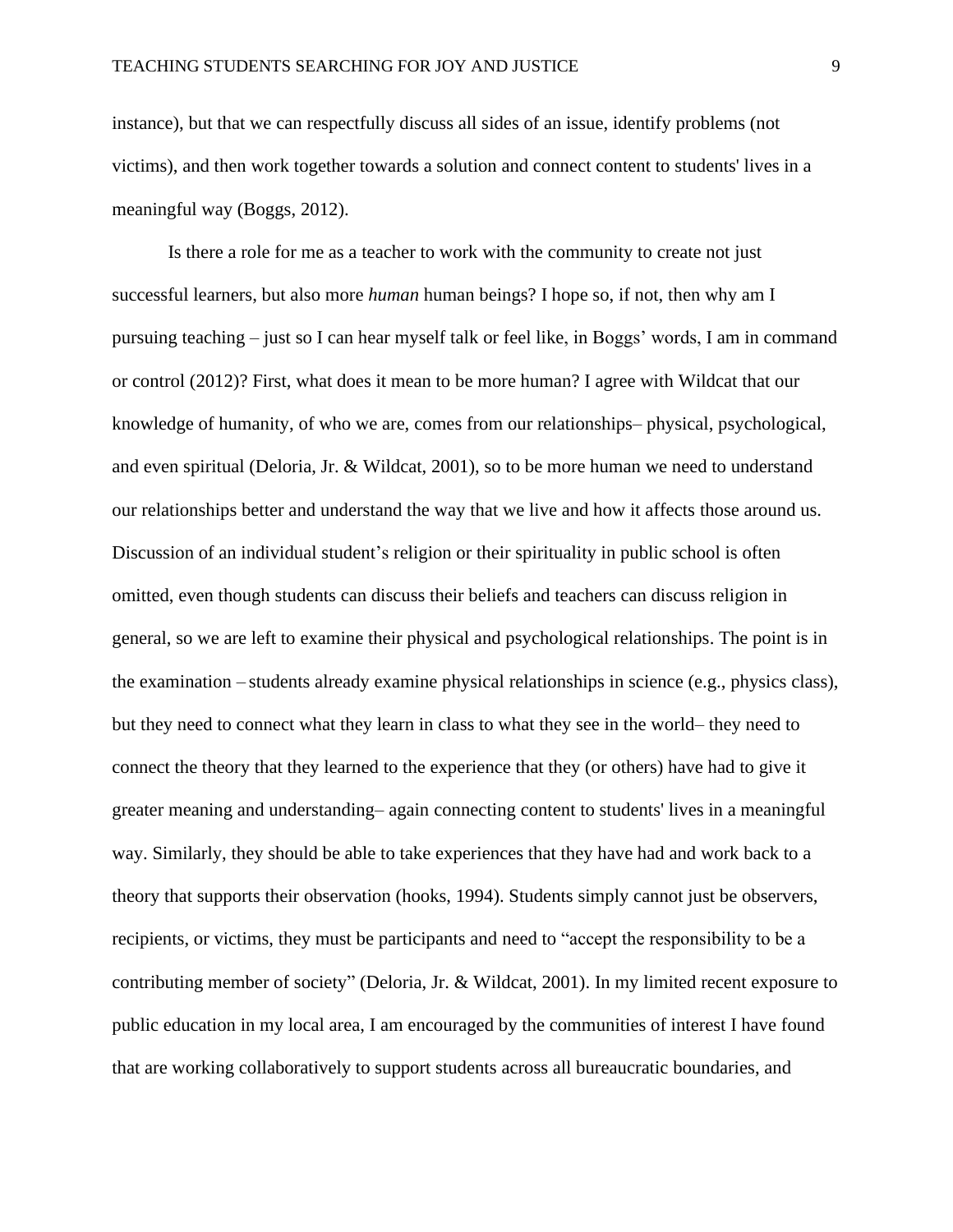instance), but that we can respectfully discuss all sides of an issue, identify problems (not victims), and then work together towards a solution and connect content to students' lives in a meaningful way (Boggs, 2012).

Is there a role for me as a teacher to work with the community to create not just successful learners, but also more *human* human beings? I hope so, if not, then why am I pursuing teaching – just so I can hear myself talk or feel like, in Boggs' words, I am in command or control (2012)? First, what does it mean to be more human? I agree with Wildcat that our knowledge of humanity, of who we are, comes from our relationships– physical, psychological, and even spiritual (Deloria, Jr. & Wildcat, 2001), so to be more human we need to understand our relationships better and understand the way that we live and how it affects those around us. Discussion of an individual student's religion or their spirituality in public school is often omitted, even though students can discuss their beliefs and teachers can discuss religion in general, so we are left to examine their physical and psychological relationships. The point is in the examination – students already examine physical relationships in science (e.g., physics class), but they need to connect what they learn in class to what they see in the world– they need to connect the theory that they learned to the experience that they (or others) have had to give it greater meaning and understanding– again connecting content to students' lives in a meaningful way. Similarly, they should be able to take experiences that they have had and work back to a theory that supports their observation (hooks, 1994). Students simply cannot just be observers, recipients, or victims, they must be participants and need to "accept the responsibility to be a contributing member of society" (Deloria, Jr. & Wildcat, 2001). In my limited recent exposure to public education in my local area, I am encouraged by the communities of interest I have found that are working collaboratively to support students across all bureaucratic boundaries, and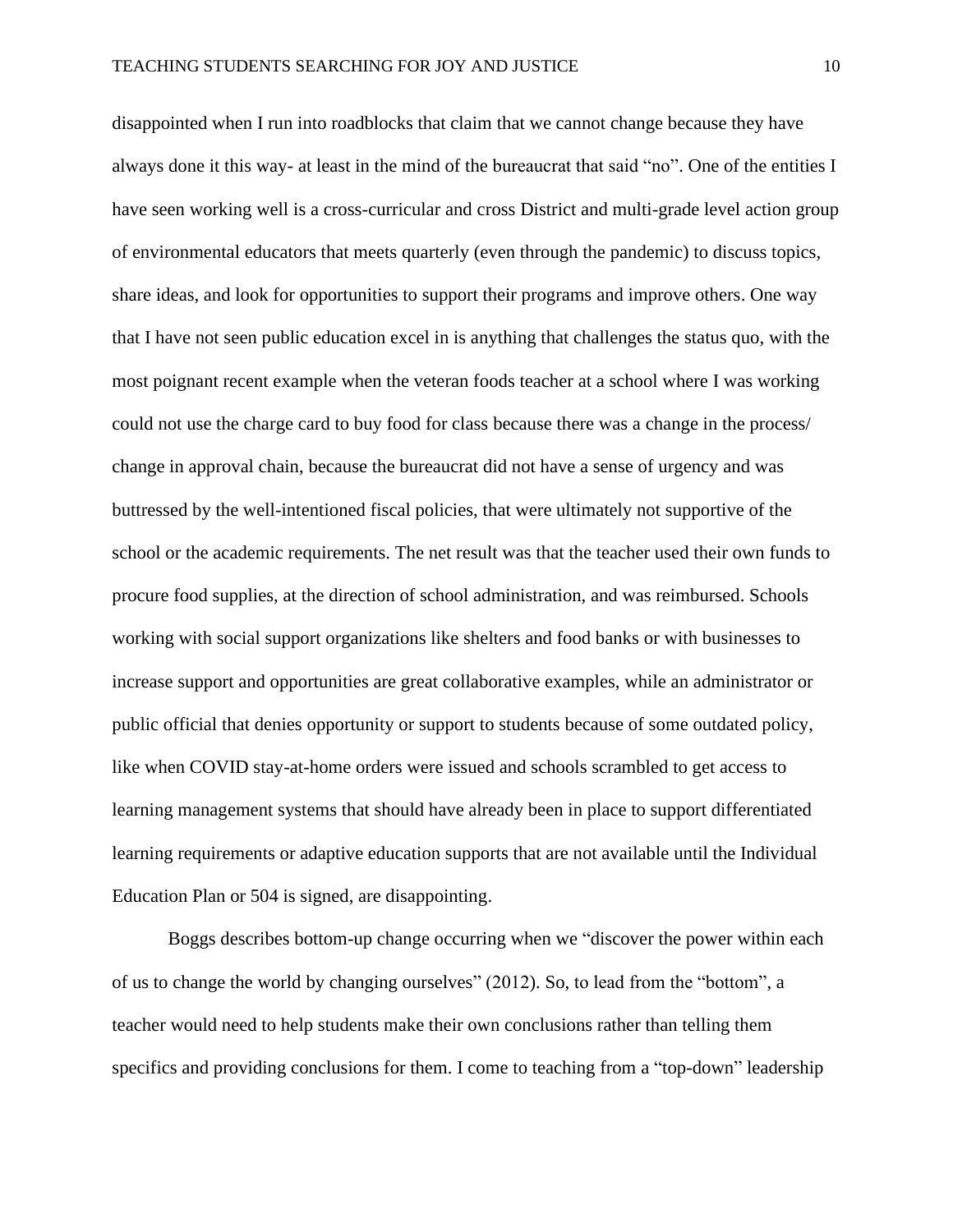disappointed when I run into roadblocks that claim that we cannot change because they have always done it this way- at least in the mind of the bureaucrat that said “no”. One of the entities I have seen working well is a cross-curricular and cross District and multi-grade level action group of environmental educators that meets quarterly (even through the pandemic) to discuss topics, share ideas, and look for opportunities to support their programs and improve others. One way that I have not seen public education excel in is anything that challenges the status quo, with the most poignant recent example when the veteran foods teacher at a school where I was working could not use the charge card to buy food for class because there was a change in the process/ change in approval chain, because the bureaucrat did not have a sense of urgency and was buttressed by the well-intentioned fiscal policies, that were ultimately not supportive of the school or the academic requirements. The net result was that the teacher used their own funds to procure food supplies, at the direction of school administration, and was reimbursed. Schools working with social support organizations like shelters and food banks or with businesses to increase support and opportunities are great collaborative examples, while an administrator or public official that denies opportunity or support to students because of some outdated policy, like when COVID stay-at-home orders were issued and schools scrambled to get access to learning management systems that should have already been in place to support differentiated learning requirements or adaptive education supports that are not available until the Individual Education Plan or 504 is signed, are disappointing.

Boggs describes bottom-up change occurring when we “discover the power within each of us to change the world by changing ourselves” (2012). So, to lead from the “bottom”, a teacher would need to help students make their own conclusions rather than telling them specifics and providing conclusions for them. I come to teaching from a “top-down” leadership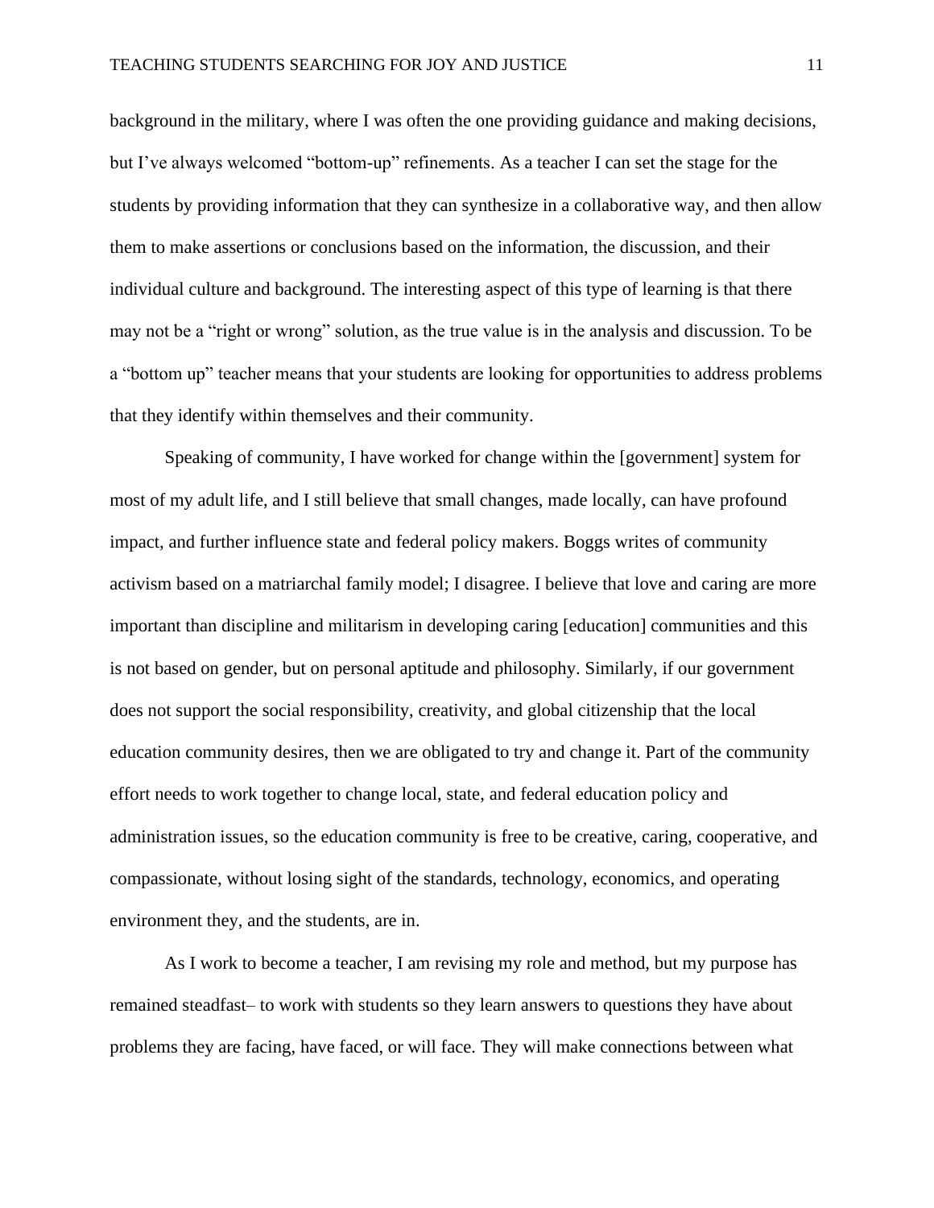background in the military, where I was often the one providing guidance and making decisions, but I've always welcomed "bottom-up" refinements. As a teacher I can set the stage for the students by providing information that they can synthesize in a collaborative way, and then allow them to make assertions or conclusions based on the information, the discussion, and their individual culture and background. The interesting aspect of this type of learning is that there may not be a "right or wrong" solution, as the true value is in the analysis and discussion. To be a "bottom up" teacher means that your students are looking for opportunities to address problems that they identify within themselves and their community.

Speaking of community, I have worked for change within the [government] system for most of my adult life, and I still believe that small changes, made locally, can have profound impact, and further influence state and federal policy makers. Boggs writes of community activism based on a matriarchal family model; I disagree. I believe that love and caring are more important than discipline and militarism in developing caring [education] communities and this is not based on gender, but on personal aptitude and philosophy. Similarly, if our government does not support the social responsibility, creativity, and global citizenship that the local education community desires, then we are obligated to try and change it. Part of the community effort needs to work together to change local, state, and federal education policy and administration issues, so the education community is free to be creative, caring, cooperative, and compassionate, without losing sight of the standards, technology, economics, and operating environment they, and the students, are in.

As I work to become a teacher, I am revising my role and method, but my purpose has remained steadfast– to work with students so they learn answers to questions they have about problems they are facing, have faced, or will face. They will make connections between what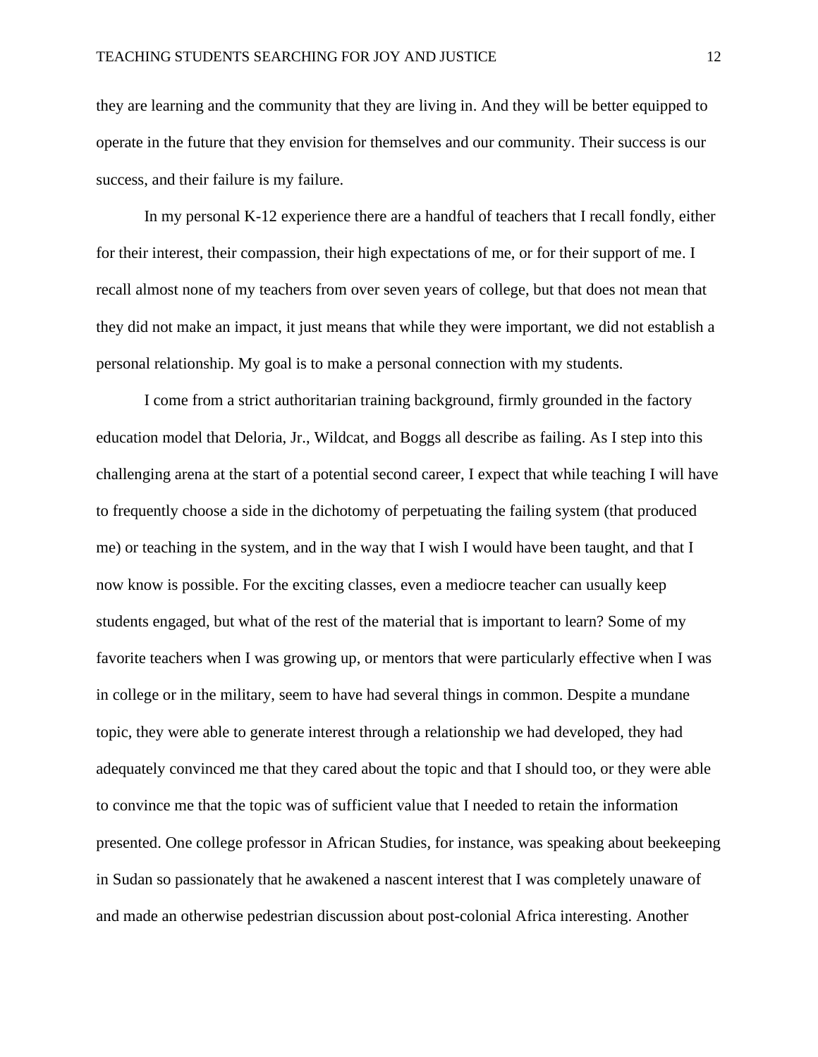they are learning and the community that they are living in. And they will be better equipped to operate in the future that they envision for themselves and our community. Their success is our success, and their failure is my failure.

In my personal K-12 experience there are a handful of teachers that I recall fondly, either for their interest, their compassion, their high expectations of me, or for their support of me. I recall almost none of my teachers from over seven years of college, but that does not mean that they did not make an impact, it just means that while they were important, we did not establish a personal relationship. My goal is to make a personal connection with my students.

I come from a strict authoritarian training background, firmly grounded in the factory education model that Deloria, Jr., Wildcat, and Boggs all describe as failing. As I step into this challenging arena at the start of a potential second career, I expect that while teaching I will have to frequently choose a side in the dichotomy of perpetuating the failing system (that produced me) or teaching in the system, and in the way that I wish I would have been taught, and that I now know is possible. For the exciting classes, even a mediocre teacher can usually keep students engaged, but what of the rest of the material that is important to learn? Some of my favorite teachers when I was growing up, or mentors that were particularly effective when I was in college or in the military, seem to have had several things in common. Despite a mundane topic, they were able to generate interest through a relationship we had developed, they had adequately convinced me that they cared about the topic and that I should too, or they were able to convince me that the topic was of sufficient value that I needed to retain the information presented. One college professor in African Studies, for instance, was speaking about beekeeping in Sudan so passionately that he awakened a nascent interest that I was completely unaware of and made an otherwise pedestrian discussion about post-colonial Africa interesting. Another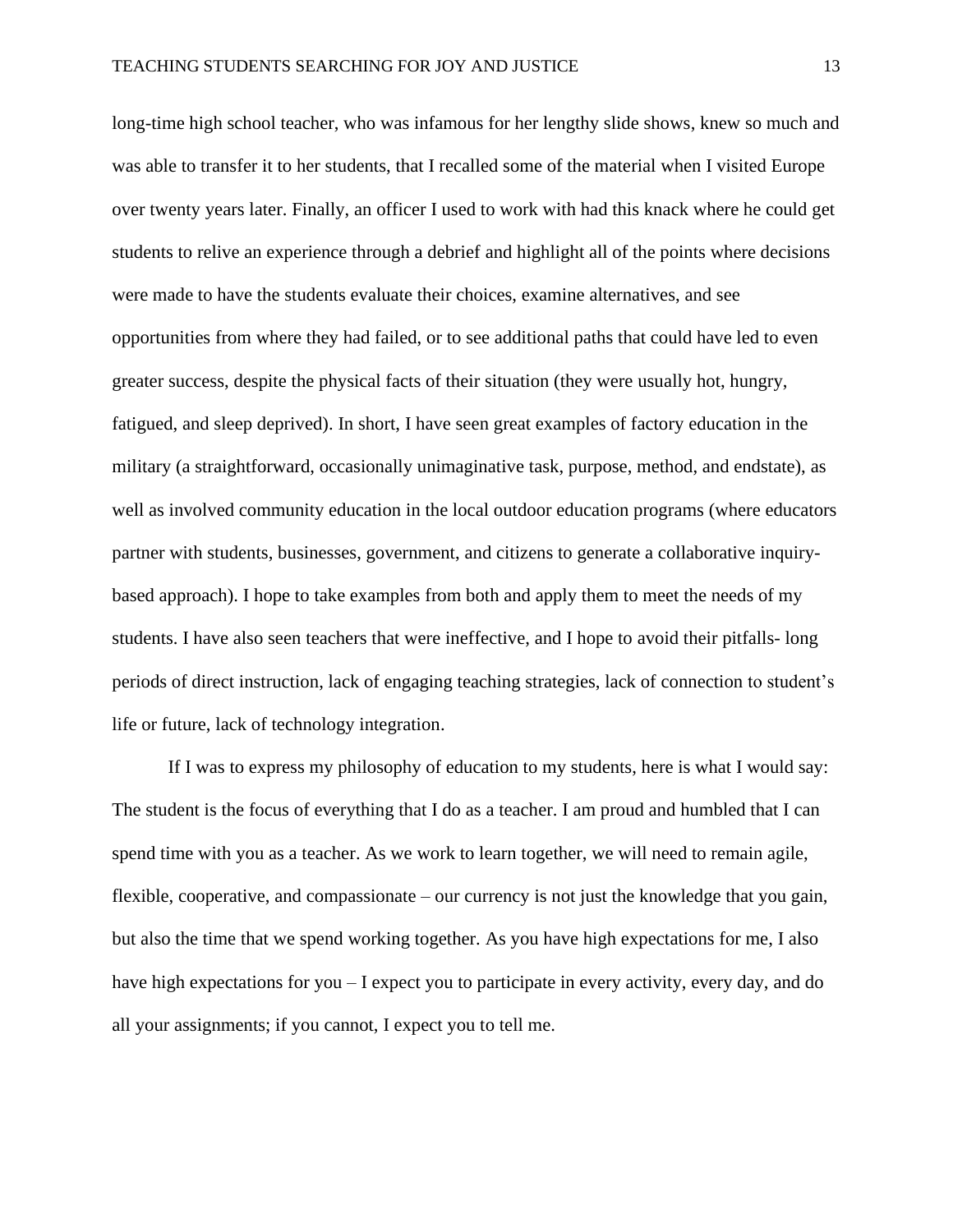long-time high school teacher, who was infamous for her lengthy slide shows, knew so much and was able to transfer it to her students, that I recalled some of the material when I visited Europe over twenty years later. Finally, an officer I used to work with had this knack where he could get students to relive an experience through a debrief and highlight all of the points where decisions were made to have the students evaluate their choices, examine alternatives, and see opportunities from where they had failed, or to see additional paths that could have led to even greater success, despite the physical facts of their situation (they were usually hot, hungry, fatigued, and sleep deprived). In short, I have seen great examples of factory education in the military (a straightforward, occasionally unimaginative task, purpose, method, and endstate), as well as involved community education in the local outdoor education programs (where educators partner with students, businesses, government, and citizens to generate a collaborative inquiry-based approach). I hope to take examples from both and apply them to meet the needs of my students. I have also seen teachers that were ineffective, and I hope to avoid their pitfalls- long periods of direct instruction, lack of engaging teaching strategies, lack of connection to student's life or future, lack of technology integration.

If I was to express my philosophy of education to my students, here is what I would say: The student is the focus of everything that I do as a teacher. I am proud and humbled that I can spend time with you as a teacher. As we work to learn together, we will need to remain agile, flexible, cooperative, and compassionate – our currency is not just the knowledge that you gain, but also the time that we spend working together. As you have high expectations for me, I also have high expectations for you – I expect you to participate in every activity, every day, and do all your assignments; if you cannot, I expect you to tell me.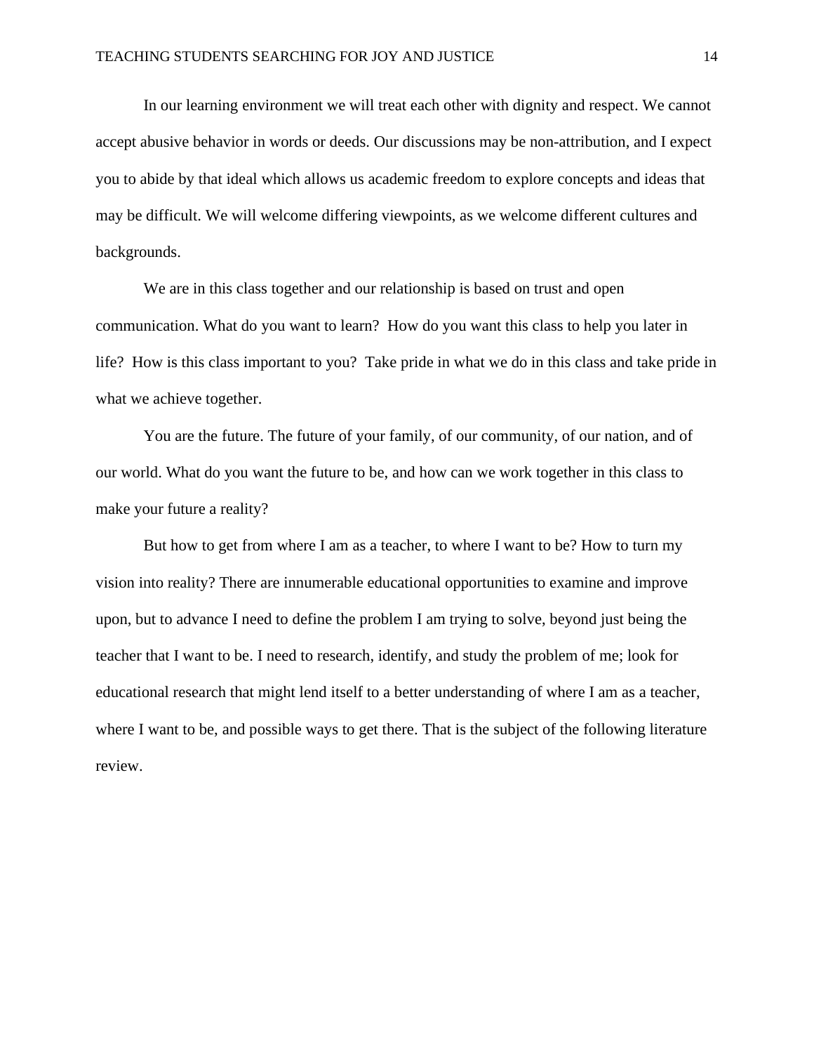In our learning environment we will treat each other with dignity and respect. We cannot accept abusive behavior in words or deeds. Our discussions may be non-attribution, and I expect you to abide by that ideal which allows us academic freedom to explore concepts and ideas that may be difficult. We will welcome differing viewpoints, as we welcome different cultures and backgrounds.

We are in this class together and our relationship is based on trust and open communication. What do you want to learn? How do you want this class to help you later in life? How is this class important to you? Take pride in what we do in this class and take pride in what we achieve together.

You are the future. The future of your family, of our community, of our nation, and of our world. What do you want the future to be, and how can we work together in this class to make your future a reality?

But how to get from where I am as a teacher, to where I want to be? How to turn my vision into reality? There are innumerable educational opportunities to examine and improve upon, but to advance I need to define the problem I am trying to solve, beyond just being the teacher that I want to be. I need to research, identify, and study the problem of me; look for educational research that might lend itself to a better understanding of where I am as a teacher, where I want to be, and possible ways to get there. That is the subject of the following literature review.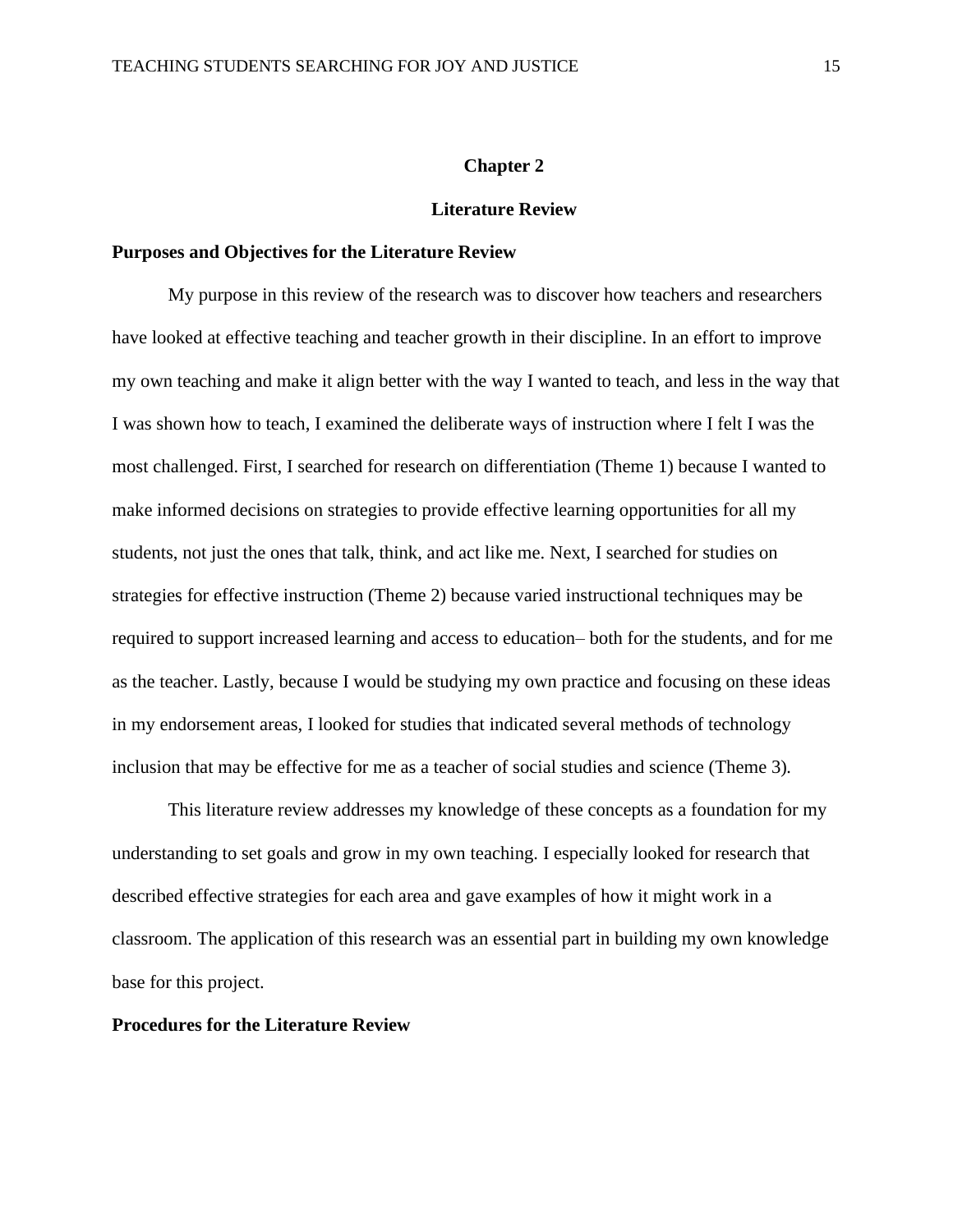# Chapter 2

# Literature Review

## Purposes and Objectives for the Literature Review

My purpose in this review of the research was to discover how teachers and researchers have looked at effective teaching and teacher growth in their discipline. In an effort to improve my own teaching and make it align better with the way I wanted to teach, and less in the way that I was shown how to teach, I examined the deliberate ways of instruction where I felt I was the most challenged. First, I searched for research on differentiation (Theme 1) because I wanted to make informed decisions on strategies to provide effective learning opportunities for all my students, not just the ones that talk, think, and act like me. Next, I searched for studies on strategies for effective instruction (Theme 2) because varied instructional techniques may be required to support increased learning and access to education– both for the students, and for me as the teacher. Lastly, because I would be studying my own practice and focusing on these ideas in my endorsement areas, I looked for studies that indicated several methods of technology inclusion that may be effective for me as a teacher of social studies and science (Theme 3).

This literature review addresses my knowledge of these concepts as a foundation for my understanding to set goals and grow in my own teaching. I especially looked for research that described effective strategies for each area and gave examples of how it might work in a classroom. The application of this research was an essential part in building my own knowledge base for this project.

## Procedures for the Literature Review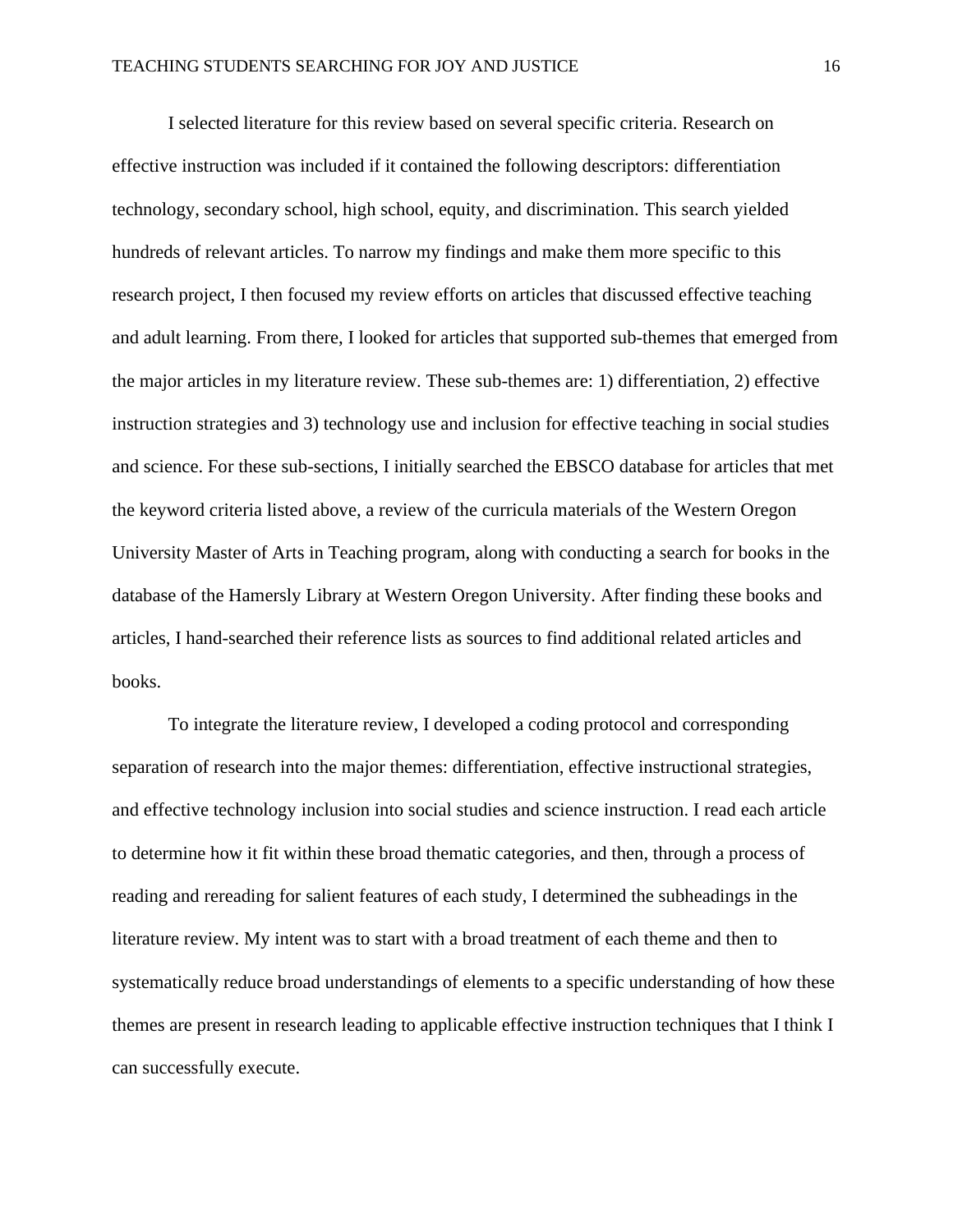I selected literature for this review based on several specific criteria. Research on effective instruction was included if it contained the following descriptors: differentiation technology, secondary school, high school, equity, and discrimination. This search yielded hundreds of relevant articles. To narrow my findings and make them more specific to this research project, I then focused my review efforts on articles that discussed effective teaching and adult learning. From there, I looked for articles that supported sub-themes that emerged from the major articles in my literature review. These sub-themes are: 1) differentiation, 2) effective instruction strategies and 3) technology use and inclusion for effective teaching in social studies and science. For these sub-sections, I initially searched the EBSCO database for articles that met the keyword criteria listed above, a review of the curricula materials of the Western Oregon University Master of Arts in Teaching program, along with conducting a search for books in the database of the Hamersly Library at Western Oregon University. After finding these books and articles, I hand-searched their reference lists as sources to find additional related articles and books.

To integrate the literature review, I developed a coding protocol and corresponding separation of research into the major themes: differentiation, effective instructional strategies, and effective technology inclusion into social studies and science instruction. I read each article to determine how it fit within these broad thematic categories, and then, through a process of reading and rereading for salient features of each study, I determined the subheadings in the literature review. My intent was to start with a broad treatment of each theme and then to systematically reduce broad understandings of elements to a specific understanding of how these themes are present in research leading to applicable effective instruction techniques that I think I can successfully execute.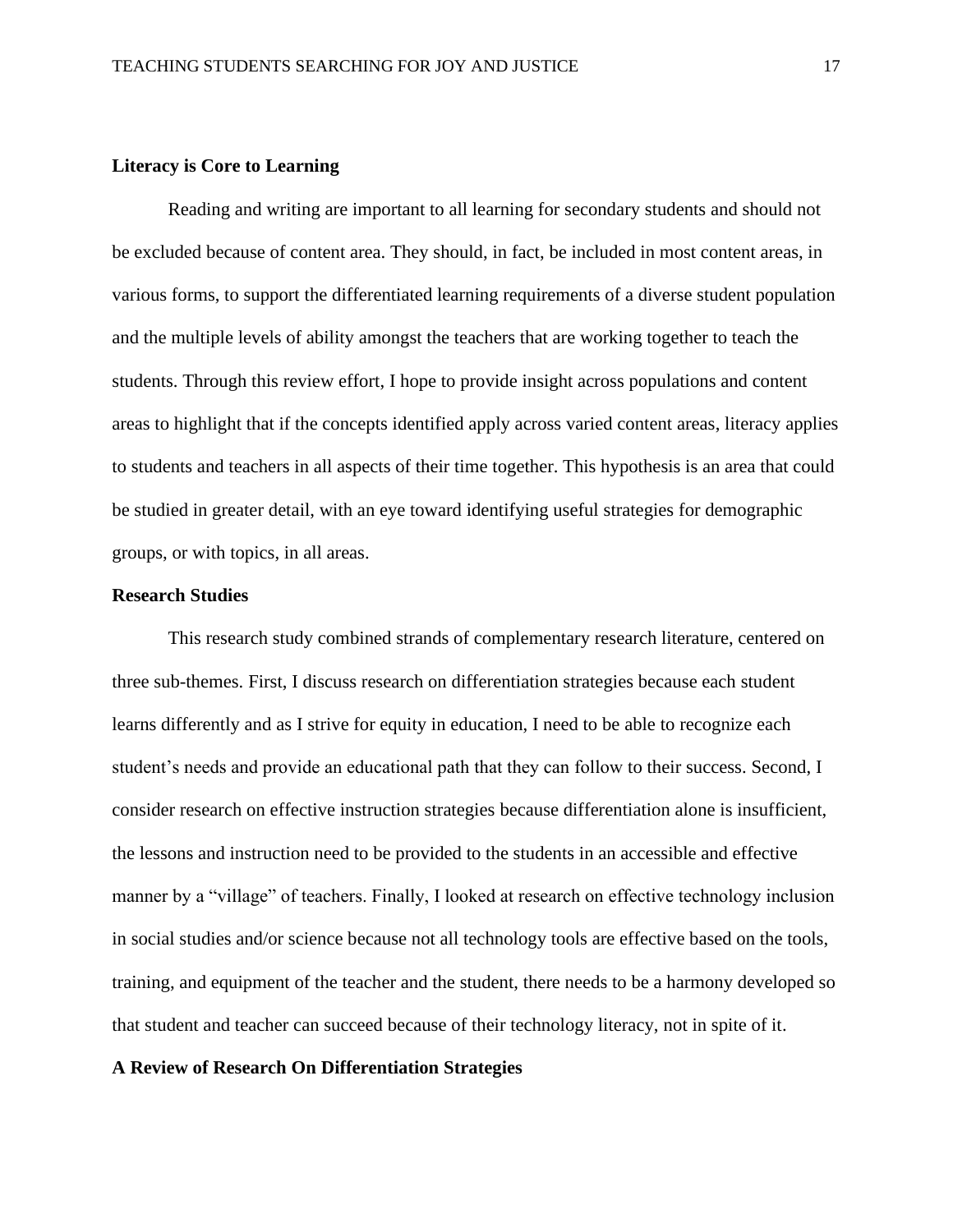## Literacy is Core to Learning

Reading and writing are important to all learning for secondary students and should not be excluded because of content area. They should, in fact, be included in most content areas, in various forms, to support the differentiated learning requirements of a diverse student population and the multiple levels of ability amongst the teachers that are working together to teach the students. Through this review effort, I hope to provide insight across populations and content areas to highlight that if the concepts identified apply across varied content areas, literacy applies to students and teachers in all aspects of their time together. This hypothesis is an area that could be studied in greater detail, with an eye toward identifying useful strategies for demographic groups, or with topics, in all areas.

## Research Studies

This research study combined strands of complementary research literature, centered on three sub-themes. First, I discuss research on differentiation strategies because each student learns differently and as I strive for equity in education, I need to be able to recognize each student's needs and provide an educational path that they can follow to their success. Second, I consider research on effective instruction strategies because differentiation alone is insufficient, the lessons and instruction need to be provided to the students in an accessible and effective manner by a "village" of teachers. Finally, I looked at research on effective technology inclusion in social studies and/or science because not all technology tools are effective based on the tools, training, and equipment of the teacher and the student, there needs to be a harmony developed so that student and teacher can succeed because of their technology literacy, not in spite of it.

## A Review of Research On Differentiation Strategies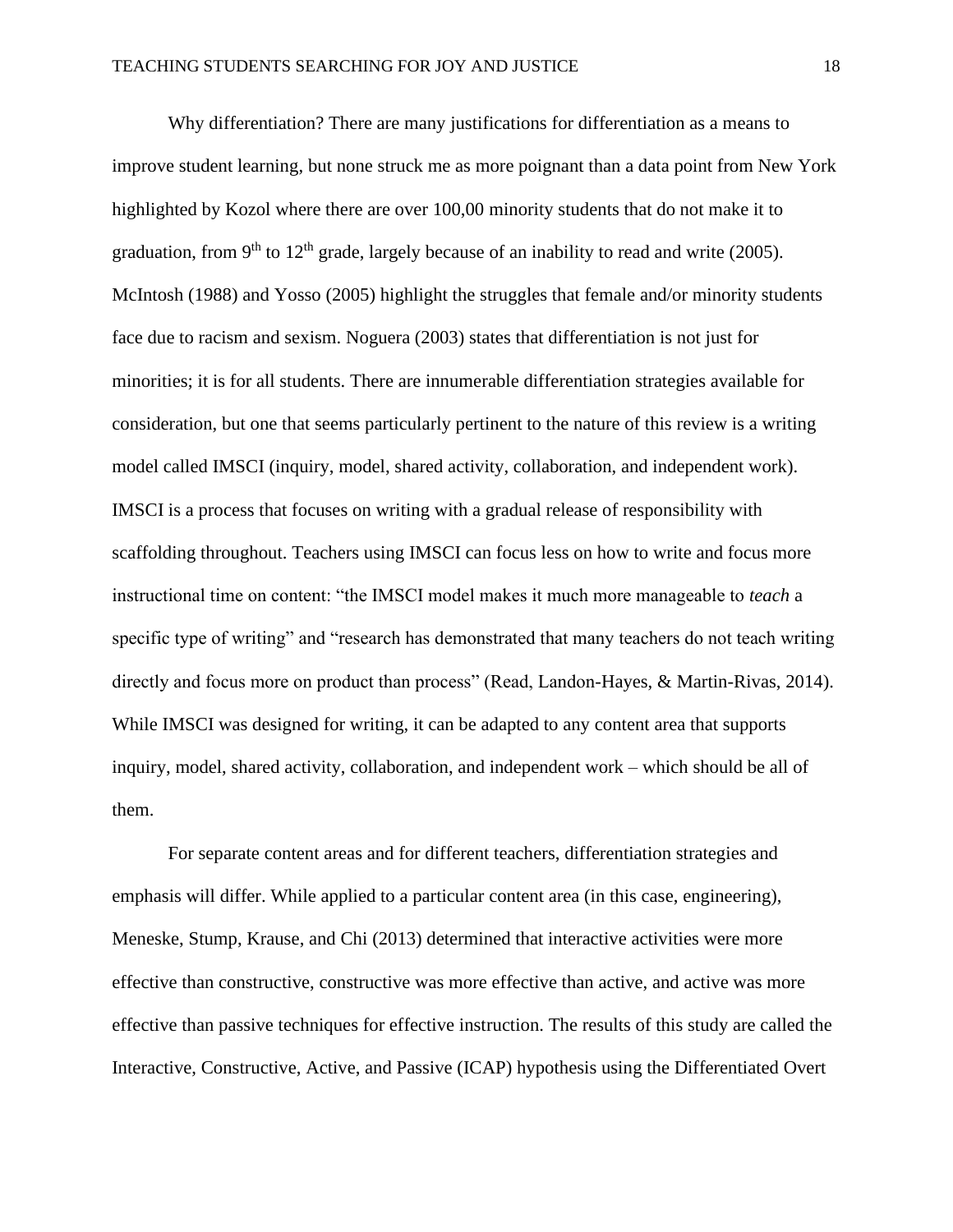Why differentiation? There are many justifications for differentiation as a means to improve student learning, but none struck me as more poignant than a data point from New York highlighted by Kozol where there are over 100,00 minority students that do not make it to graduation, from 9th to 12th grade, largely because of an inability to read and write (2005). McIntosh (1988) and Yosso (2005) highlight the struggles that female and/or minority students face due to racism and sexism. Noguera (2003) states that differentiation is not just for minorities; it is for all students. There are innumerable differentiation strategies available for consideration, but one that seems particularly pertinent to the nature of this review is a writing model called IMSCI (inquiry, model, shared activity, collaboration, and independent work). IMSCI is a process that focuses on writing with a gradual release of responsibility with scaffolding throughout. Teachers using IMSCI can focus less on how to write and focus more instructional time on content: "the IMSCI model makes it much more manageable to *teach* a specific type of writing" and "research has demonstrated that many teachers do not teach writing directly and focus more on product than process" (Read, Landon-Hayes, & Martin-Rivas, 2014). While IMSCI was designed for writing, it can be adapted to any content area that supports inquiry, model, shared activity, collaboration, and independent work – which should be all of them.

For separate content areas and for different teachers, differentiation strategies and emphasis will differ. While applied to a particular content area (in this case, engineering), Meneske, Stump, Krause, and Chi (2013) determined that interactive activities were more effective than constructive, constructive was more effective than active, and active was more effective than passive techniques for effective instruction. The results of this study are called the Interactive, Constructive, Active, and Passive (ICAP) hypothesis using the Differentiated Overt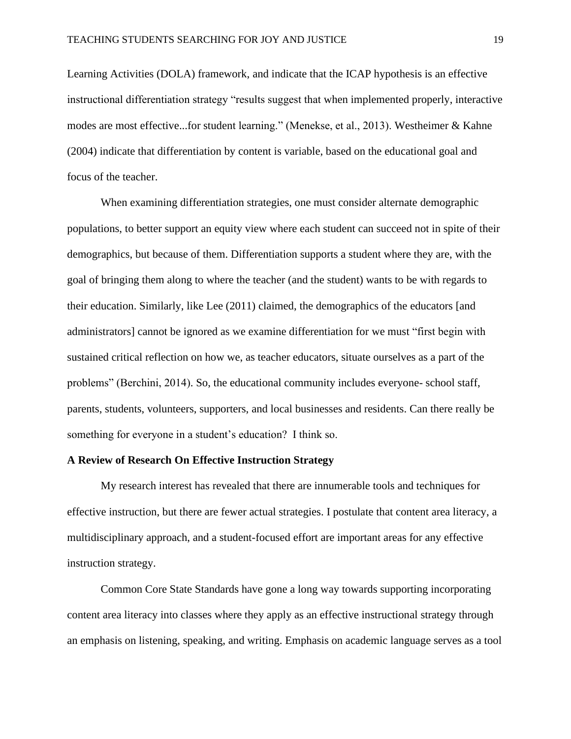Learning Activities (DOLA) framework, and indicate that the ICAP hypothesis is an effective instructional differentiation strategy "results suggest that when implemented properly, interactive modes are most effective...for student learning." (Menekse, et al., 2013). Westheimer & Kahne (2004) indicate that differentiation by content is variable, based on the educational goal and focus of the teacher.

When examining differentiation strategies, one must consider alternate demographic populations, to better support an equity view where each student can succeed not in spite of their demographics, but because of them. Differentiation supports a student where they are, with the goal of bringing them along to where the teacher (and the student) wants to be with regards to their education. Similarly, like Lee (2011) claimed, the demographics of the educators [and administrators] cannot be ignored as we examine differentiation for we must "first begin with sustained critical reflection on how we, as teacher educators, situate ourselves as a part of the problems" (Berchini, 2014). So, the educational community includes everyone- school staff, parents, students, volunteers, supporters, and local businesses and residents. Can there really be something for everyone in a student's education? I think so.

**A Review of Research On Effective Instruction Strategy**

My research interest has revealed that there are innumerable tools and techniques for effective instruction, but there are fewer actual strategies. I postulate that content area literacy, a multidisciplinary approach, and a student-focused effort are important areas for any effective instruction strategy.

Common Core State Standards have gone a long way towards supporting incorporating content area literacy into classes where they apply as an effective instructional strategy through an emphasis on listening, speaking, and writing. Emphasis on academic language serves as a tool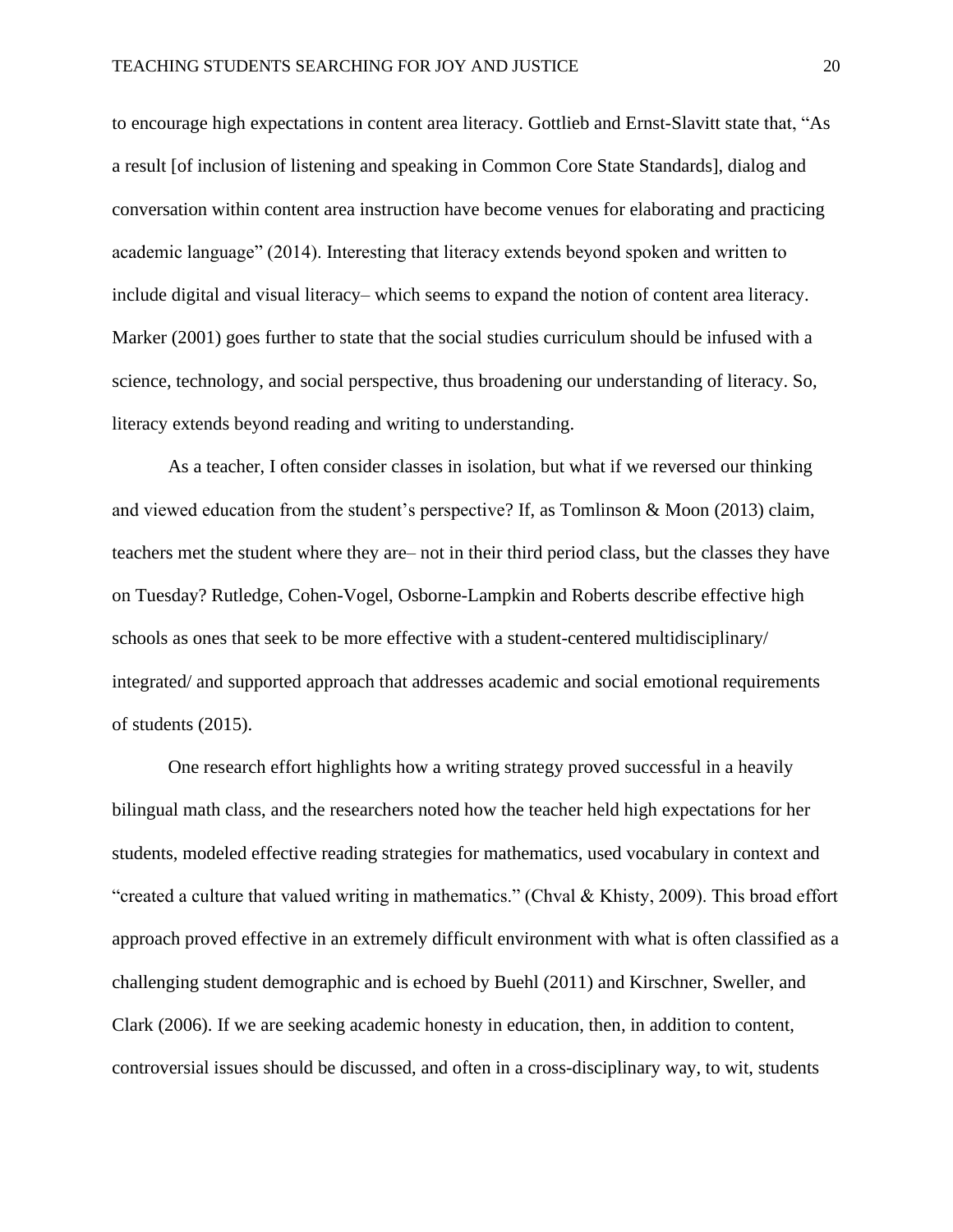to encourage high expectations in content area literacy. Gottlieb and Ernst-Slavitt state that, "As a result [of inclusion of listening and speaking in Common Core State Standards], dialog and conversation within content area instruction have become venues for elaborating and practicing academic language" (2014). Interesting that literacy extends beyond spoken and written to include digital and visual literacy– which seems to expand the notion of content area literacy. Marker (2001) goes further to state that the social studies curriculum should be infused with a science, technology, and social perspective, thus broadening our understanding of literacy. So, literacy extends beyond reading and writing to understanding.

As a teacher, I often consider classes in isolation, but what if we reversed our thinking and viewed education from the student's perspective? If, as Tomlinson & Moon (2013) claim, teachers met the student where they are– not in their third period class, but the classes they have on Tuesday? Rutledge, Cohen-Vogel, Osborne-Lampkin and Roberts describe effective high schools as ones that seek to be more effective with a student-centered multidisciplinary/ integrated/ and supported approach that addresses academic and social emotional requirements of students (2015).

One research effort highlights how a writing strategy proved successful in a heavily bilingual math class, and the researchers noted how the teacher held high expectations for her students, modeled effective reading strategies for mathematics, used vocabulary in context and "created a culture that valued writing in mathematics." (Chval & Khisty, 2009). This broad effort approach proved effective in an extremely difficult environment with what is often classified as a challenging student demographic and is echoed by Buehl (2011) and Kirschner, Sweller, and Clark (2006). If we are seeking academic honesty in education, then, in addition to content, controversial issues should be discussed, and often in a cross-disciplinary way, to wit, students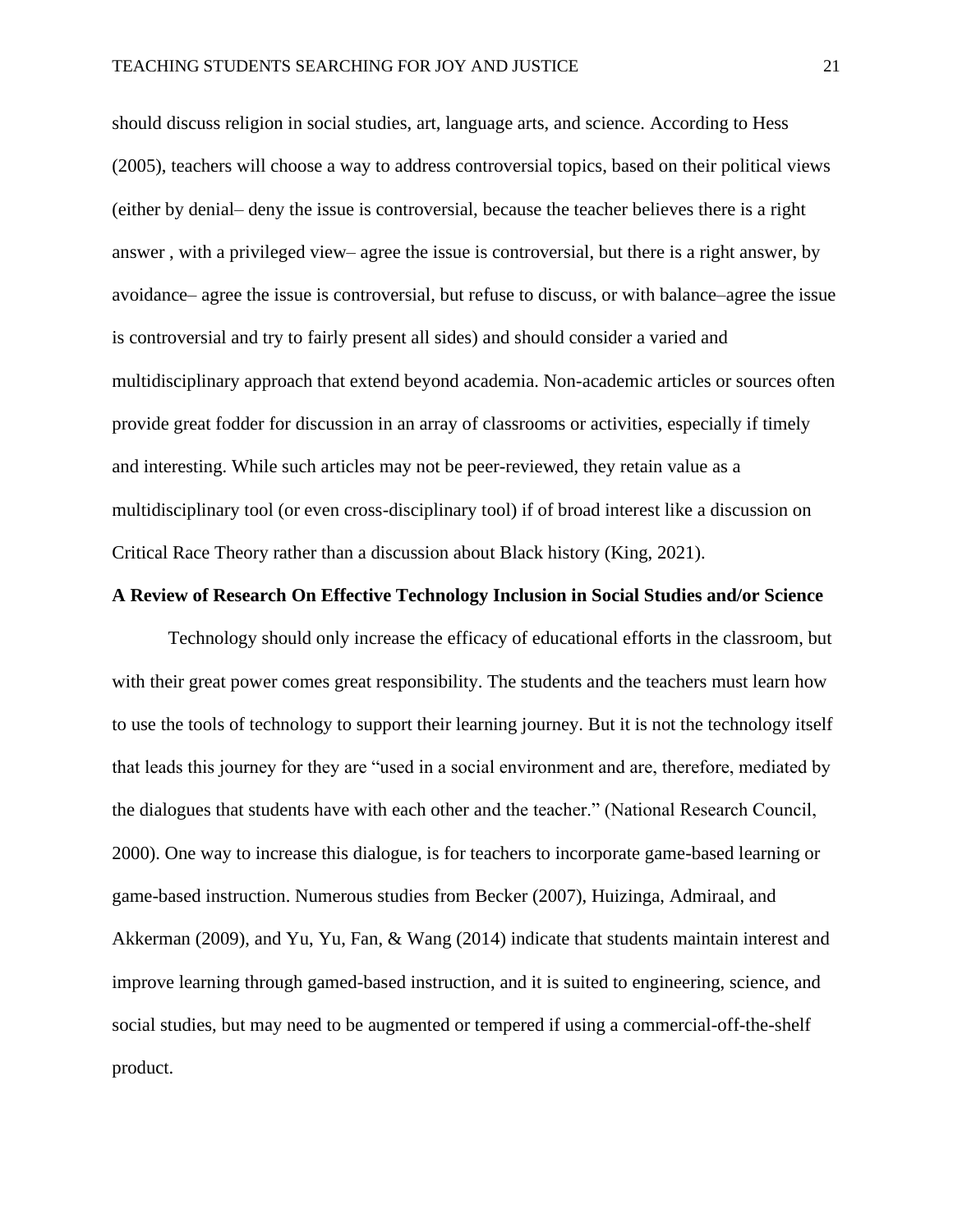should discuss religion in social studies, art, language arts, and science. According to Hess (2005), teachers will choose a way to address controversial topics, based on their political views (either by denial– deny the issue is controversial, because the teacher believes there is a right answer , with a privileged view– agree the issue is controversial, but there is a right answer, by avoidance– agree the issue is controversial, but refuse to discuss, or with balance–agree the issue is controversial and try to fairly present all sides) and should consider a varied and multidisciplinary approach that extend beyond academia. Non-academic articles or sources often provide great fodder for discussion in an array of classrooms or activities, especially if timely and interesting. While such articles may not be peer-reviewed, they retain value as a multidisciplinary tool (or even cross-disciplinary tool) if of broad interest like a discussion on Critical Race Theory rather than a discussion about Black history (King, 2021).

**A Review of Research On Effective Technology Inclusion in Social Studies and/or Science**

Technology should only increase the efficacy of educational efforts in the classroom, but with their great power comes great responsibility. The students and the teachers must learn how to use the tools of technology to support their learning journey. But it is not the technology itself that leads this journey for they are "used in a social environment and are, therefore, mediated by the dialogues that students have with each other and the teacher." (National Research Council, 2000). One way to increase this dialogue, is for teachers to incorporate game-based learning or game-based instruction. Numerous studies from Becker (2007), Huizinga, Admiraal, and Akkerman (2009), and Yu, Yu, Fan, & Wang (2014) indicate that students maintain interest and improve learning through gamed-based instruction, and it is suited to engineering, science, and social studies, but may need to be augmented or tempered if using a commercial-off-the-shelf product.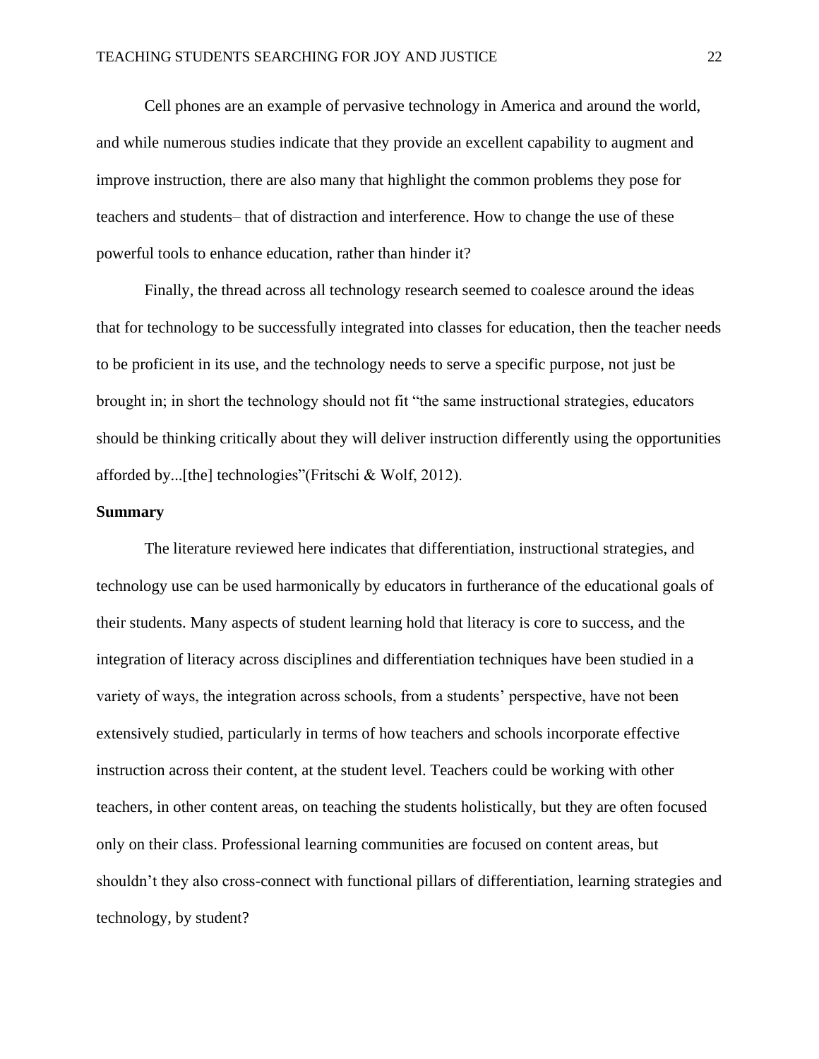Cell phones are an example of pervasive technology in America and around the world, and while numerous studies indicate that they provide an excellent capability to augment and improve instruction, there are also many that highlight the common problems they pose for teachers and students– that of distraction and interference. How to change the use of these powerful tools to enhance education, rather than hinder it?

Finally, the thread across all technology research seemed to coalesce around the ideas that for technology to be successfully integrated into classes for education, then the teacher needs to be proficient in its use, and the technology needs to serve a specific purpose, not just be brought in; in short the technology should not fit "the same instructional strategies, educators should be thinking critically about they will deliver instruction differently using the opportunities afforded by...[the] technologies"(Fritschi & Wolf, 2012).

**Summary**

The literature reviewed here indicates that differentiation, instructional strategies, and technology use can be used harmonically by educators in furtherance of the educational goals of their students. Many aspects of student learning hold that literacy is core to success, and the integration of literacy across disciplines and differentiation techniques have been studied in a variety of ways, the integration across schools, from a students' perspective, have not been extensively studied, particularly in terms of how teachers and schools incorporate effective instruction across their content, at the student level. Teachers could be working with other teachers, in other content areas, on teaching the students holistically, but they are often focused only on their class. Professional learning communities are focused on content areas, but shouldn't they also cross-connect with functional pillars of differentiation, learning strategies and technology, by student?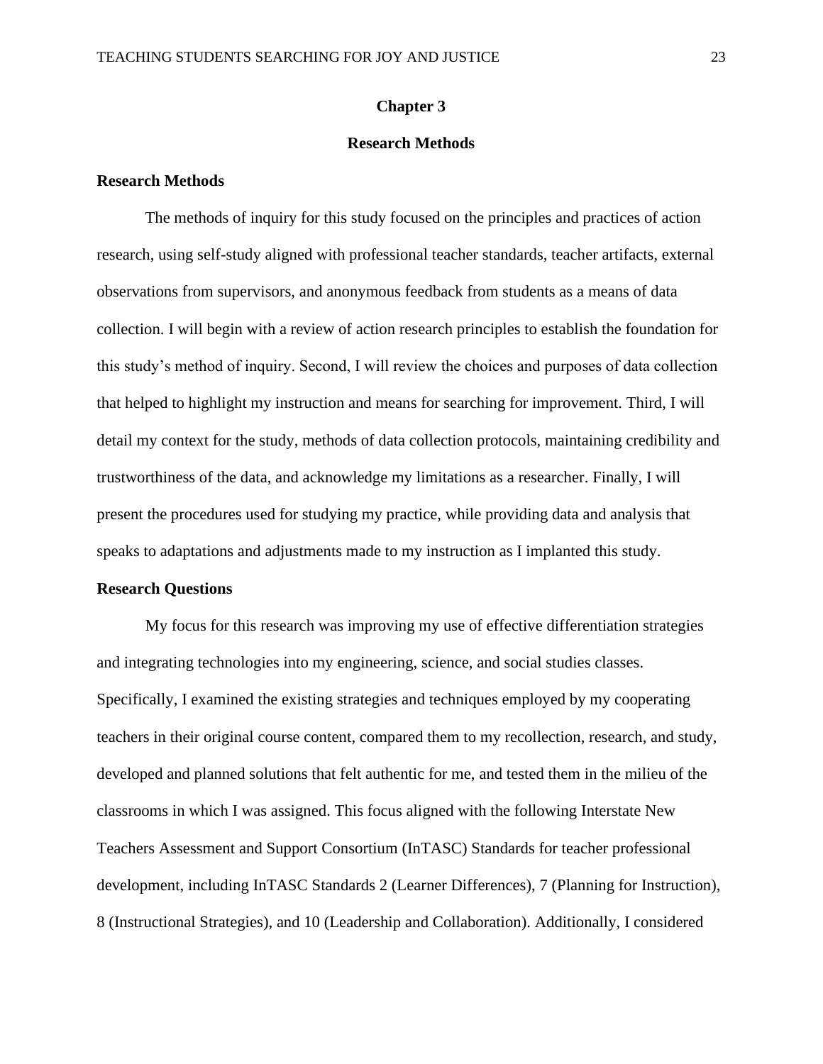# Chapter 3

## Research Methods

### Research Methods

The methods of inquiry for this study focused on the principles and practices of action research, using self-study aligned with professional teacher standards, teacher artifacts, external observations from supervisors, and anonymous feedback from students as a means of data collection. I will begin with a review of action research principles to establish the foundation for this study's method of inquiry. Second, I will review the choices and purposes of data collection that helped to highlight my instruction and means for searching for improvement. Third, I will detail my context for the study, methods of data collection protocols, maintaining credibility and trustworthiness of the data, and acknowledge my limitations as a researcher. Finally, I will present the procedures used for studying my practice, while providing data and analysis that speaks to adaptations and adjustments made to my instruction as I implanted this study.

### Research Questions

My focus for this research was improving my use of effective differentiation strategies and integrating technologies into my engineering, science, and social studies classes. Specifically, I examined the existing strategies and techniques employed by my cooperating teachers in their original course content, compared them to my recollection, research, and study, developed and planned solutions that felt authentic for me, and tested them in the milieu of the classrooms in which I was assigned. This focus aligned with the following Interstate New Teachers Assessment and Support Consortium (InTASC) Standards for teacher professional development, including InTASC Standards 2 (Learner Differences), 7 (Planning for Instruction), 8 (Instructional Strategies), and 10 (Leadership and Collaboration). Additionally, I considered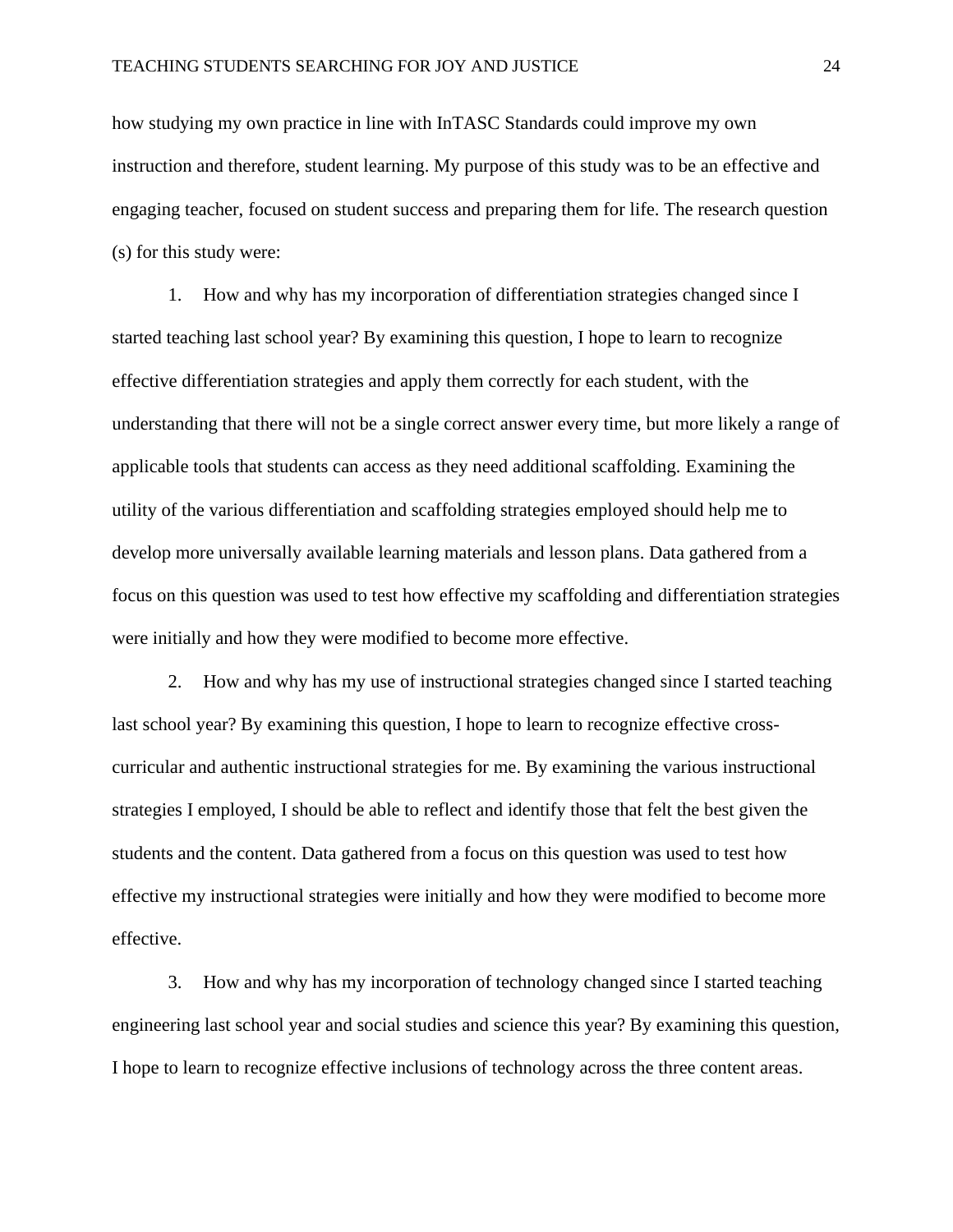how studying my own practice in line with InTASC Standards could improve my own instruction and therefore, student learning. My purpose of this study was to be an effective and engaging teacher, focused on student success and preparing them for life. The research question (s) for this study were:

1. How and why has my incorporation of differentiation strategies changed since I started teaching last school year? By examining this question, I hope to learn to recognize effective differentiation strategies and apply them correctly for each student, with the understanding that there will not be a single correct answer every time, but more likely a range of applicable tools that students can access as they need additional scaffolding. Examining the utility of the various differentiation and scaffolding strategies employed should help me to develop more universally available learning materials and lesson plans. Data gathered from a focus on this question was used to test how effective my scaffolding and differentiation strategies were initially and how they were modified to become more effective.

2. How and why has my use of instructional strategies changed since I started teaching last school year? By examining this question, I hope to learn to recognize effective cross-curricular and authentic instructional strategies for me. By examining the various instructional strategies I employed, I should be able to reflect and identify those that felt the best given the students and the content. Data gathered from a focus on this question was used to test how effective my instructional strategies were initially and how they were modified to become more effective.

3. How and why has my incorporation of technology changed since I started teaching engineering last school year and social studies and science this year? By examining this question, I hope to learn to recognize effective inclusions of technology across the three content areas.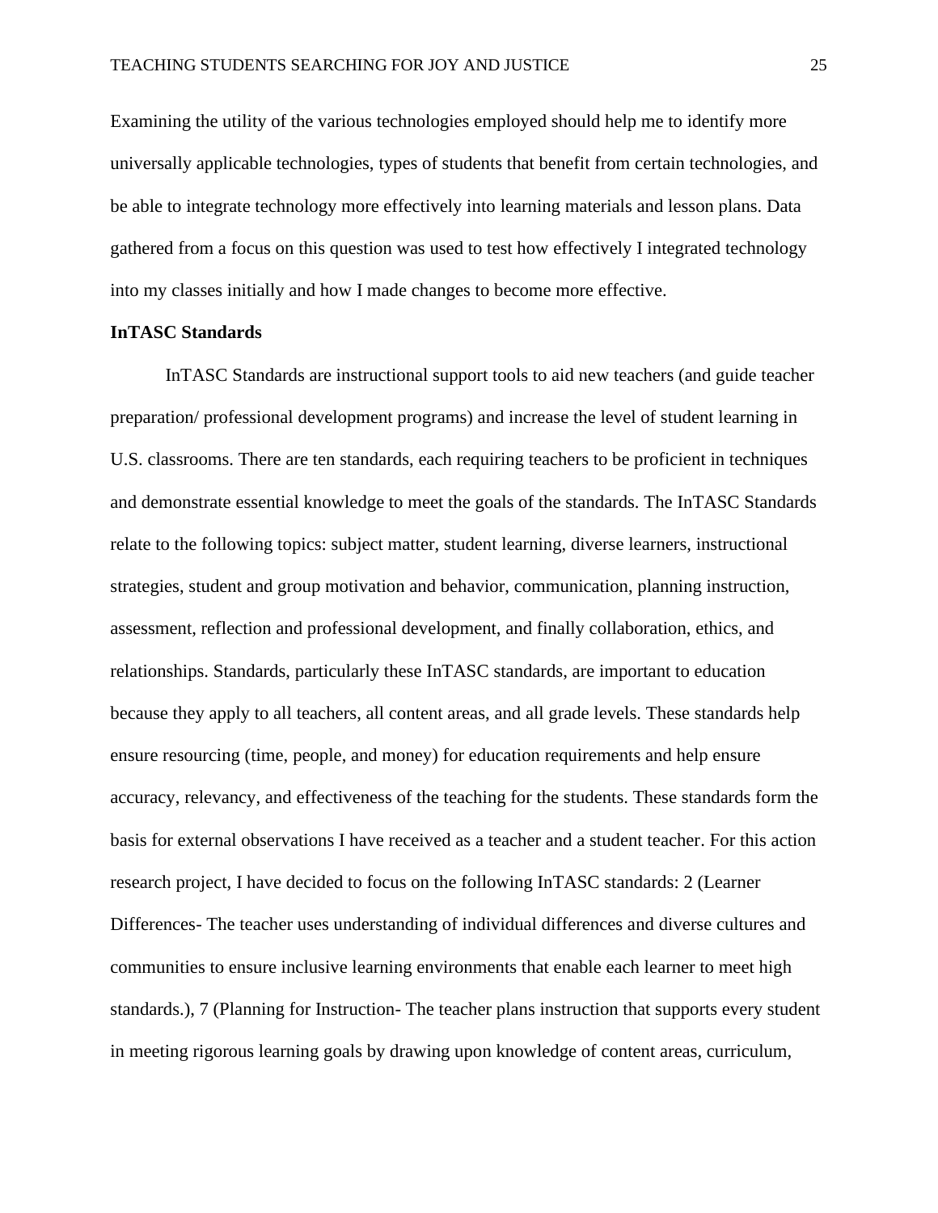Examining the utility of the various technologies employed should help me to identify more universally applicable technologies, types of students that benefit from certain technologies, and be able to integrate technology more effectively into learning materials and lesson plans. Data gathered from a focus on this question was used to test how effectively I integrated technology into my classes initially and how I made changes to become more effective.

**InTASC Standards**

InTASC Standards are instructional support tools to aid new teachers (and guide teacher preparation/ professional development programs) and increase the level of student learning in U.S. classrooms. There are ten standards, each requiring teachers to be proficient in techniques and demonstrate essential knowledge to meet the goals of the standards. The InTASC Standards relate to the following topics: subject matter, student learning, diverse learners, instructional strategies, student and group motivation and behavior, communication, planning instruction, assessment, reflection and professional development, and finally collaboration, ethics, and relationships. Standards, particularly these InTASC standards, are important to education because they apply to all teachers, all content areas, and all grade levels. These standards help ensure resourcing (time, people, and money) for education requirements and help ensure accuracy, relevancy, and effectiveness of the teaching for the students. These standards form the basis for external observations I have received as a teacher and a student teacher. For this action research project, I have decided to focus on the following InTASC standards: 2 (Learner Differences- The teacher uses understanding of individual differences and diverse cultures and communities to ensure inclusive learning environments that enable each learner to meet high standards.), 7 (Planning for Instruction- The teacher plans instruction that supports every student in meeting rigorous learning goals by drawing upon knowledge of content areas, curriculum,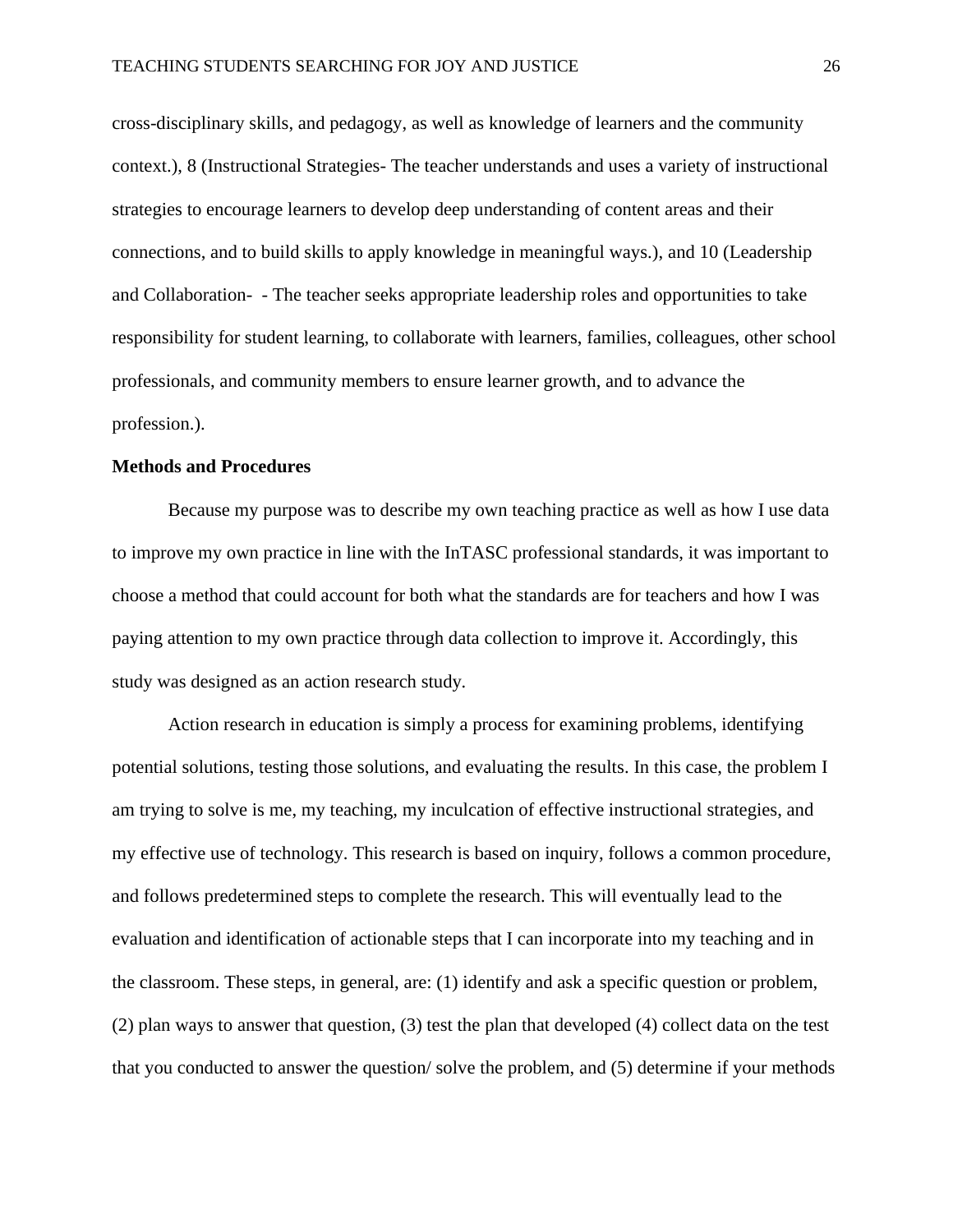cross-disciplinary skills, and pedagogy, as well as knowledge of learners and the community context.), 8 (Instructional Strategies- The teacher understands and uses a variety of instructional strategies to encourage learners to develop deep understanding of content areas and their connections, and to build skills to apply knowledge in meaningful ways.), and 10 (Leadership and Collaboration-  - The teacher seeks appropriate leadership roles and opportunities to take responsibility for student learning, to collaborate with learners, families, colleagues, other school professionals, and community members to ensure learner growth, and to advance the profession.).

**Methods and Procedures**

Because my purpose was to describe my own teaching practice as well as how I use data to improve my own practice in line with the InTASC professional standards, it was important to choose a method that could account for both what the standards are for teachers and how I was paying attention to my own practice through data collection to improve it. Accordingly, this study was designed as an action research study.

Action research in education is simply a process for examining problems, identifying potential solutions, testing those solutions, and evaluating the results. In this case, the problem I am trying to solve is me, my teaching, my inculcation of effective instructional strategies, and my effective use of technology. This research is based on inquiry, follows a common procedure, and follows predetermined steps to complete the research. This will eventually lead to the evaluation and identification of actionable steps that I can incorporate into my teaching and in the classroom. These steps, in general, are: (1) identify and ask a specific question or problem, (2) plan ways to answer that question, (3) test the plan that developed (4) collect data on the test that you conducted to answer the question/ solve the problem, and (5) determine if your methods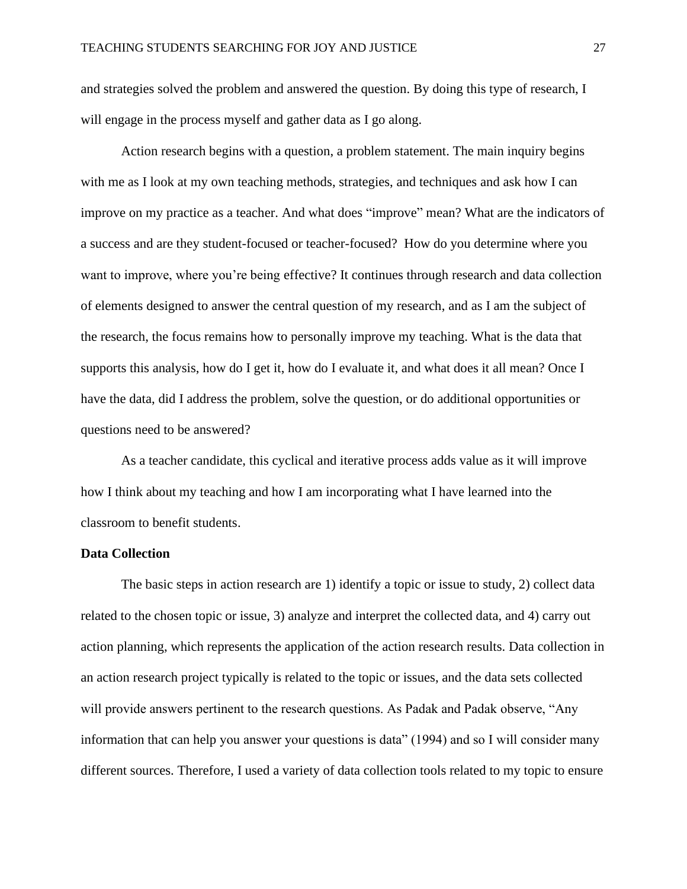and strategies solved the problem and answered the question. By doing this type of research, I will engage in the process myself and gather data as I go along.

Action research begins with a question, a problem statement. The main inquiry begins with me as I look at my own teaching methods, strategies, and techniques and ask how I can improve on my practice as a teacher. And what does "improve" mean? What are the indicators of a success and are they student-focused or teacher-focused? How do you determine where you want to improve, where you're being effective? It continues through research and data collection of elements designed to answer the central question of my research, and as I am the subject of the research, the focus remains how to personally improve my teaching. What is the data that supports this analysis, how do I get it, how do I evaluate it, and what does it all mean? Once I have the data, did I address the problem, solve the question, or do additional opportunities or questions need to be answered?

As a teacher candidate, this cyclical and iterative process adds value as it will improve how I think about my teaching and how I am incorporating what I have learned into the classroom to benefit students.

**Data Collection**

The basic steps in action research are 1) identify a topic or issue to study, 2) collect data related to the chosen topic or issue, 3) analyze and interpret the collected data, and 4) carry out action planning, which represents the application of the action research results. Data collection in an action research project typically is related to the topic or issues, and the data sets collected will provide answers pertinent to the research questions. As Padak and Padak observe, "Any information that can help you answer your questions is data" (1994) and so I will consider many different sources. Therefore, I used a variety of data collection tools related to my topic to ensure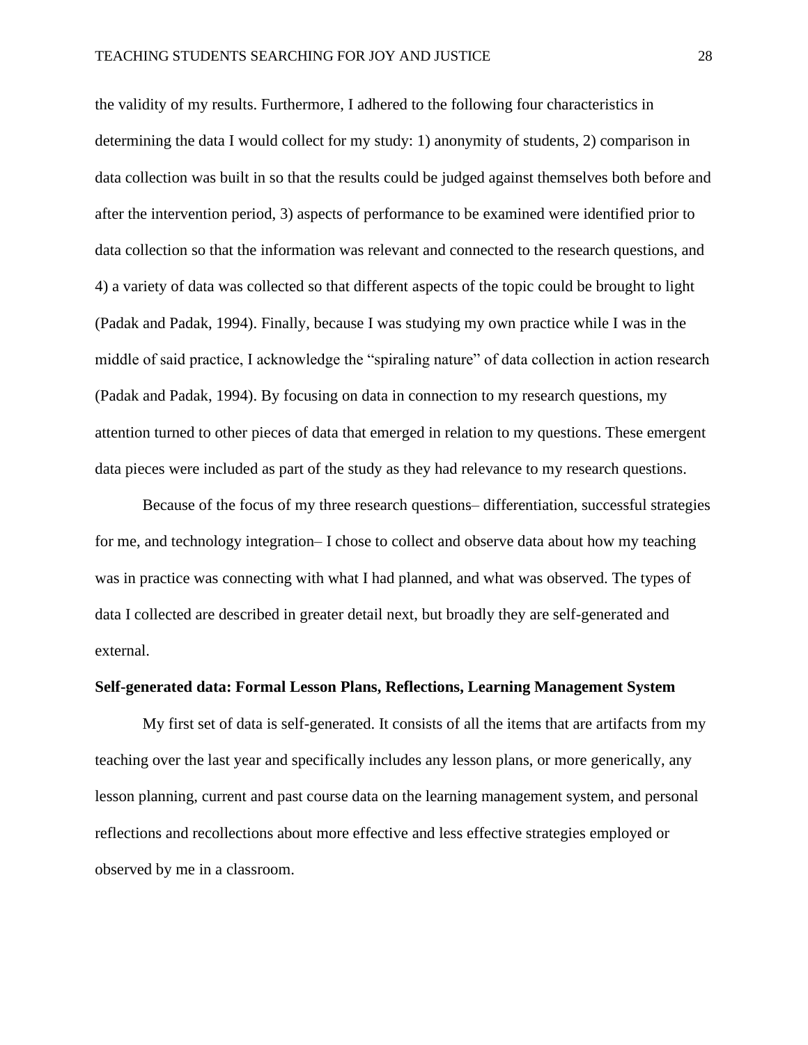the validity of my results. Furthermore, I adhered to the following four characteristics in determining the data I would collect for my study: 1) anonymity of students, 2) comparison in data collection was built in so that the results could be judged against themselves both before and after the intervention period, 3) aspects of performance to be examined were identified prior to data collection so that the information was relevant and connected to the research questions, and 4) a variety of data was collected so that different aspects of the topic could be brought to light (Padak and Padak, 1994). Finally, because I was studying my own practice while I was in the middle of said practice, I acknowledge the "spiraling nature" of data collection in action research (Padak and Padak, 1994). By focusing on data in connection to my research questions, my attention turned to other pieces of data that emerged in relation to my questions. These emergent data pieces were included as part of the study as they had relevance to my research questions.

Because of the focus of my three research questions– differentiation, successful strategies for me, and technology integration– I chose to collect and observe data about how my teaching was in practice was connecting with what I had planned, and what was observed. The types of data I collected are described in greater detail next, but broadly they are self-generated and external.

**Self-generated data: Formal Lesson Plans, Reflections, Learning Management System**

My first set of data is self-generated. It consists of all the items that are artifacts from my teaching over the last year and specifically includes any lesson plans, or more generically, any lesson planning, current and past course data on the learning management system, and personal reflections and recollections about more effective and less effective strategies employed or observed by me in a classroom.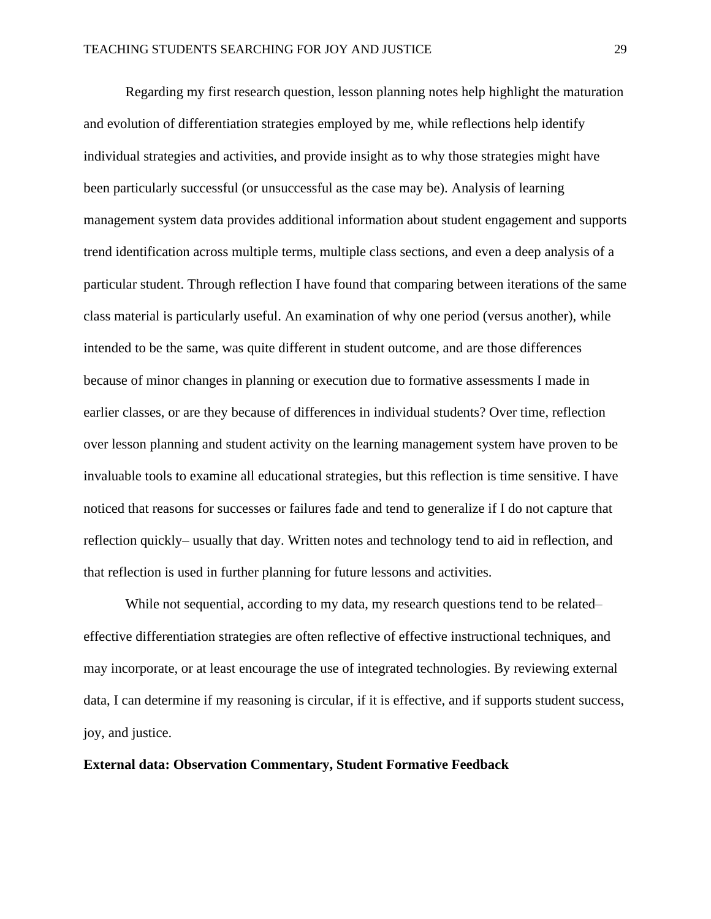Regarding my first research question, lesson planning notes help highlight the maturation and evolution of differentiation strategies employed by me, while reflections help identify individual strategies and activities, and provide insight as to why those strategies might have been particularly successful (or unsuccessful as the case may be). Analysis of learning management system data provides additional information about student engagement and supports trend identification across multiple terms, multiple class sections, and even a deep analysis of a particular student. Through reflection I have found that comparing between iterations of the same class material is particularly useful. An examination of why one period (versus another), while intended to be the same, was quite different in student outcome, and are those differences because of minor changes in planning or execution due to formative assessments I made in earlier classes, or are they because of differences in individual students? Over time, reflection over lesson planning and student activity on the learning management system have proven to be invaluable tools to examine all educational strategies, but this reflection is time sensitive. I have noticed that reasons for successes or failures fade and tend to generalize if I do not capture that reflection quickly– usually that day. Written notes and technology tend to aid in reflection, and that reflection is used in further planning for future lessons and activities.

While not sequential, according to my data, my research questions tend to be related– effective differentiation strategies are often reflective of effective instructional techniques, and may incorporate, or at least encourage the use of integrated technologies. By reviewing external data, I can determine if my reasoning is circular, if it is effective, and if supports student success, joy, and justice.

**External data: Observation Commentary, Student Formative Feedback**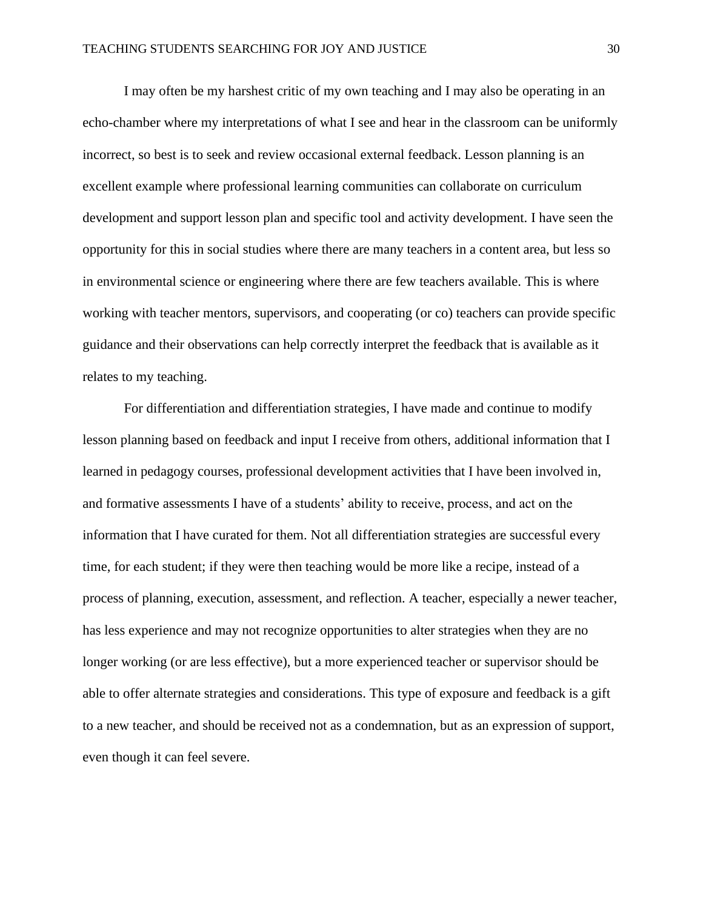I may often be my harshest critic of my own teaching and I may also be operating in an echo-chamber where my interpretations of what I see and hear in the classroom can be uniformly incorrect, so best is to seek and review occasional external feedback. Lesson planning is an excellent example where professional learning communities can collaborate on curriculum development and support lesson plan and specific tool and activity development. I have seen the opportunity for this in social studies where there are many teachers in a content area, but less so in environmental science or engineering where there are few teachers available. This is where working with teacher mentors, supervisors, and cooperating (or co) teachers can provide specific guidance and their observations can help correctly interpret the feedback that is available as it relates to my teaching.

For differentiation and differentiation strategies, I have made and continue to modify lesson planning based on feedback and input I receive from others, additional information that I learned in pedagogy courses, professional development activities that I have been involved in, and formative assessments I have of a students' ability to receive, process, and act on the information that I have curated for them. Not all differentiation strategies are successful every time, for each student; if they were then teaching would be more like a recipe, instead of a process of planning, execution, assessment, and reflection. A teacher, especially a newer teacher, has less experience and may not recognize opportunities to alter strategies when they are no longer working (or are less effective), but a more experienced teacher or supervisor should be able to offer alternate strategies and considerations. This type of exposure and feedback is a gift to a new teacher, and should be received not as a condemnation, but as an expression of support, even though it can feel severe.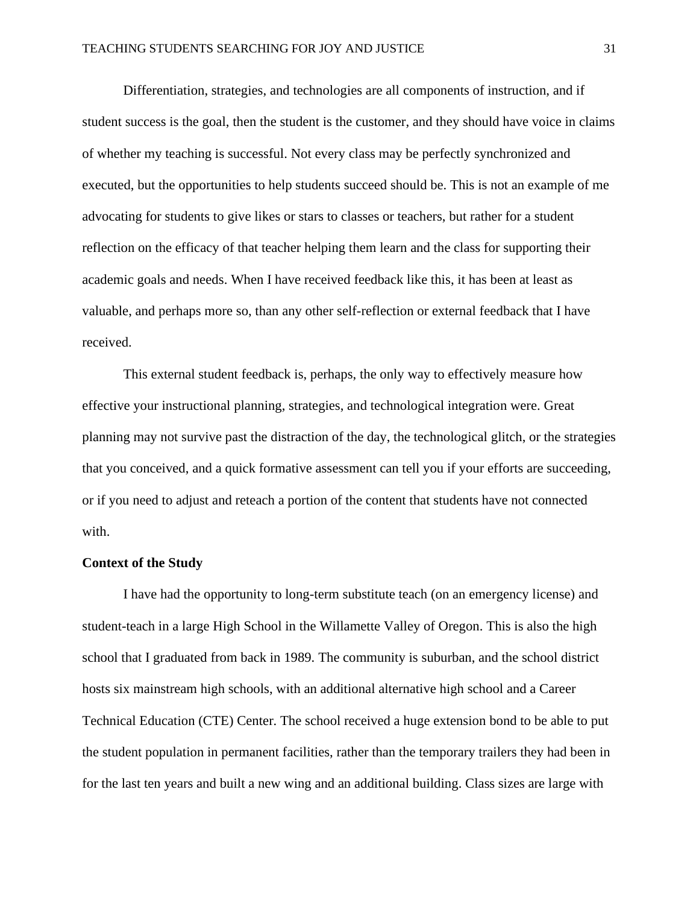Differentiation, strategies, and technologies are all components of instruction, and if student success is the goal, then the student is the customer, and they should have voice in claims of whether my teaching is successful. Not every class may be perfectly synchronized and executed, but the opportunities to help students succeed should be. This is not an example of me advocating for students to give likes or stars to classes or teachers, but rather for a student reflection on the efficacy of that teacher helping them learn and the class for supporting their academic goals and needs. When I have received feedback like this, it has been at least as valuable, and perhaps more so, than any other self-reflection or external feedback that I have received.

This external student feedback is, perhaps, the only way to effectively measure how effective your instructional planning, strategies, and technological integration were. Great planning may not survive past the distraction of the day, the technological glitch, or the strategies that you conceived, and a quick formative assessment can tell you if your efforts are succeeding, or if you need to adjust and reteach a portion of the content that students have not connected with.

**Context of the Study**

I have had the opportunity to long-term substitute teach (on an emergency license) and student-teach in a large High School in the Willamette Valley of Oregon. This is also the high school that I graduated from back in 1989. The community is suburban, and the school district hosts six mainstream high schools, with an additional alternative high school and a Career Technical Education (CTE) Center. The school received a huge extension bond to be able to put the student population in permanent facilities, rather than the temporary trailers they had been in for the last ten years and built a new wing and an additional building. Class sizes are large with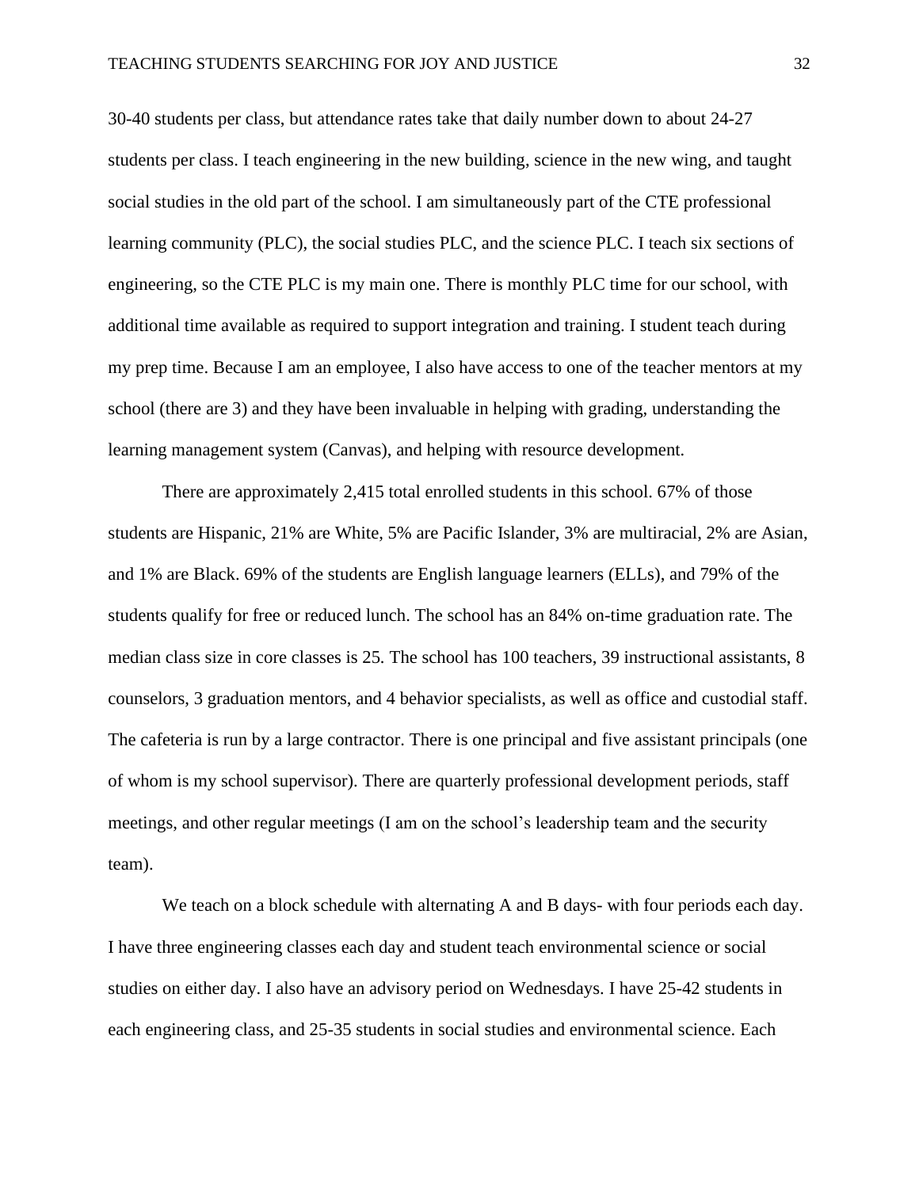30-40 students per class, but attendance rates take that daily number down to about 24-27 students per class. I teach engineering in the new building, science in the new wing, and taught social studies in the old part of the school. I am simultaneously part of the CTE professional learning community (PLC), the social studies PLC, and the science PLC. I teach six sections of engineering, so the CTE PLC is my main one. There is monthly PLC time for our school, with additional time available as required to support integration and training. I student teach during my prep time. Because I am an employee, I also have access to one of the teacher mentors at my school (there are 3) and they have been invaluable in helping with grading, understanding the learning management system (Canvas), and helping with resource development.

There are approximately 2,415 total enrolled students in this school. 67% of those students are Hispanic, 21% are White, 5% are Pacific Islander, 3% are multiracial, 2% are Asian, and 1% are Black. 69% of the students are English language learners (ELLs), and 79% of the students qualify for free or reduced lunch. The school has an 84% on-time graduation rate. The median class size in core classes is 25. The school has 100 teachers, 39 instructional assistants, 8 counselors, 3 graduation mentors, and 4 behavior specialists, as well as office and custodial staff. The cafeteria is run by a large contractor. There is one principal and five assistant principals (one of whom is my school supervisor). There are quarterly professional development periods, staff meetings, and other regular meetings (I am on the school's leadership team and the security team).

We teach on a block schedule with alternating A and B days- with four periods each day. I have three engineering classes each day and student teach environmental science or social studies on either day. I also have an advisory period on Wednesdays. I have 25-42 students in each engineering class, and 25-35 students in social studies and environmental science. Each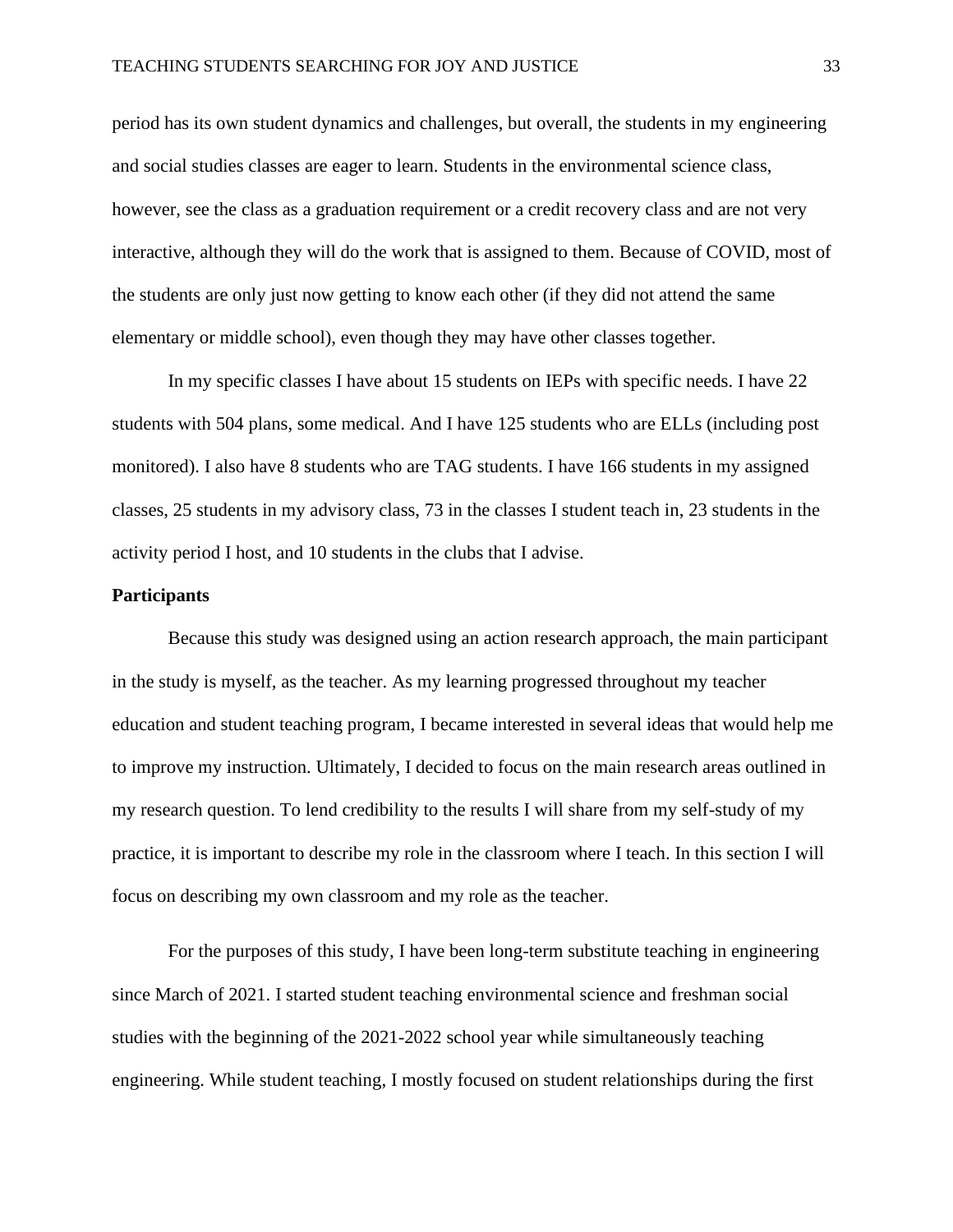period has its own student dynamics and challenges, but overall, the students in my engineering and social studies classes are eager to learn. Students in the environmental science class, however, see the class as a graduation requirement or a credit recovery class and are not very interactive, although they will do the work that is assigned to them. Because of COVID, most of the students are only just now getting to know each other (if they did not attend the same elementary or middle school), even though they may have other classes together.

In my specific classes I have about 15 students on IEPs with specific needs. I have 22 students with 504 plans, some medical. And I have 125 students who are ELLs (including post monitored). I also have 8 students who are TAG students. I have 166 students in my assigned classes, 25 students in my advisory class, 73 in the classes I student teach in, 23 students in the activity period I host, and 10 students in the clubs that I advise.

**Participants**

Because this study was designed using an action research approach, the main participant in the study is myself, as the teacher. As my learning progressed throughout my teacher education and student teaching program, I became interested in several ideas that would help me to improve my instruction. Ultimately, I decided to focus on the main research areas outlined in my research question. To lend credibility to the results I will share from my self-study of my practice, it is important to describe my role in the classroom where I teach. In this section I will focus on describing my own classroom and my role as the teacher.

For the purposes of this study, I have been long-term substitute teaching in engineering since March of 2021. I started student teaching environmental science and freshman social studies with the beginning of the 2021-2022 school year while simultaneously teaching engineering. While student teaching, I mostly focused on student relationships during the first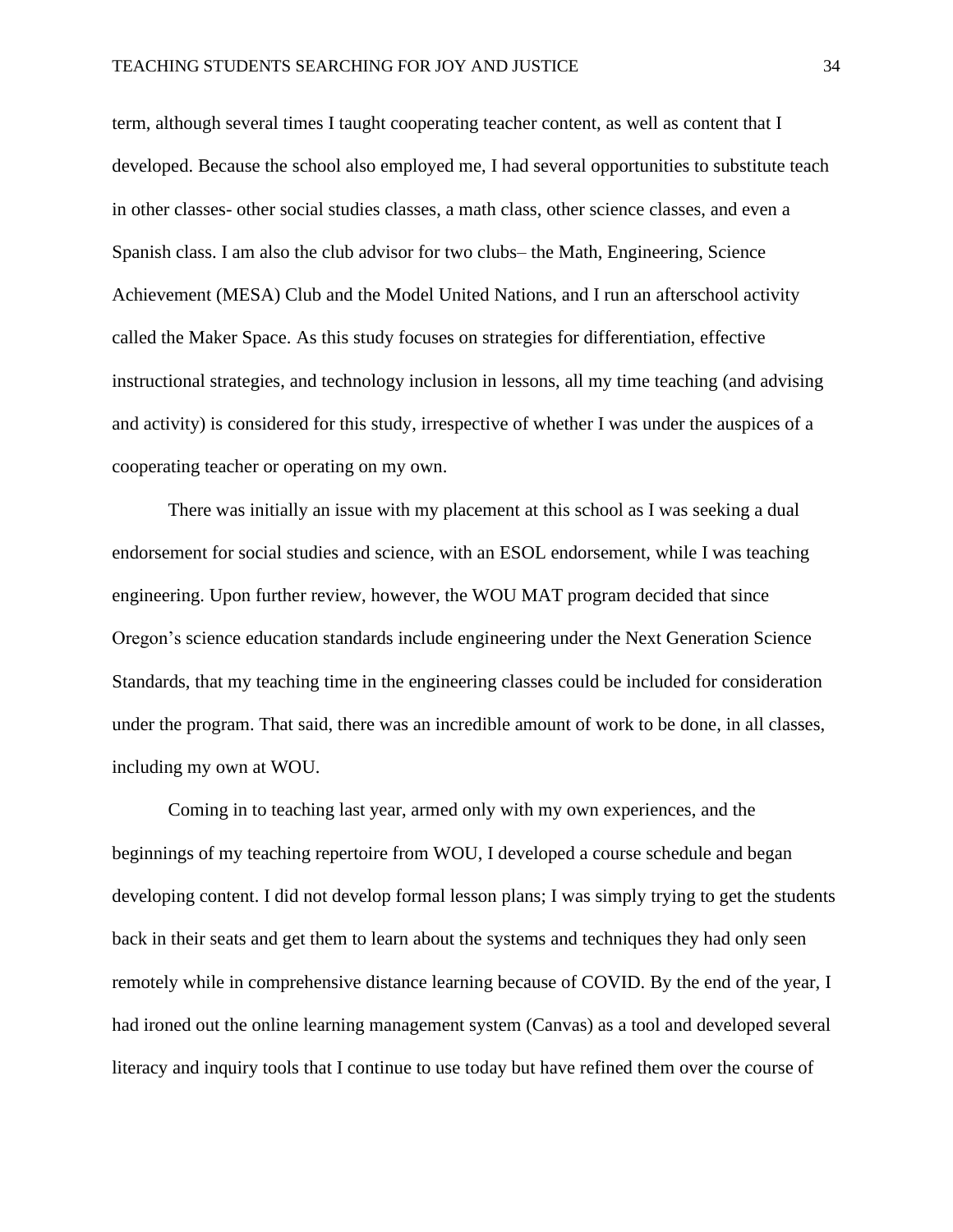term, although several times I taught cooperating teacher content, as well as content that I developed. Because the school also employed me, I had several opportunities to substitute teach in other classes- other social studies classes, a math class, other science classes, and even a Spanish class. I am also the club advisor for two clubs– the Math, Engineering, Science Achievement (MESA) Club and the Model United Nations, and I run an afterschool activity called the Maker Space. As this study focuses on strategies for differentiation, effective instructional strategies, and technology inclusion in lessons, all my time teaching (and advising and activity) is considered for this study, irrespective of whether I was under the auspices of a cooperating teacher or operating on my own.

There was initially an issue with my placement at this school as I was seeking a dual endorsement for social studies and science, with an ESOL endorsement, while I was teaching engineering. Upon further review, however, the WOU MAT program decided that since Oregon's science education standards include engineering under the Next Generation Science Standards, that my teaching time in the engineering classes could be included for consideration under the program. That said, there was an incredible amount of work to be done, in all classes, including my own at WOU.

Coming in to teaching last year, armed only with my own experiences, and the beginnings of my teaching repertoire from WOU, I developed a course schedule and began developing content. I did not develop formal lesson plans; I was simply trying to get the students back in their seats and get them to learn about the systems and techniques they had only seen remotely while in comprehensive distance learning because of COVID. By the end of the year, I had ironed out the online learning management system (Canvas) as a tool and developed several literacy and inquiry tools that I continue to use today but have refined them over the course of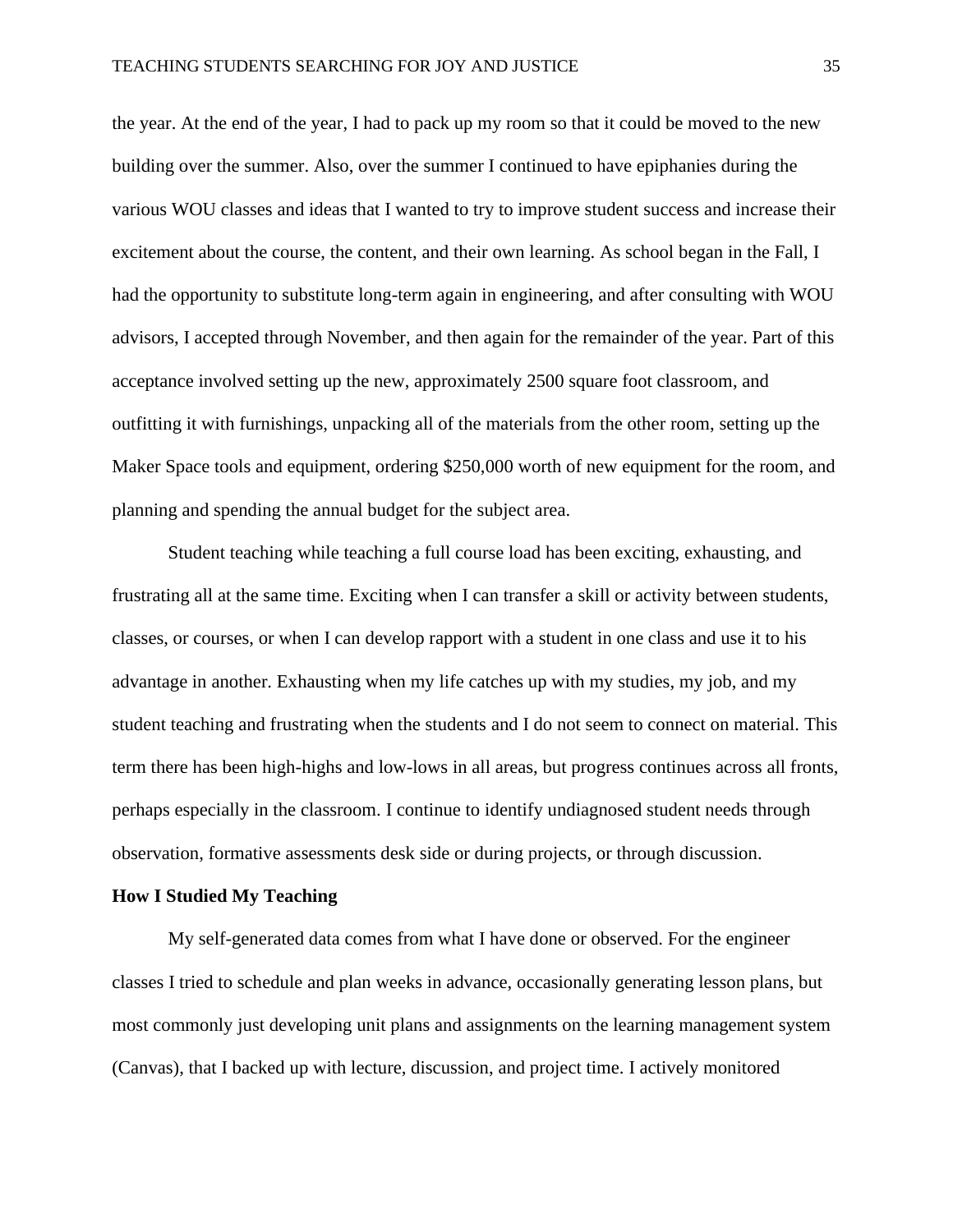the year. At the end of the year, I had to pack up my room so that it could be moved to the new building over the summer. Also, over the summer I continued to have epiphanies during the various WOU classes and ideas that I wanted to try to improve student success and increase their excitement about the course, the content, and their own learning. As school began in the Fall, I had the opportunity to substitute long-term again in engineering, and after consulting with WOU advisors, I accepted through November, and then again for the remainder of the year. Part of this acceptance involved setting up the new, approximately 2500 square foot classroom, and outfitting it with furnishings, unpacking all of the materials from the other room, setting up the Maker Space tools and equipment, ordering $250,000 worth of new equipment for the room, and planning and spending the annual budget for the subject area.

Student teaching while teaching a full course load has been exciting, exhausting, and frustrating all at the same time. Exciting when I can transfer a skill or activity between students, classes, or courses, or when I can develop rapport with a student in one class and use it to his advantage in another. Exhausting when my life catches up with my studies, my job, and my student teaching and frustrating when the students and I do not seem to connect on material. This term there has been high-highs and low-lows in all areas, but progress continues across all fronts, perhaps especially in the classroom. I continue to identify undiagnosed student needs through observation, formative assessments desk side or during projects, or through discussion.

**How I Studied My Teaching**

My self-generated data comes from what I have done or observed. For the engineer classes I tried to schedule and plan weeks in advance, occasionally generating lesson plans, but most commonly just developing unit plans and assignments on the learning management system (Canvas), that I backed up with lecture, discussion, and project time. I actively monitored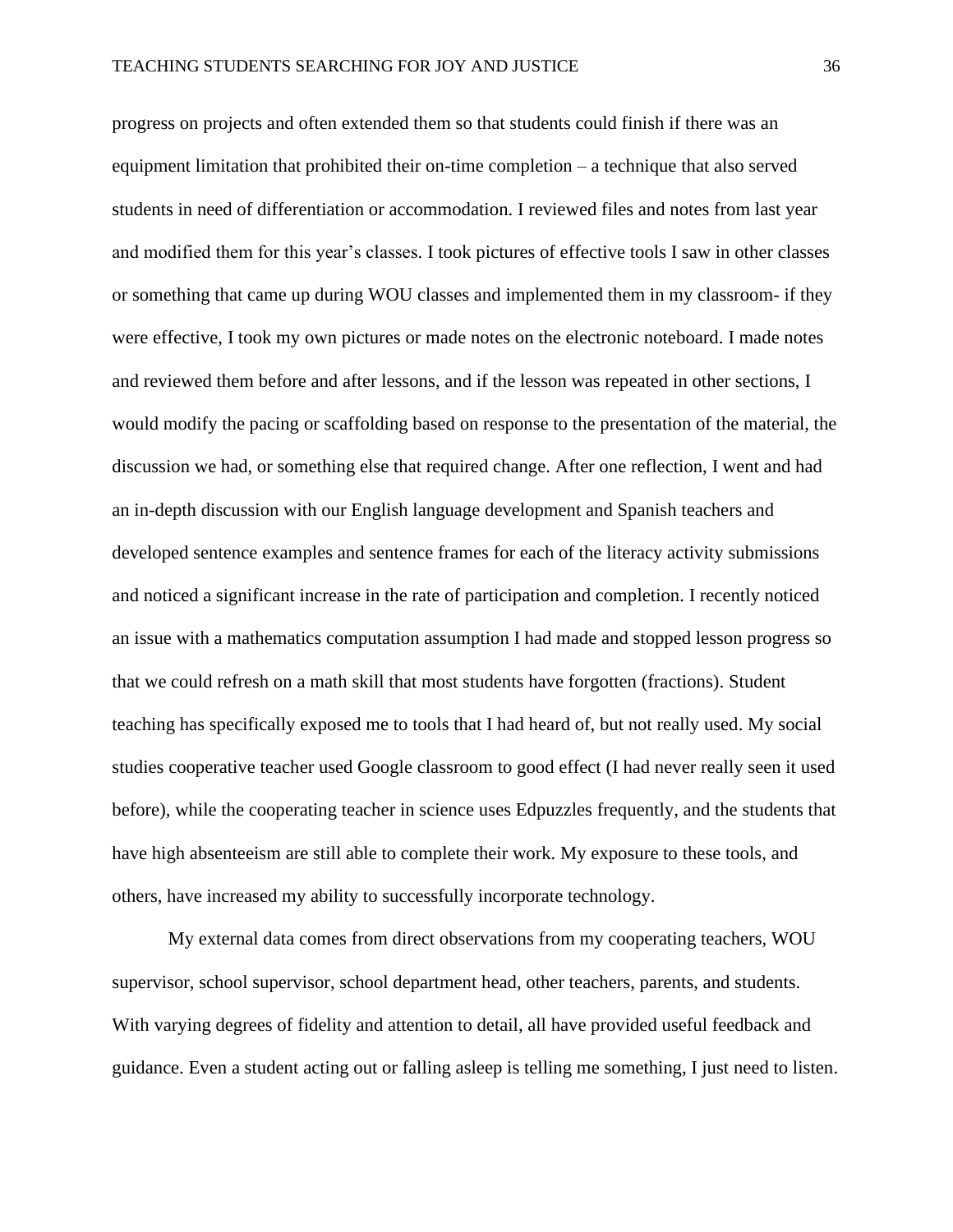progress on projects and often extended them so that students could finish if there was an equipment limitation that prohibited their on-time completion – a technique that also served students in need of differentiation or accommodation. I reviewed files and notes from last year and modified them for this year's classes. I took pictures of effective tools I saw in other classes or something that came up during WOU classes and implemented them in my classroom- if they were effective, I took my own pictures or made notes on the electronic noteboard. I made notes and reviewed them before and after lessons, and if the lesson was repeated in other sections, I would modify the pacing or scaffolding based on response to the presentation of the material, the discussion we had, or something else that required change. After one reflection, I went and had an in-depth discussion with our English language development and Spanish teachers and developed sentence examples and sentence frames for each of the literacy activity submissions and noticed a significant increase in the rate of participation and completion. I recently noticed an issue with a mathematics computation assumption I had made and stopped lesson progress so that we could refresh on a math skill that most students have forgotten (fractions). Student teaching has specifically exposed me to tools that I had heard of, but not really used. My social studies cooperative teacher used Google classroom to good effect (I had never really seen it used before), while the cooperating teacher in science uses Edpuzzles frequently, and the students that have high absenteeism are still able to complete their work. My exposure to these tools, and others, have increased my ability to successfully incorporate technology.

My external data comes from direct observations from my cooperating teachers, WOU supervisor, school supervisor, school department head, other teachers, parents, and students. With varying degrees of fidelity and attention to detail, all have provided useful feedback and guidance. Even a student acting out or falling asleep is telling me something, I just need to listen.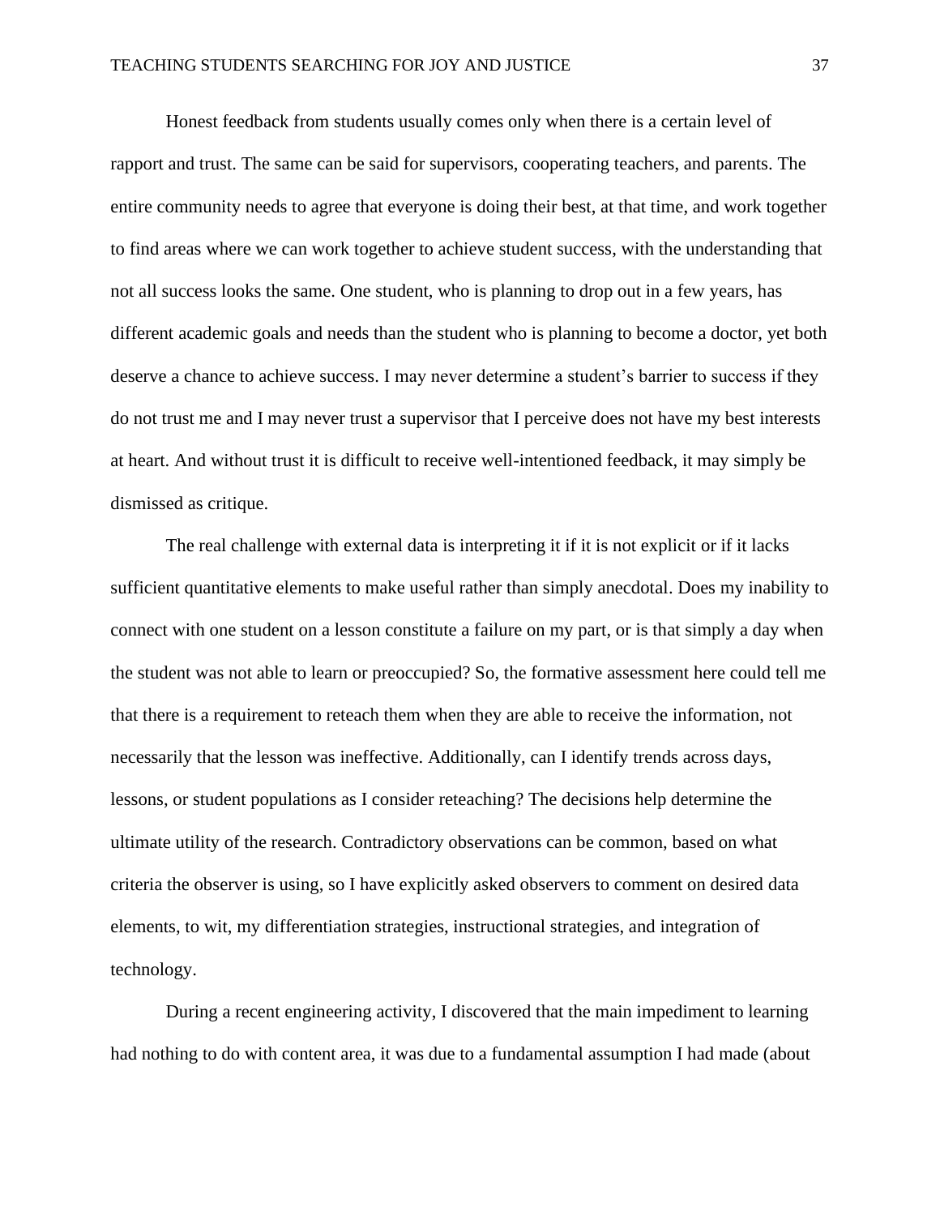Honest feedback from students usually comes only when there is a certain level of rapport and trust. The same can be said for supervisors, cooperating teachers, and parents. The entire community needs to agree that everyone is doing their best, at that time, and work together to find areas where we can work together to achieve student success, with the understanding that not all success looks the same. One student, who is planning to drop out in a few years, has different academic goals and needs than the student who is planning to become a doctor, yet both deserve a chance to achieve success. I may never determine a student's barrier to success if they do not trust me and I may never trust a supervisor that I perceive does not have my best interests at heart. And without trust it is difficult to receive well-intentioned feedback, it may simply be dismissed as critique.

The real challenge with external data is interpreting it if it is not explicit or if it lacks sufficient quantitative elements to make useful rather than simply anecdotal. Does my inability to connect with one student on a lesson constitute a failure on my part, or is that simply a day when the student was not able to learn or preoccupied? So, the formative assessment here could tell me that there is a requirement to reteach them when they are able to receive the information, not necessarily that the lesson was ineffective. Additionally, can I identify trends across days, lessons, or student populations as I consider reteaching? The decisions help determine the ultimate utility of the research. Contradictory observations can be common, based on what criteria the observer is using, so I have explicitly asked observers to comment on desired data elements, to wit, my differentiation strategies, instructional strategies, and integration of technology.

During a recent engineering activity, I discovered that the main impediment to learning had nothing to do with content area, it was due to a fundamental assumption I had made (about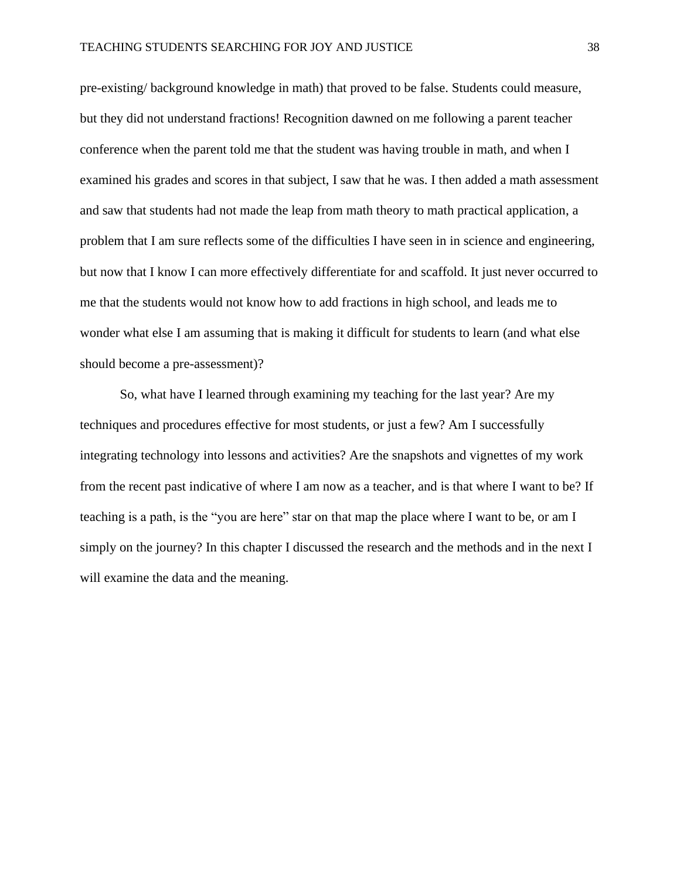pre-existing/ background knowledge in math) that proved to be false. Students could measure, but they did not understand fractions! Recognition dawned on me following a parent teacher conference when the parent told me that the student was having trouble in math, and when I examined his grades and scores in that subject, I saw that he was. I then added a math assessment and saw that students had not made the leap from math theory to math practical application, a problem that I am sure reflects some of the difficulties I have seen in in science and engineering, but now that I know I can more effectively differentiate for and scaffold. It just never occurred to me that the students would not know how to add fractions in high school, and leads me to wonder what else I am assuming that is making it difficult for students to learn (and what else should become a pre-assessment)?

So, what have I learned through examining my teaching for the last year? Are my techniques and procedures effective for most students, or just a few? Am I successfully integrating technology into lessons and activities? Are the snapshots and vignettes of my work from the recent past indicative of where I am now as a teacher, and is that where I want to be? If teaching is a path, is the "you are here" star on that map the place where I want to be, or am I simply on the journey? In this chapter I discussed the research and the methods and in the next I will examine the data and the meaning.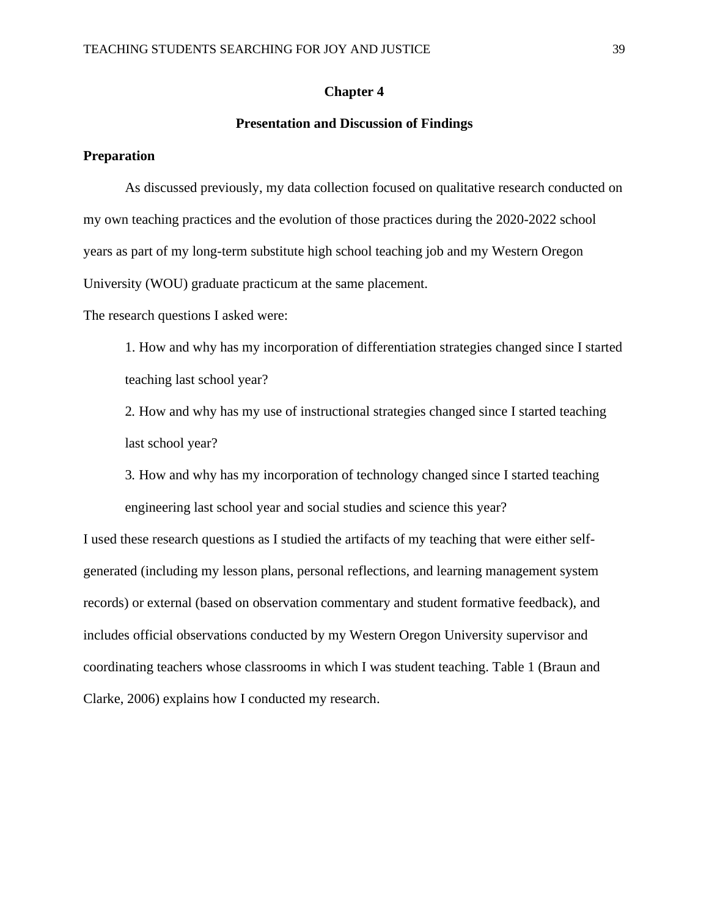# Chapter 4

## Presentation and Discussion of Findings

### Preparation

As discussed previously, my data collection focused on qualitative research conducted on my own teaching practices and the evolution of those practices during the 2020-2022 school years as part of my long-term substitute high school teaching job and my Western Oregon University (WOU) graduate practicum at the same placement.

The research questions I asked were:

1. How and why has my incorporation of differentiation strategies changed since I started teaching last school year?
2. How and why has my use of instructional strategies changed since I started teaching last school year?
3. How and why has my incorporation of technology changed since I started teaching engineering last school year and social studies and science this year?

I used these research questions as I studied the artifacts of my teaching that were either self-generated (including my lesson plans, personal reflections, and learning management system records) or external (based on observation commentary and student formative feedback), and includes official observations conducted by my Western Oregon University supervisor and coordinating teachers whose classrooms in which I was student teaching. Table 1 (Braun and Clarke, 2006) explains how I conducted my research.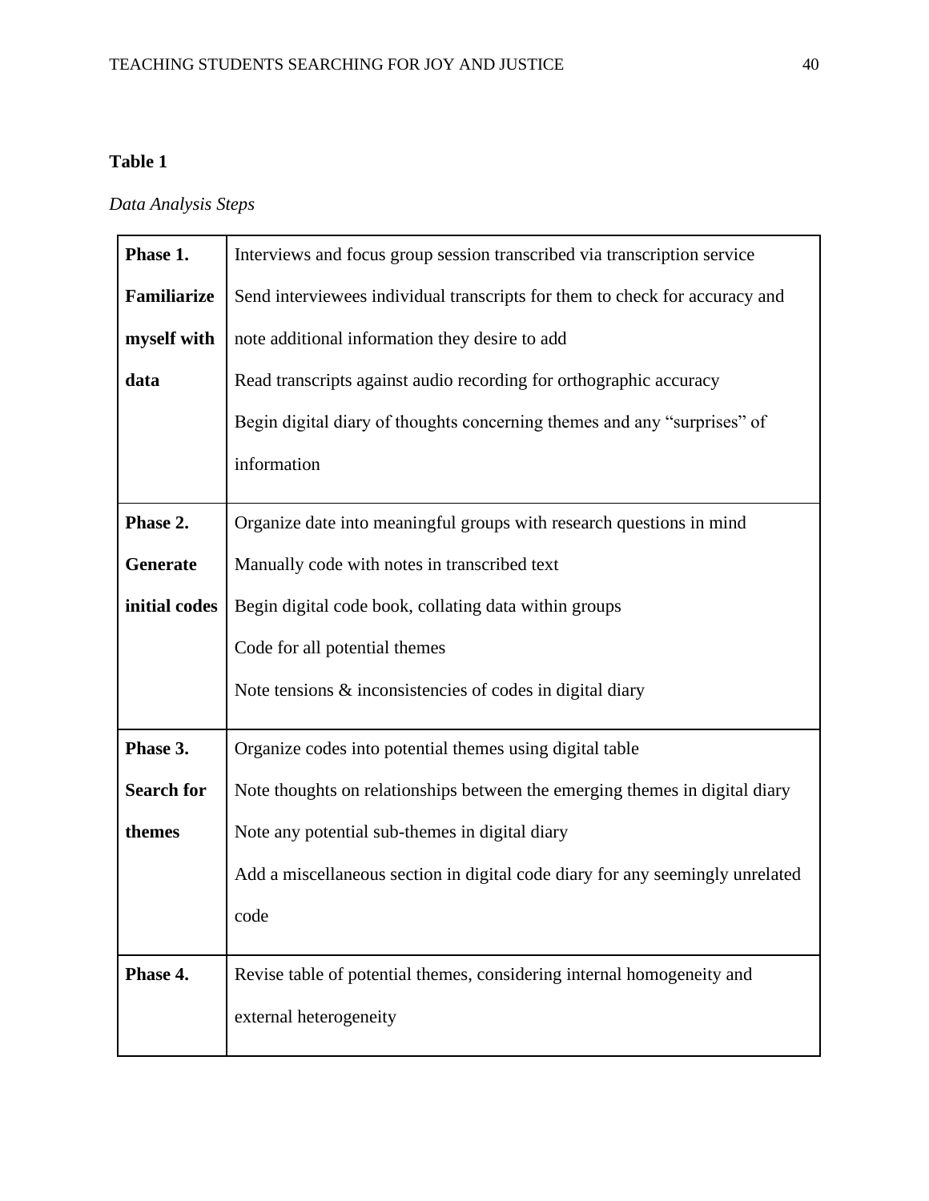**Table 1**

*Data Analysis Steps*

| | |
|---|---|
| **Phase 1. Familiarize myself with data** | Interviews and focus group session transcribed via transcription service<br>Send interviewees individual transcripts for them to check for accuracy and note additional information they desire to add<br>Read transcripts against audio recording for orthographic accuracy<br>Begin digital diary of thoughts concerning themes and any "surprises" of information |
| **Phase 2. Generate initial codes** | Organize date into meaningful groups with research questions in mind<br>Manually code with notes in transcribed text<br>Begin digital code book, collating data within groups<br>Code for all potential themes<br>Note tensions & inconsistencies of codes in digital diary |
| **Phase 3. Search for themes** | Organize codes into potential themes using digital table<br>Note thoughts on relationships between the emerging themes in digital diary<br>Note any potential sub-themes in digital diary<br>Add a miscellaneous section in digital code diary for any seemingly unrelated code |
| **Phase 4.** | Revise table of potential themes, considering internal homogeneity and external heterogeneity |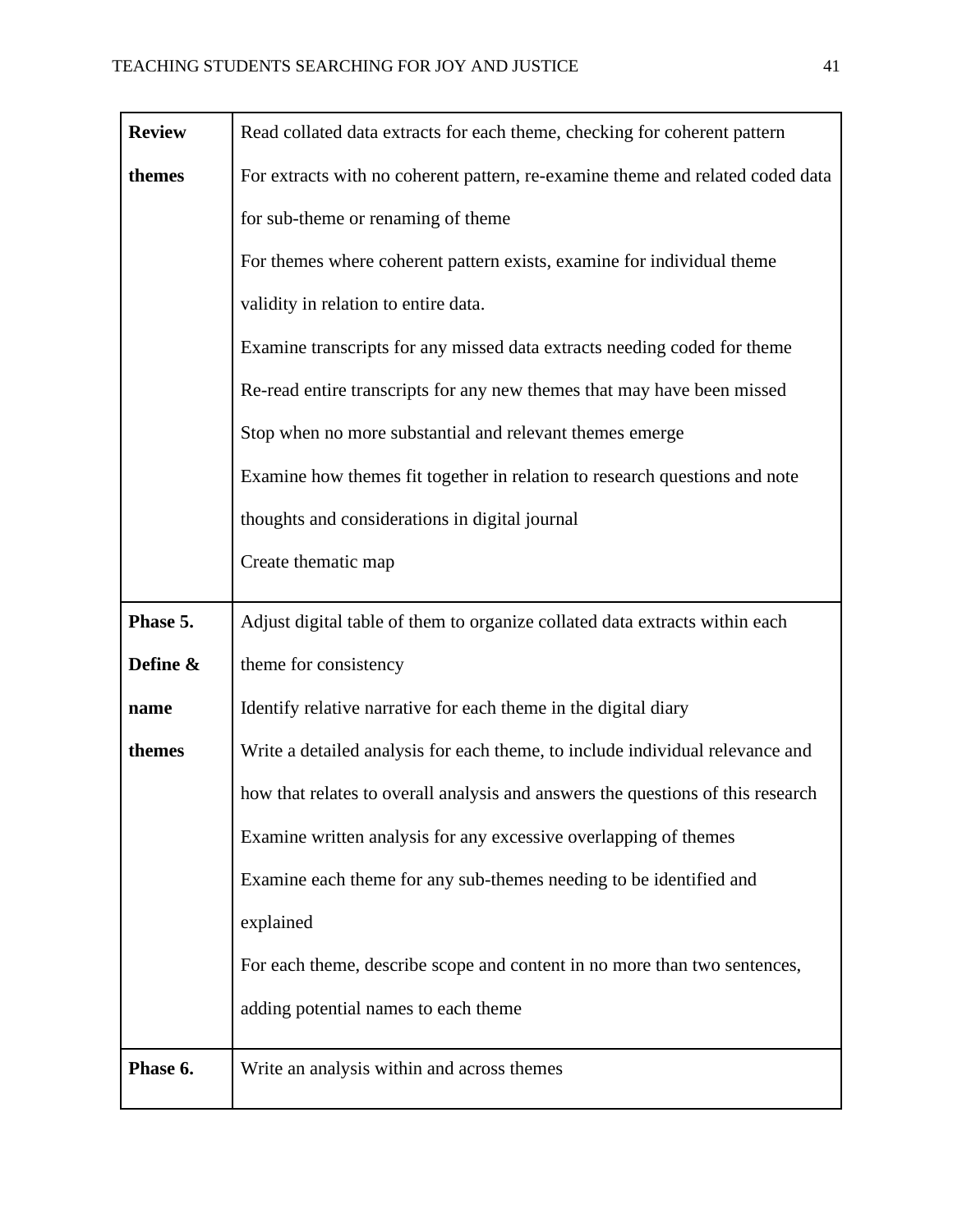| | |
|---|---|
| **Review themes** | Read collated data extracts for each theme, checking for coherent pattern<br>For extracts with no coherent pattern, re-examine theme and related coded data for sub-theme or renaming of theme<br>For themes where coherent pattern exists, examine for individual theme validity in relation to entire data.<br>Examine transcripts for any missed data extracts needing coded for theme<br>Re-read entire transcripts for any new themes that may have been missed<br>Stop when no more substantial and relevant themes emerge<br>Examine how themes fit together in relation to research questions and note thoughts and considerations in digital journal<br>Create thematic map |
| **Phase 5. Define & name themes** | Adjust digital table of them to organize collated data extracts within each theme for consistency<br>Identify relative narrative for each theme in the digital diary<br>Write a detailed analysis for each theme, to include individual relevance and how that relates to overall analysis and answers the questions of this research<br>Examine written analysis for any excessive overlapping of themes<br>Examine each theme for any sub-themes needing to be identified and explained<br>For each theme, describe scope and content in no more than two sentences, adding potential names to each theme |
| **Phase 6.** | Write an analysis within and across themes |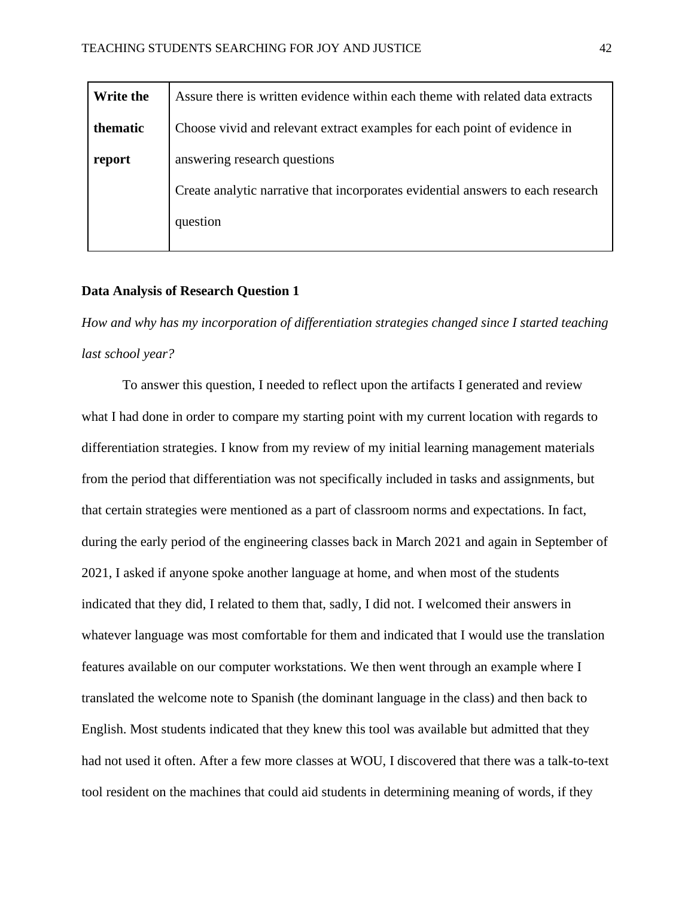| **Write the thematic report** | Assure there is written evidence within each theme with related data extracts<br>Choose vivid and relevant extract examples for each point of evidence in answering research questions<br>Create analytic narrative that incorporates evidential answers to each research question |
|---|---|

**Data Analysis of Research Question 1**

*How and why has my incorporation of differentiation strategies changed since I started teaching last school year?*

To answer this question, I needed to reflect upon the artifacts I generated and review what I had done in order to compare my starting point with my current location with regards to differentiation strategies. I know from my review of my initial learning management materials from the period that differentiation was not specifically included in tasks and assignments, but that certain strategies were mentioned as a part of classroom norms and expectations. In fact, during the early period of the engineering classes back in March 2021 and again in September of 2021, I asked if anyone spoke another language at home, and when most of the students indicated that they did, I related to them that, sadly, I did not. I welcomed their answers in whatever language was most comfortable for them and indicated that I would use the translation features available on our computer workstations. We then went through an example where I translated the welcome note to Spanish (the dominant language in the class) and then back to English. Most students indicated that they knew this tool was available but admitted that they had not used it often. After a few more classes at WOU, I discovered that there was a talk-to-text tool resident on the machines that could aid students in determining meaning of words, if they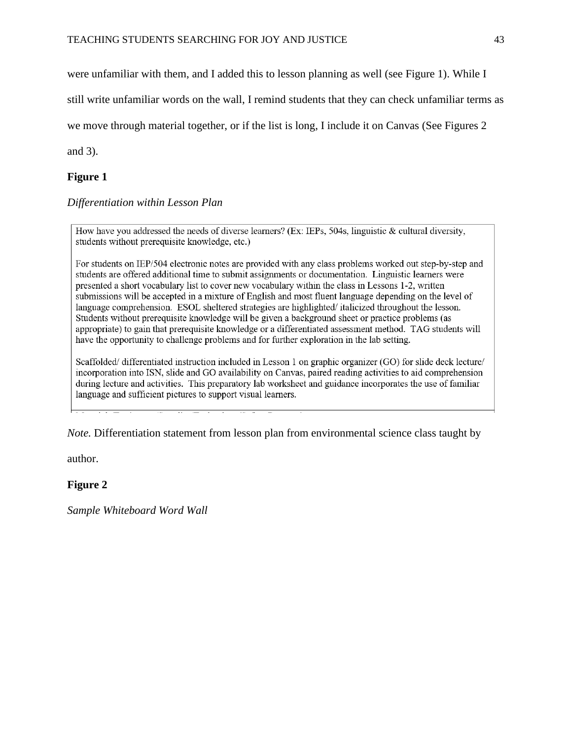were unfamiliar with them, and I added this to lesson planning as well (see Figure 1). While I still write unfamiliar words on the wall, I remind students that they can check unfamiliar terms as we move through material together, or if the list is long, I include it on Canvas (See Figures 2 and 3).

**Figure 1**

*Differentiation within Lesson Plan*

How have you addressed the needs of diverse learners? (Ex: IEPs, 504s, linguistic & cultural diversity, students without prerequisite knowledge, etc.)

For students on IEP/504 electronic notes are provided with any class problems worked out step-by-step and students are offered additional time to submit assignments or documentation. Linguistic learners were presented a short vocabulary list to cover new vocabulary within the class in Lessons 1-2, written submissions will be accepted in a mixture of English and most fluent language depending on the level of language comprehension. ESOL sheltered strategies are highlighted/ italicized throughout the lesson. Students without prerequisite knowledge will be given a background sheet or practice problems (as appropriate) to gain that prerequisite knowledge or a differentiated assessment method. TAG students will have the opportunity to challenge problems and for further exploration in the lab setting.

Scaffolded/ differentiated instruction included in Lesson 1 on graphic organizer (GO) for slide deck lecture/ incorporation into ISN, slide and GO availability on Canvas, paired reading activities to aid comprehension during lecture and activities. This preparatory lab worksheet and guidance incorporates the use of familiar language and sufficient pictures to support visual learners.

*Note.* Differentiation statement from lesson plan from environmental science class taught by author.

**Figure 2**

*Sample Whiteboard Word Wall*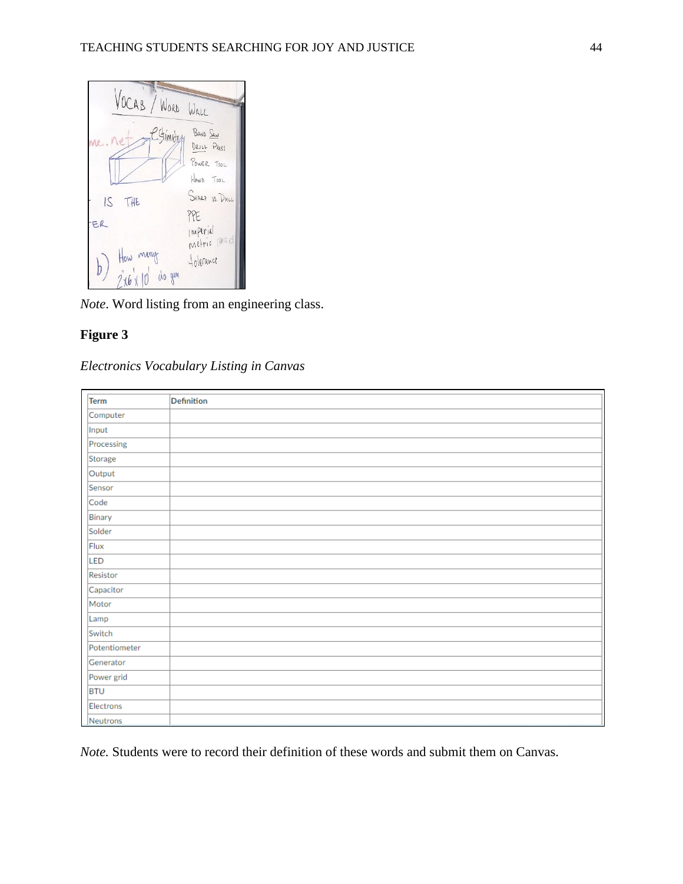*Note*. Word listing from an engineering class.

**Figure 3**

*Electronics Vocabulary Listing in Canvas*

| Term | Definition |
|---|---|
| Computer | |
| Input | |
| Processing | |
| Storage | |
| Output | |
| Sensor | |
| Code | |
| Binary | |
| Solder | |
| Flux | |
| LED | |
| Resistor | |
| Capacitor | |
| Motor | |
| Lamp | |
| Switch | |
| Potentiometer | |
| Generator | |
| Power grid | |
| BTU | |
| Electrons | |
| Neutrons | |

*Note.* Students were to record their definition of these words and submit them on Canvas.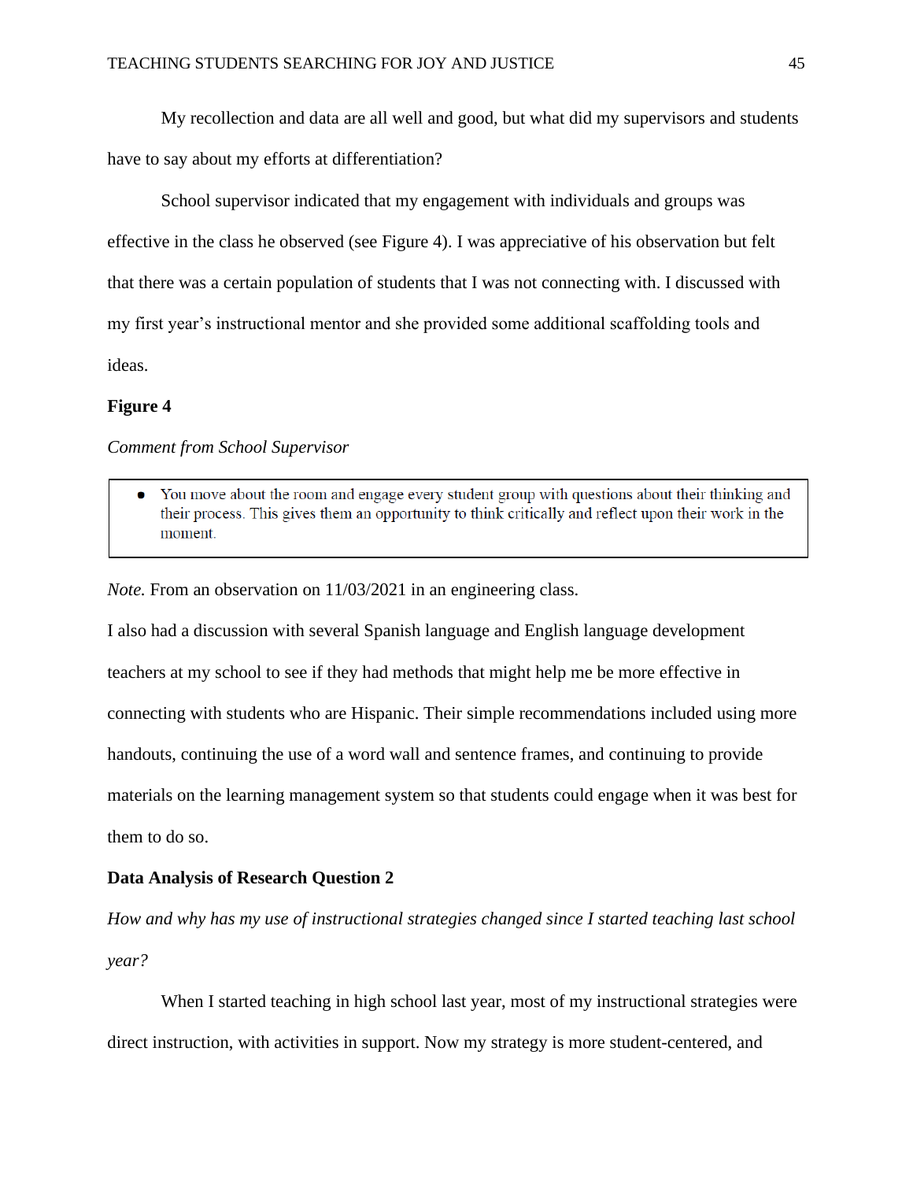My recollection and data are all well and good, but what did my supervisors and students have to say about my efforts at differentiation?

School supervisor indicated that my engagement with individuals and groups was effective in the class he observed (see Figure 4). I was appreciative of his observation but felt that there was a certain population of students that I was not connecting with. I discussed with my first year's instructional mentor and she provided some additional scaffolding tools and ideas.

**Figure 4**

*Comment from School Supervisor*

- You move about the room and engage every student group with questions about their thinking and their process. This gives them an opportunity to think critically and reflect upon their work in the moment.

*Note.* From an observation on 11/03/2021 in an engineering class.

I also had a discussion with several Spanish language and English language development teachers at my school to see if they had methods that might help me be more effective in connecting with students who are Hispanic. Their simple recommendations included using more handouts, continuing the use of a word wall and sentence frames, and continuing to provide materials on the learning management system so that students could engage when it was best for them to do so.

**Data Analysis of Research Question 2**

*How and why has my use of instructional strategies changed since I started teaching last school year?*

When I started teaching in high school last year, most of my instructional strategies were direct instruction, with activities in support. Now my strategy is more student-centered, and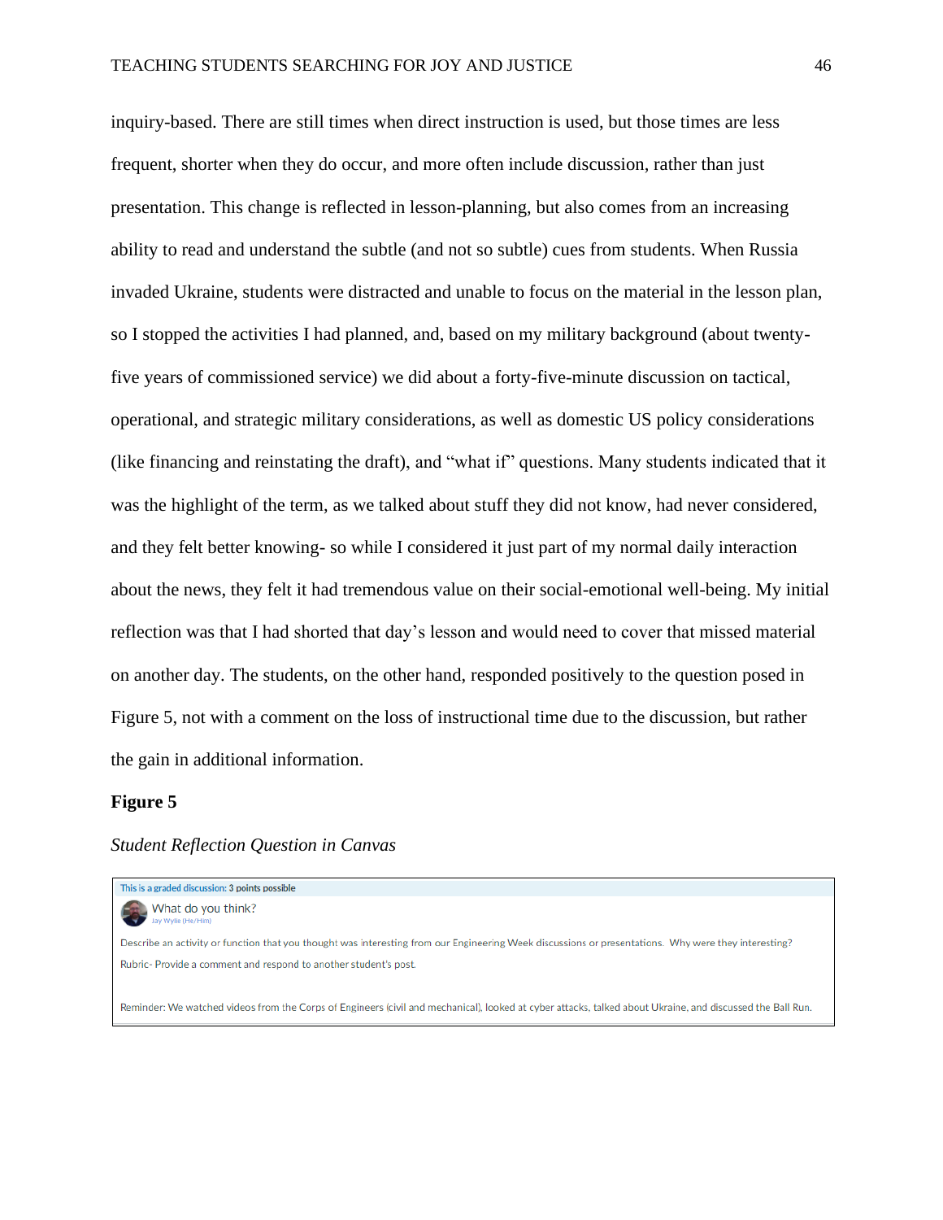inquiry-based. There are still times when direct instruction is used, but those times are less frequent, shorter when they do occur, and more often include discussion, rather than just presentation. This change is reflected in lesson-planning, but also comes from an increasing ability to read and understand the subtle (and not so subtle) cues from students. When Russia invaded Ukraine, students were distracted and unable to focus on the material in the lesson plan, so I stopped the activities I had planned, and, based on my military background (about twenty-five years of commissioned service) we did about a forty-five-minute discussion on tactical, operational, and strategic military considerations, as well as domestic US policy considerations (like financing and reinstating the draft), and "what if" questions. Many students indicated that it was the highlight of the term, as we talked about stuff they did not know, had never considered, and they felt better knowing- so while I considered it just part of my normal daily interaction about the news, they felt it had tremendous value on their social-emotional well-being. My initial reflection was that I had shorted that day's lesson and would need to cover that missed material on another day. The students, on the other hand, responded positively to the question posed in Figure 5, not with a comment on the loss of instructional time due to the discussion, but rather the gain in additional information.

**Figure 5**

*Student Reflection Question in Canvas*

This is a graded discussion: 3 points possible

What do you think?

Jay Wylie (He/Him)

Describe an activity or function that you thought was interesting from our Engineering Week discussions or presentations. Why were they interesting?

Rubric- Provide a comment and respond to another student's post.

Reminder: We watched videos from the Corps of Engineers (civil and mechanical), looked at cyber attacks, talked about Ukraine, and discussed the Ball Run.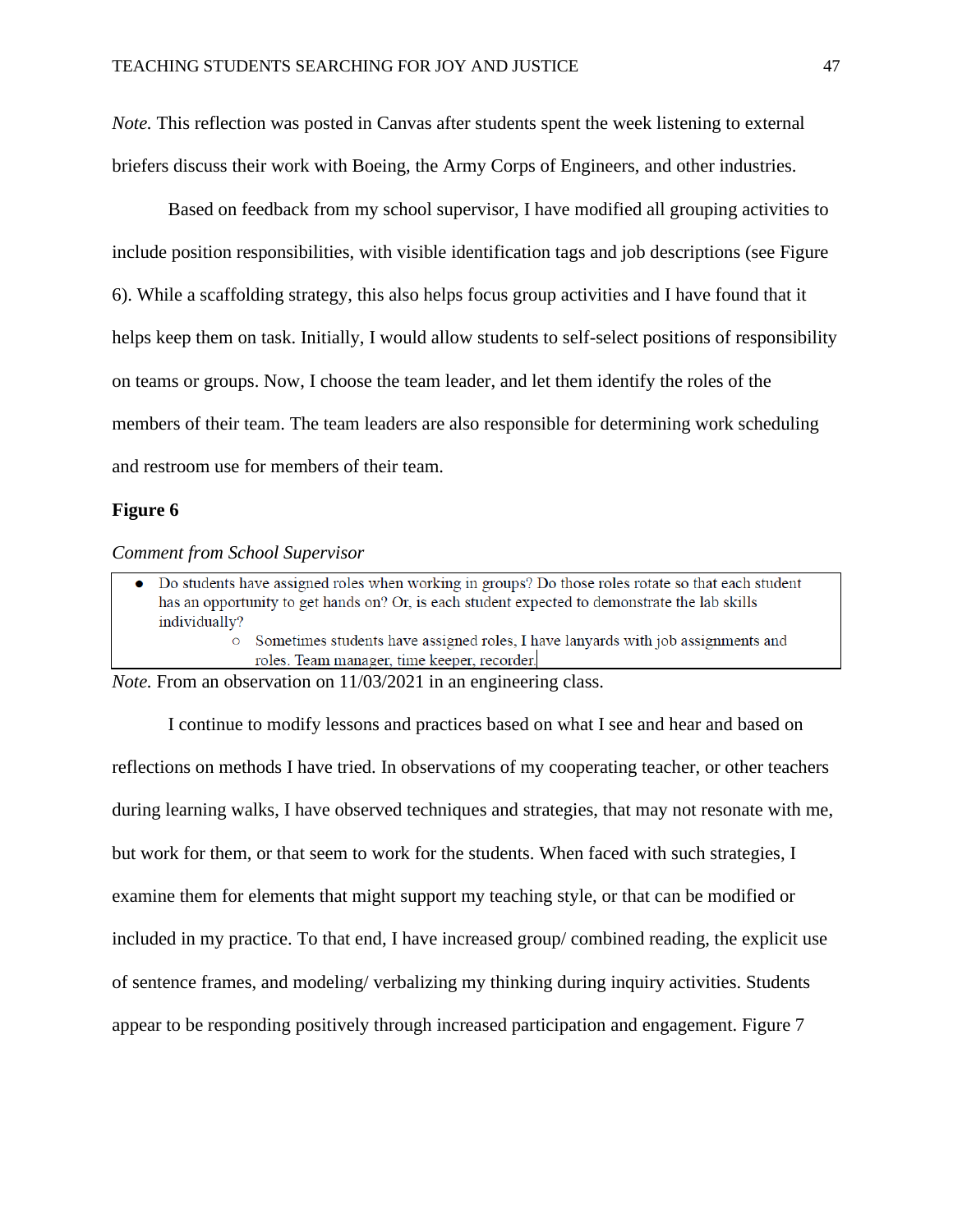*Note.* This reflection was posted in Canvas after students spent the week listening to external briefers discuss their work with Boeing, the Army Corps of Engineers, and other industries.

Based on feedback from my school supervisor, I have modified all grouping activities to include position responsibilities, with visible identification tags and job descriptions (see Figure 6). While a scaffolding strategy, this also helps focus group activities and I have found that it helps keep them on task. Initially, I would allow students to self-select positions of responsibility on teams or groups. Now, I choose the team leader, and let them identify the roles of the members of their team. The team leaders are also responsible for determining work scheduling and restroom use for members of their team.

**Figure 6**

*Comment from School Supervisor*

- Do students have assigned roles when working in groups? Do those roles rotate so that each student has an opportunity to get hands on? Or, is each student expected to demonstrate the lab skills individually?
    - Sometimes students have assigned roles, I have lanyards with job assignments and roles. Team manager, time keeper, recorder.

*Note.* From an observation on 11/03/2021 in an engineering class.

I continue to modify lessons and practices based on what I see and hear and based on reflections on methods I have tried. In observations of my cooperating teacher, or other teachers during learning walks, I have observed techniques and strategies, that may not resonate with me, but work for them, or that seem to work for the students. When faced with such strategies, I examine them for elements that might support my teaching style, or that can be modified or included in my practice. To that end, I have increased group/ combined reading, the explicit use of sentence frames, and modeling/ verbalizing my thinking during inquiry activities. Students appear to be responding positively through increased participation and engagement. Figure 7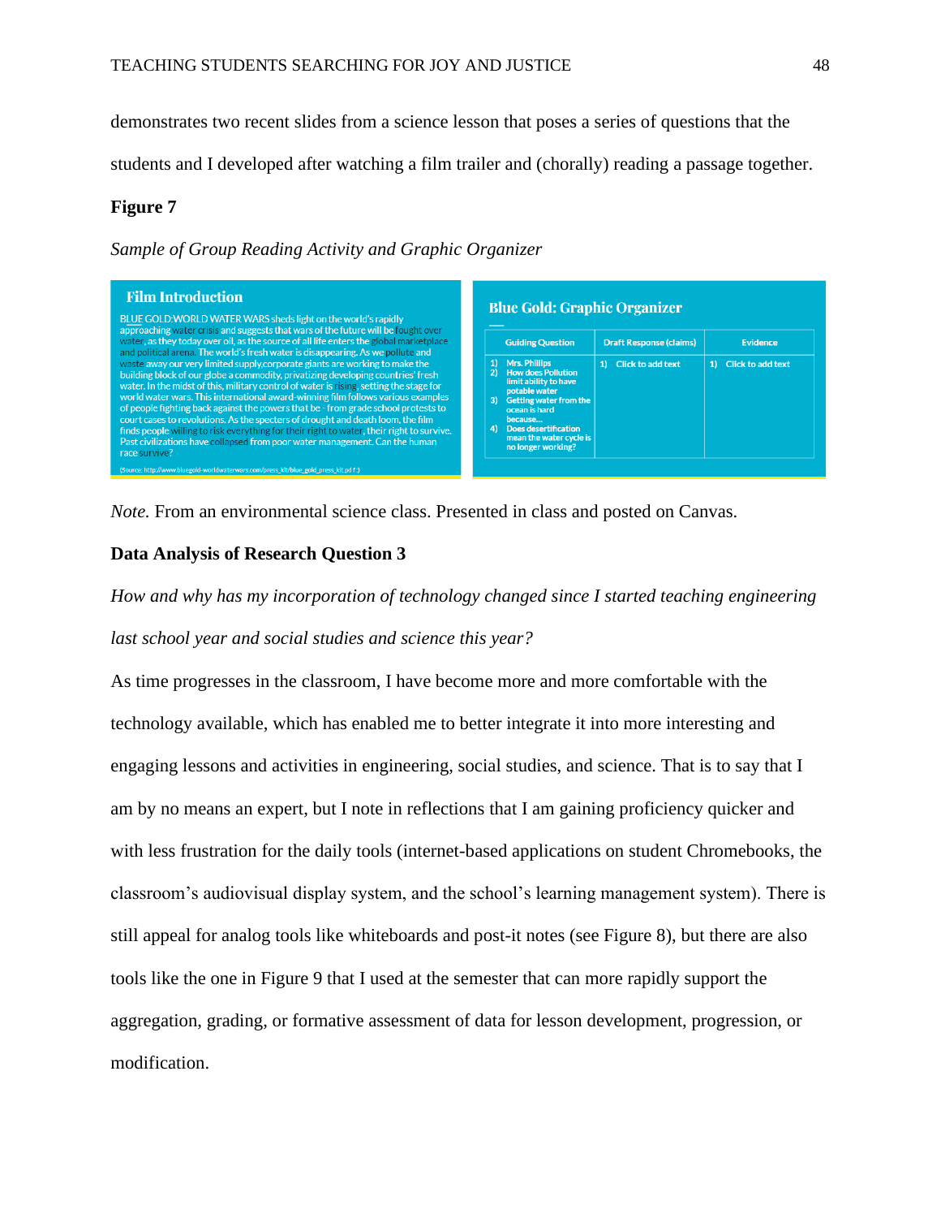demonstrates two recent slides from a science lesson that poses a series of questions that the students and I developed after watching a film trailer and (chorally) reading a passage together.

**Figure 7**

*Sample of Group Reading Activity and Graphic Organizer*

**Film Introduction**

BLUE GOLD:WORLD WATER WARS sheds light on the world's rapidly approaching water crisis and suggests that wars of the future will be fought over water, as they today over oil, as the source of all life enters the global marketplace and political arena. The world's fresh water is disappearing. As we pollute and waste away our very limited supply,corporate giants are working to make the building block of our globe a commodity, privatizing developing countries' fresh water. In the midst of this, military control of water is rising, setting the stage for world water wars. This international award-winning film follows various examples of people fighting back against the powers that be - from grade school protests to court cases to revolutions. As the specters of drought and death loom, the film finds people willing to risk everything for their right to water, their right to survive. Past civilizations have collapsed from poor water management. Can the human race survive?

(Source: http://www.bluegold-worldwaterwars.com/press_kit/blue_gold_press_kit.pdf )

**Blue Gold: Graphic Organizer**

| Guiding Question | Draft Response (claims) | Evidence |
| --- | --- | --- |
| 1) Mrs. Phillips<br>2) How does Pollution limit ability to have potable water<br>3) Getting water from the ocean is hard because...<br>4) Does desertification mean the water cycle is no longer working? | 1) Click to add text | 1) Click to add text |

*Note.* From an environmental science class. Presented in class and posted on Canvas.

## Data Analysis of Research Question 3

*How and why has my incorporation of technology changed since I started teaching engineering last school year and social studies and science this year?*

As time progresses in the classroom, I have become more and more comfortable with the technology available, which has enabled me to better integrate it into more interesting and engaging lessons and activities in engineering, social studies, and science. That is to say that I am by no means an expert, but I note in reflections that I am gaining proficiency quicker and with less frustration for the daily tools (internet-based applications on student Chromebooks, the classroom's audiovisual display system, and the school's learning management system). There is still appeal for analog tools like whiteboards and post-it notes (see Figure 8), but there are also tools like the one in Figure 9 that I used at the semester that can more rapidly support the aggregation, grading, or formative assessment of data for lesson development, progression, or modification.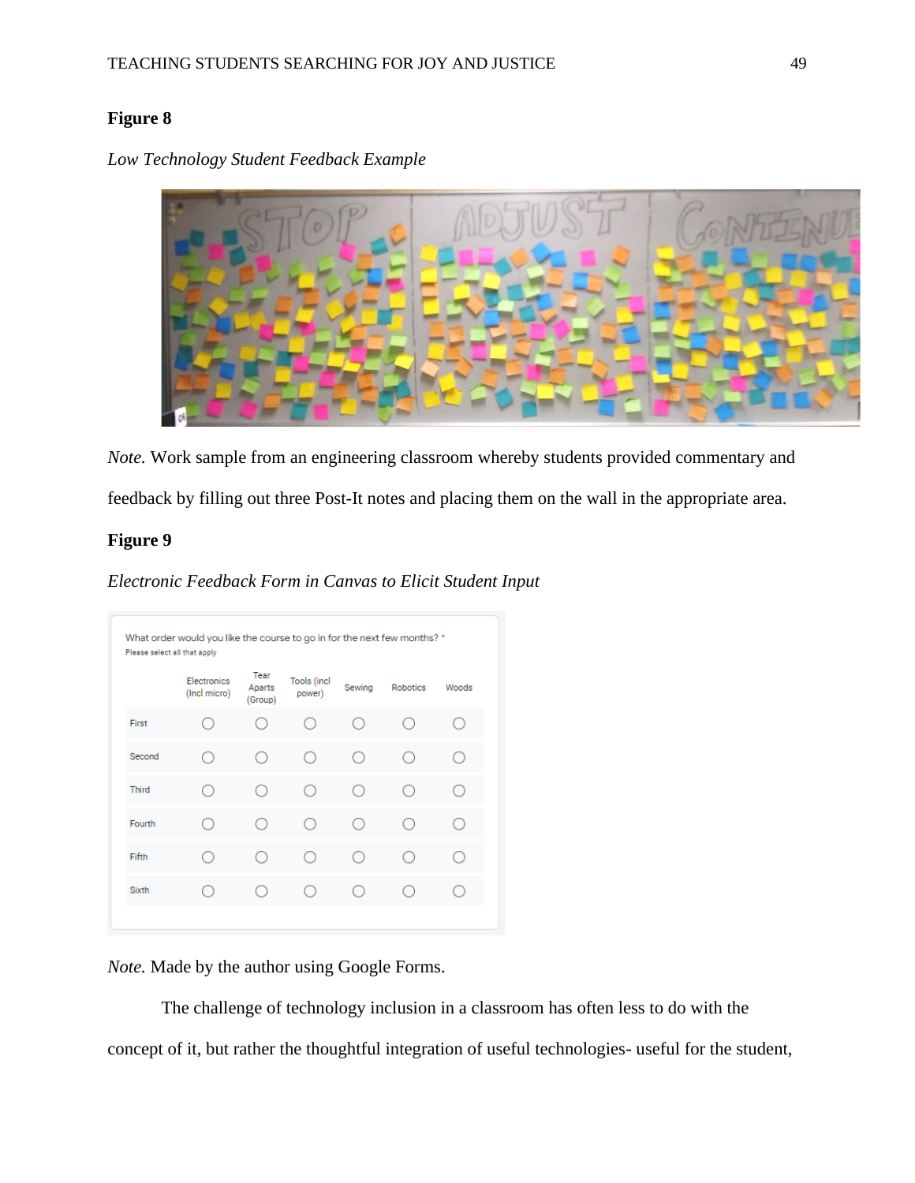**Figure 8**

*Low Technology Student Feedback Example*

*Note.* Work sample from an engineering classroom whereby students provided commentary and feedback by filling out three Post-It notes and placing them on the wall in the appropriate area.

**Figure 9**

*Electronic Feedback Form in Canvas to Elicit Student Input*

*Note.* Made by the author using Google Forms.

The challenge of technology inclusion in a classroom has often less to do with the concept of it, but rather the thoughtful integration of useful technologies- useful for the student,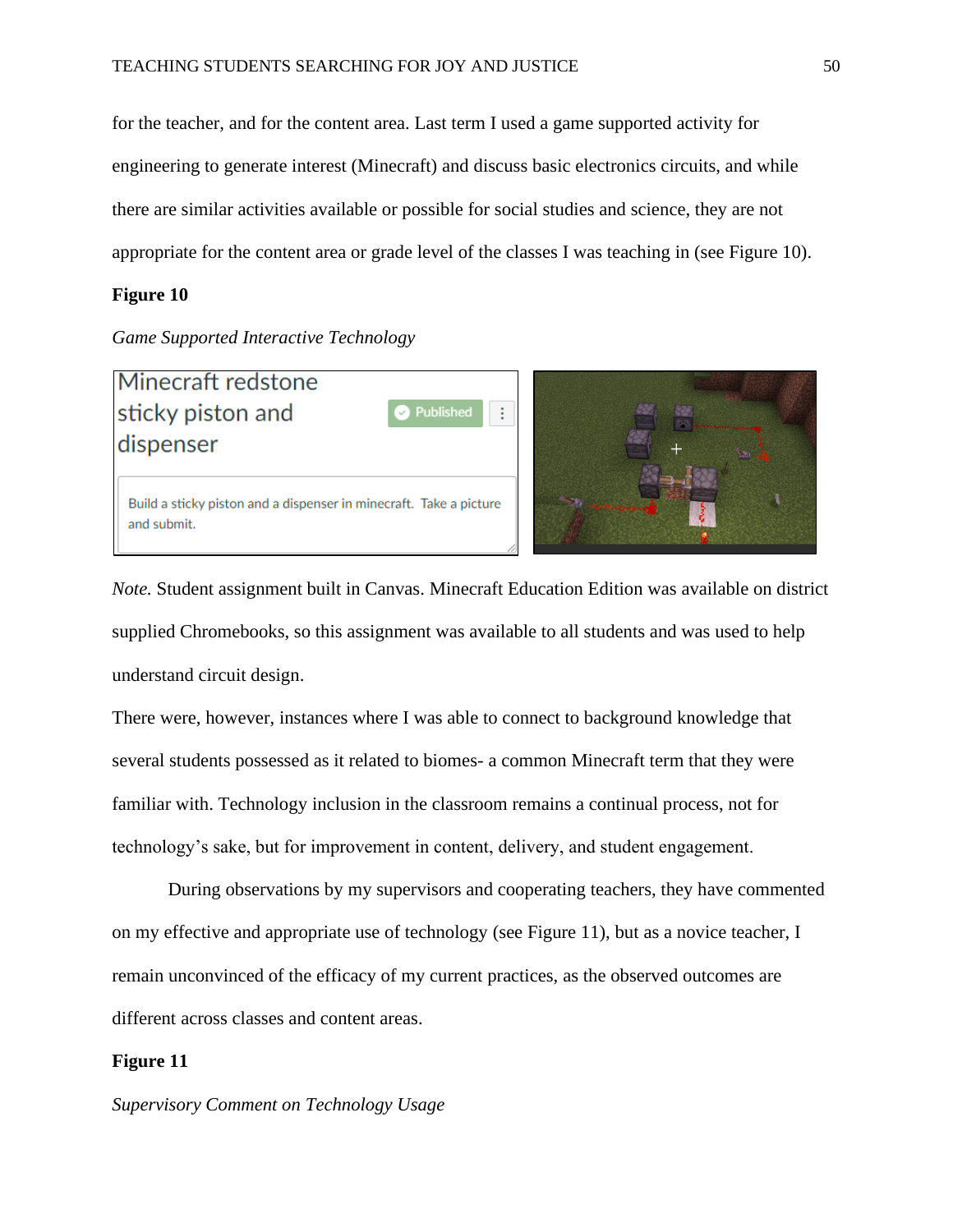for the teacher, and for the content area. Last term I used a game supported activity for engineering to generate interest (Minecraft) and discuss basic electronics circuits, and while there are similar activities available or possible for social studies and science, they are not appropriate for the content area or grade level of the classes I was teaching in (see Figure 10).

**Figure 10**

*Game Supported Interactive Technology*

Minecraft redstone sticky piston and dispenser

Published

Build a sticky piston and a dispenser in minecraft. Take a picture and submit.

*Note.* Student assignment built in Canvas. Minecraft Education Edition was available on district supplied Chromebooks, so this assignment was available to all students and was used to help understand circuit design.

There were, however, instances where I was able to connect to background knowledge that several students possessed as it related to biomes- a common Minecraft term that they were familiar with. Technology inclusion in the classroom remains a continual process, not for technology's sake, but for improvement in content, delivery, and student engagement.

During observations by my supervisors and cooperating teachers, they have commented on my effective and appropriate use of technology (see Figure 11), but as a novice teacher, I remain unconvinced of the efficacy of my current practices, as the observed outcomes are different across classes and content areas.

**Figure 11**

*Supervisory Comment on Technology Usage*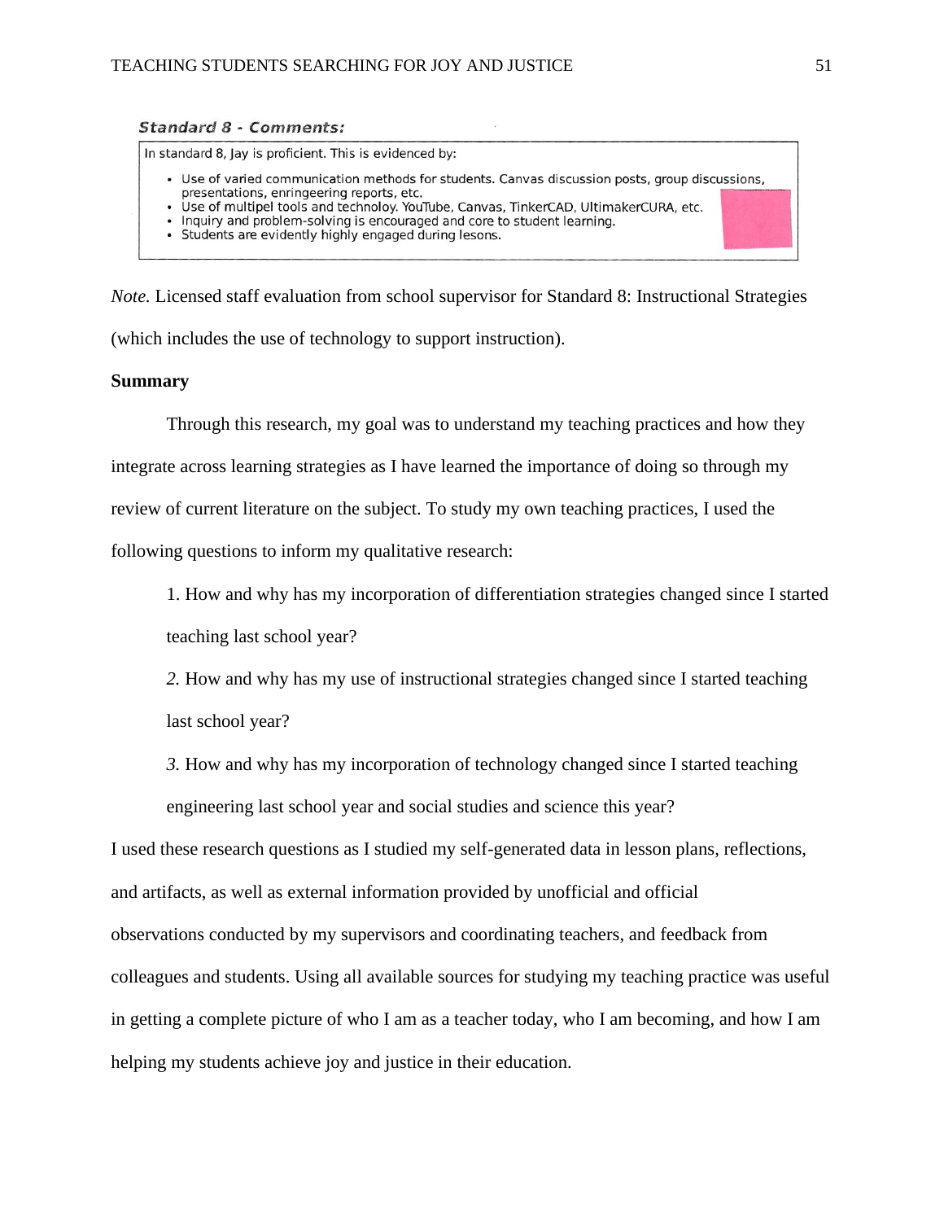***Standard 8 - Comments:***

In standard 8, Jay is proficient. This is evidenced by:

- Use of varied communication methods for students. Canvas discussion posts, group discussions, presentations, enringeering reports, etc.
- Use of multipel tools and technoloy. YouTube, Canvas, TinkerCAD, UltimakerCURA, etc.
- Inquiry and problem-solving is encouraged and core to student learning.
- Students are evidently highly engaged during lesons.

*Note.* Licensed staff evaluation from school supervisor for Standard 8: Instructional Strategies (which includes the use of technology to support instruction).

**Summary**

Through this research, my goal was to understand my teaching practices and how they integrate across learning strategies as I have learned the importance of doing so through my review of current literature on the subject. To study my own teaching practices, I used the following questions to inform my qualitative research:

1. How and why has my incorporation of differentiation strategies changed since I started teaching last school year?

*2.* How and why has my use of instructional strategies changed since I started teaching last school year?

*3.* How and why has my incorporation of technology changed since I started teaching engineering last school year and social studies and science this year?

I used these research questions as I studied my self-generated data in lesson plans, reflections, and artifacts, as well as external information provided by unofficial and official observations conducted by my supervisors and coordinating teachers, and feedback from colleagues and students. Using all available sources for studying my teaching practice was useful in getting a complete picture of who I am as a teacher today, who I am becoming, and how I am helping my students achieve joy and justice in their education.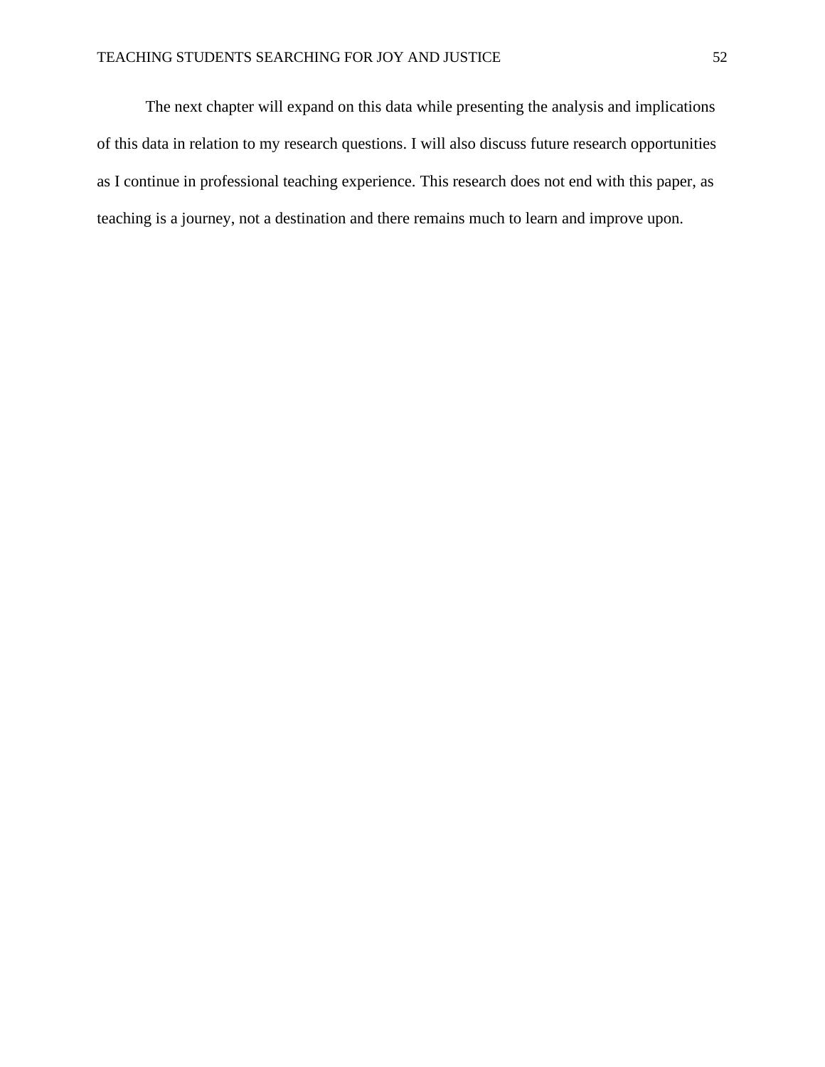The next chapter will expand on this data while presenting the analysis and implications of this data in relation to my research questions. I will also discuss future research opportunities as I continue in professional teaching experience. This research does not end with this paper, as teaching is a journey, not a destination and there remains much to learn and improve upon.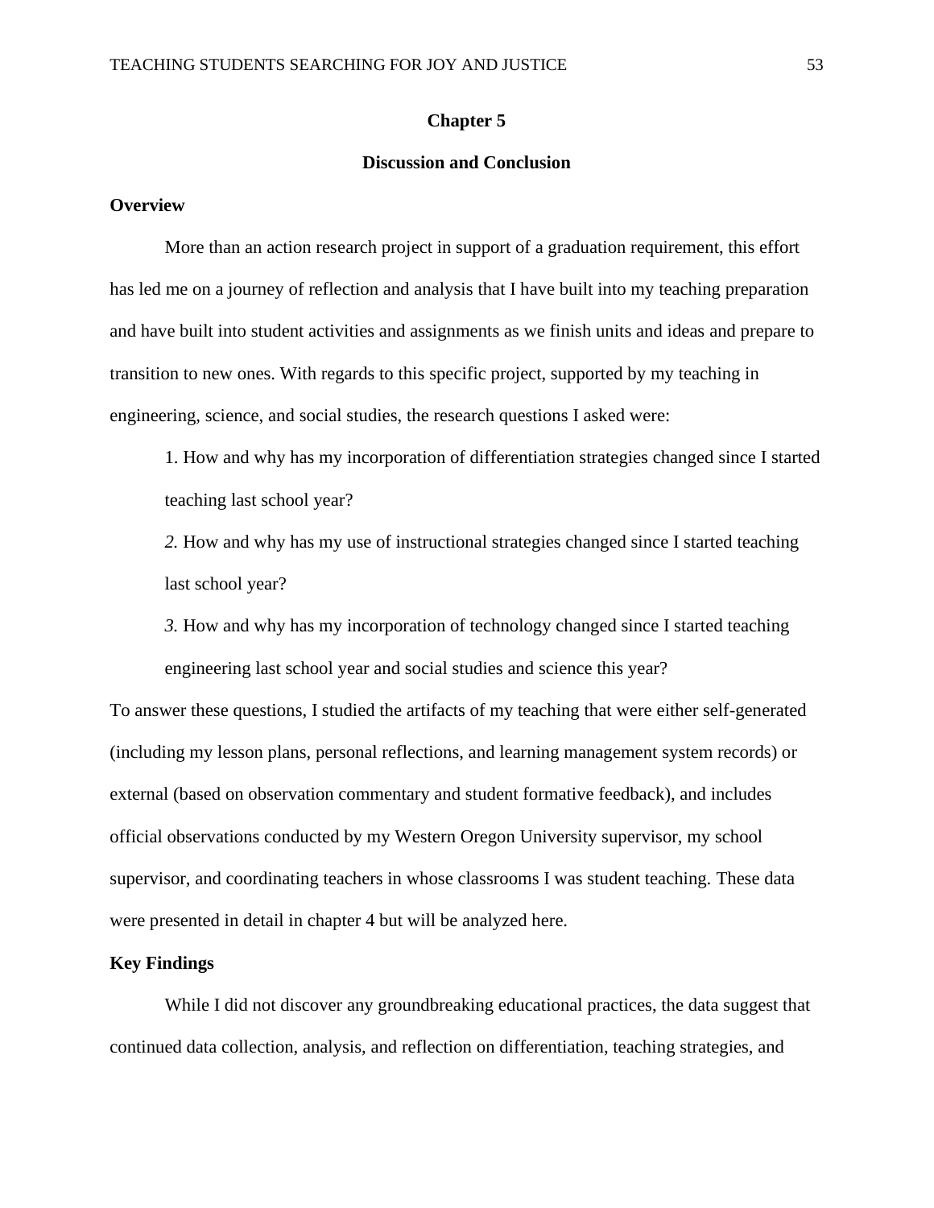# Chapter 5

# Discussion and Conclusion

## Overview

More than an action research project in support of a graduation requirement, this effort has led me on a journey of reflection and analysis that I have built into my teaching preparation and have built into student activities and assignments as we finish units and ideas and prepare to transition to new ones. With regards to this specific project, supported by my teaching in engineering, science, and social studies, the research questions I asked were:

1. How and why has my incorporation of differentiation strategies changed since I started teaching last school year?

*2.* How and why has my use of instructional strategies changed since I started teaching last school year?

*3.* How and why has my incorporation of technology changed since I started teaching engineering last school year and social studies and science this year?

To answer these questions, I studied the artifacts of my teaching that were either self-generated (including my lesson plans, personal reflections, and learning management system records) or external (based on observation commentary and student formative feedback), and includes official observations conducted by my Western Oregon University supervisor, my school supervisor, and coordinating teachers in whose classrooms I was student teaching. These data were presented in detail in chapter 4 but will be analyzed here.

## Key Findings

While I did not discover any groundbreaking educational practices, the data suggest that continued data collection, analysis, and reflection on differentiation, teaching strategies, and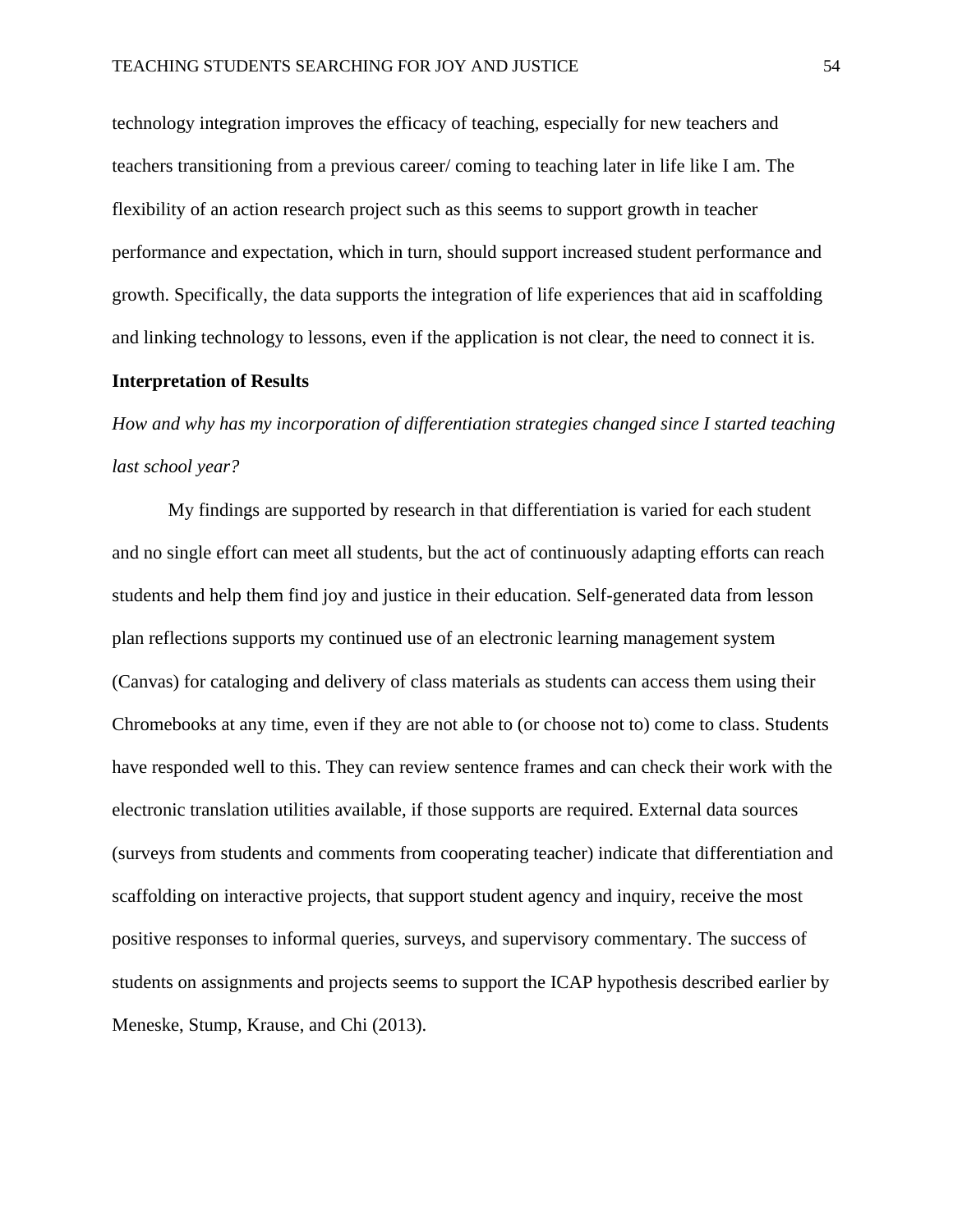technology integration improves the efficacy of teaching, especially for new teachers and teachers transitioning from a previous career/ coming to teaching later in life like I am. The flexibility of an action research project such as this seems to support growth in teacher performance and expectation, which in turn, should support increased student performance and growth. Specifically, the data supports the integration of life experiences that aid in scaffolding and linking technology to lessons, even if the application is not clear, the need to connect it is.

**Interpretation of Results**

*How and why has my incorporation of differentiation strategies changed since I started teaching last school year?*

My findings are supported by research in that differentiation is varied for each student and no single effort can meet all students, but the act of continuously adapting efforts can reach students and help them find joy and justice in their education. Self-generated data from lesson plan reflections supports my continued use of an electronic learning management system (Canvas) for cataloging and delivery of class materials as students can access them using their Chromebooks at any time, even if they are not able to (or choose not to) come to class. Students have responded well to this. They can review sentence frames and can check their work with the electronic translation utilities available, if those supports are required. External data sources (surveys from students and comments from cooperating teacher) indicate that differentiation and scaffolding on interactive projects, that support student agency and inquiry, receive the most positive responses to informal queries, surveys, and supervisory commentary. The success of students on assignments and projects seems to support the ICAP hypothesis described earlier by Meneske, Stump, Krause, and Chi (2013).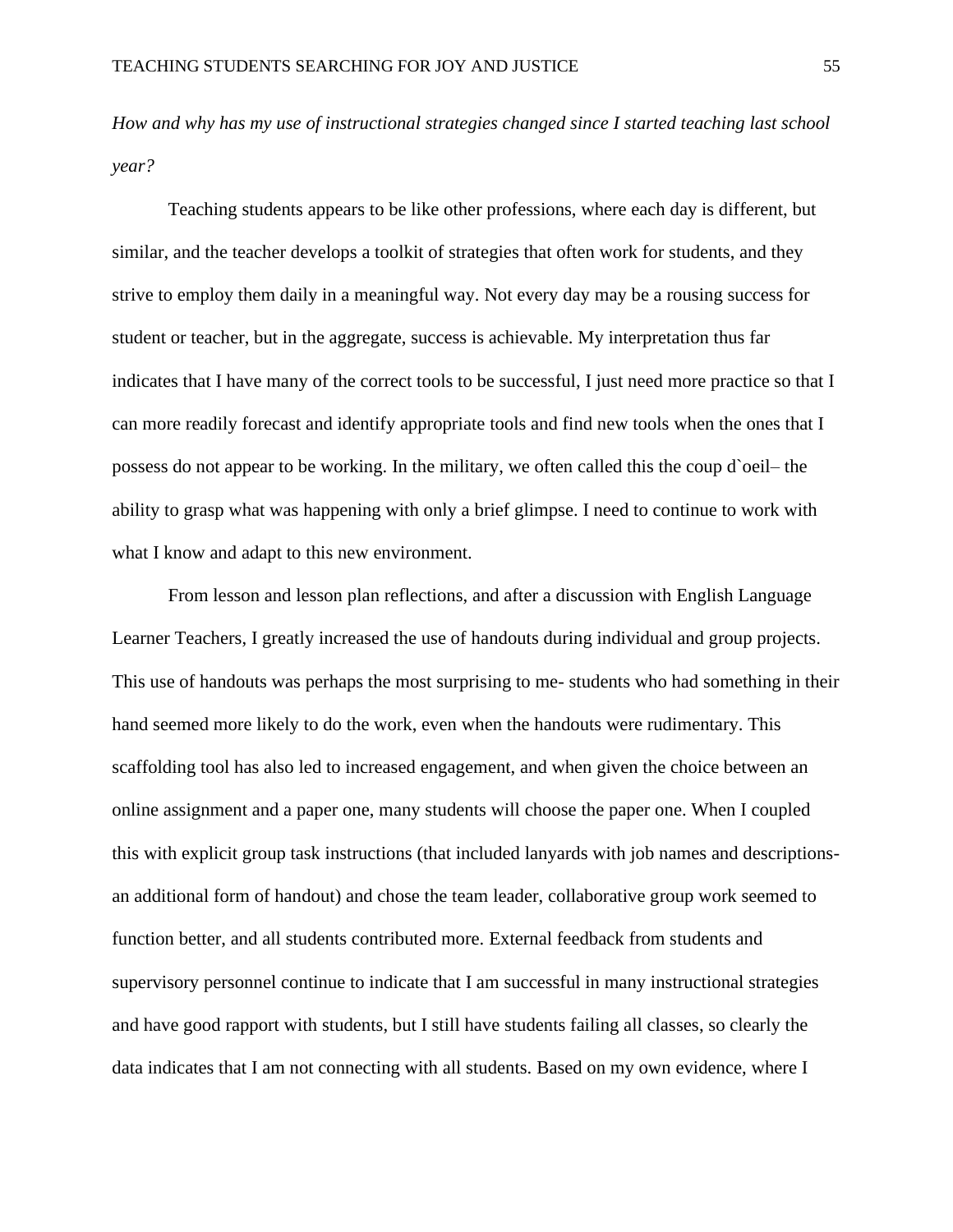*How and why has my use of instructional strategies changed since I started teaching last school year?*

Teaching students appears to be like other professions, where each day is different, but similar, and the teacher develops a toolkit of strategies that often work for students, and they strive to employ them daily in a meaningful way. Not every day may be a rousing success for student or teacher, but in the aggregate, success is achievable. My interpretation thus far indicates that I have many of the correct tools to be successful, I just need more practice so that I can more readily forecast and identify appropriate tools and find new tools when the ones that I possess do not appear to be working. In the military, we often called this the coup d`oeil– the ability to grasp what was happening with only a brief glimpse. I need to continue to work with what I know and adapt to this new environment.

From lesson and lesson plan reflections, and after a discussion with English Language Learner Teachers, I greatly increased the use of handouts during individual and group projects. This use of handouts was perhaps the most surprising to me- students who had something in their hand seemed more likely to do the work, even when the handouts were rudimentary. This scaffolding tool has also led to increased engagement, and when given the choice between an online assignment and a paper one, many students will choose the paper one. When I coupled this with explicit group task instructions (that included lanyards with job names and descriptions- an additional form of handout) and chose the team leader, collaborative group work seemed to function better, and all students contributed more. External feedback from students and supervisory personnel continue to indicate that I am successful in many instructional strategies and have good rapport with students, but I still have students failing all classes, so clearly the data indicates that I am not connecting with all students. Based on my own evidence, where I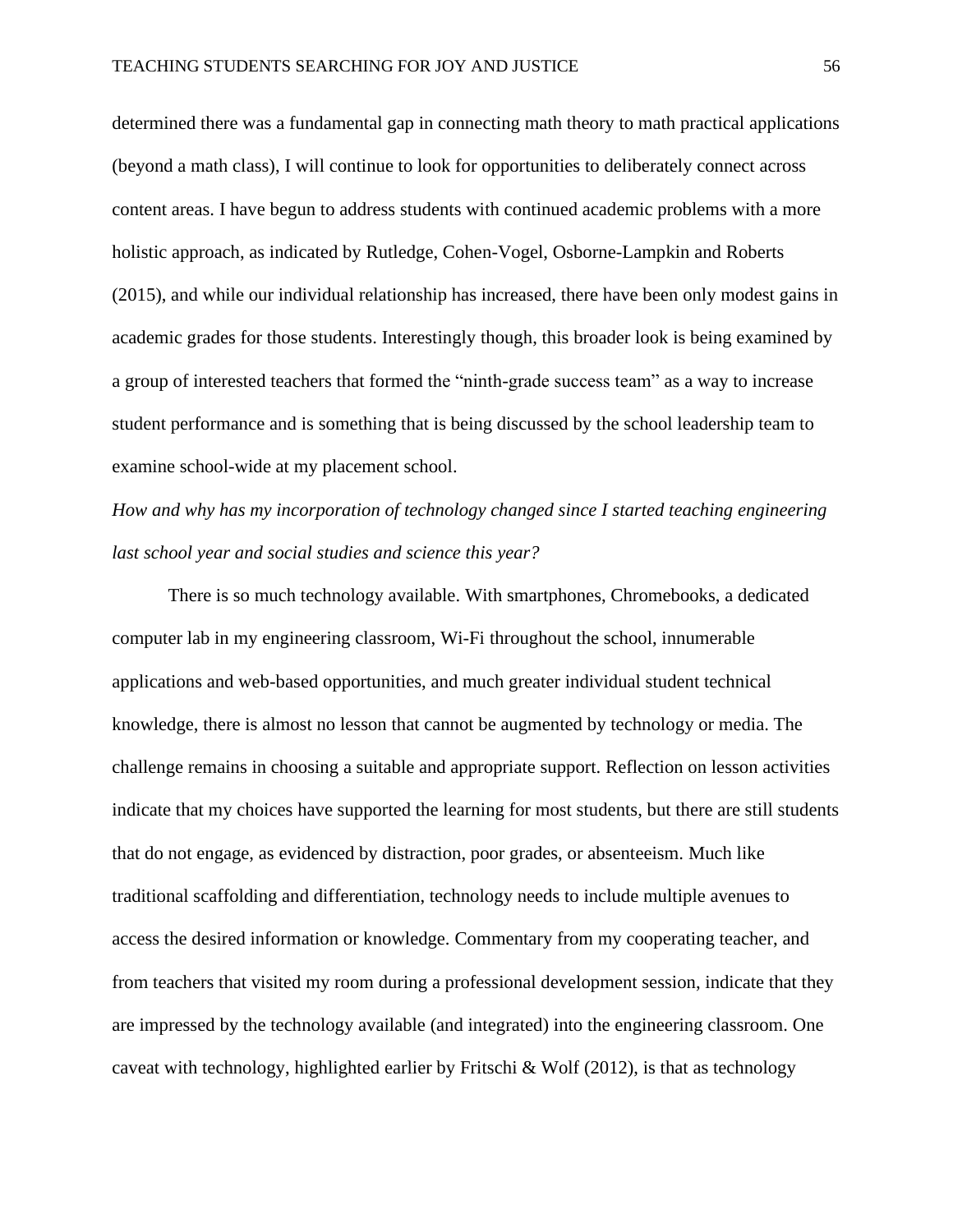determined there was a fundamental gap in connecting math theory to math practical applications (beyond a math class), I will continue to look for opportunities to deliberately connect across content areas. I have begun to address students with continued academic problems with a more holistic approach, as indicated by Rutledge, Cohen-Vogel, Osborne-Lampkin and Roberts (2015), and while our individual relationship has increased, there have been only modest gains in academic grades for those students. Interestingly though, this broader look is being examined by a group of interested teachers that formed the "ninth-grade success team" as a way to increase student performance and is something that is being discussed by the school leadership team to examine school-wide at my placement school.

*How and why has my incorporation of technology changed since I started teaching engineering last school year and social studies and science this year?*

There is so much technology available. With smartphones, Chromebooks, a dedicated computer lab in my engineering classroom, Wi-Fi throughout the school, innumerable applications and web-based opportunities, and much greater individual student technical knowledge, there is almost no lesson that cannot be augmented by technology or media. The challenge remains in choosing a suitable and appropriate support. Reflection on lesson activities indicate that my choices have supported the learning for most students, but there are still students that do not engage, as evidenced by distraction, poor grades, or absenteeism. Much like traditional scaffolding and differentiation, technology needs to include multiple avenues to access the desired information or knowledge. Commentary from my cooperating teacher, and from teachers that visited my room during a professional development session, indicate that they are impressed by the technology available (and integrated) into the engineering classroom. One caveat with technology, highlighted earlier by Fritschi & Wolf (2012), is that as technology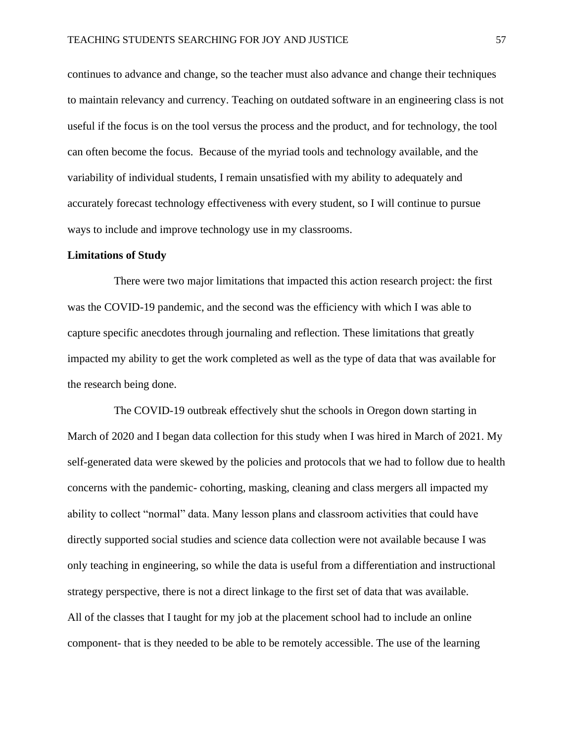continues to advance and change, so the teacher must also advance and change their techniques to maintain relevancy and currency. Teaching on outdated software in an engineering class is not useful if the focus is on the tool versus the process and the product, and for technology, the tool can often become the focus. Because of the myriad tools and technology available, and the variability of individual students, I remain unsatisfied with my ability to adequately and accurately forecast technology effectiveness with every student, so I will continue to pursue ways to include and improve technology use in my classrooms.

**Limitations of Study**

There were two major limitations that impacted this action research project: the first was the COVID-19 pandemic, and the second was the efficiency with which I was able to capture specific anecdotes through journaling and reflection. These limitations that greatly impacted my ability to get the work completed as well as the type of data that was available for the research being done.

The COVID-19 outbreak effectively shut the schools in Oregon down starting in March of 2020 and I began data collection for this study when I was hired in March of 2021. My self-generated data were skewed by the policies and protocols that we had to follow due to health concerns with the pandemic- cohorting, masking, cleaning and class mergers all impacted my ability to collect "normal" data. Many lesson plans and classroom activities that could have directly supported social studies and science data collection were not available because I was only teaching in engineering, so while the data is useful from a differentiation and instructional strategy perspective, there is not a direct linkage to the first set of data that was available.
All of the classes that I taught for my job at the placement school had to include an online component- that is they needed to be able to be remotely accessible. The use of the learning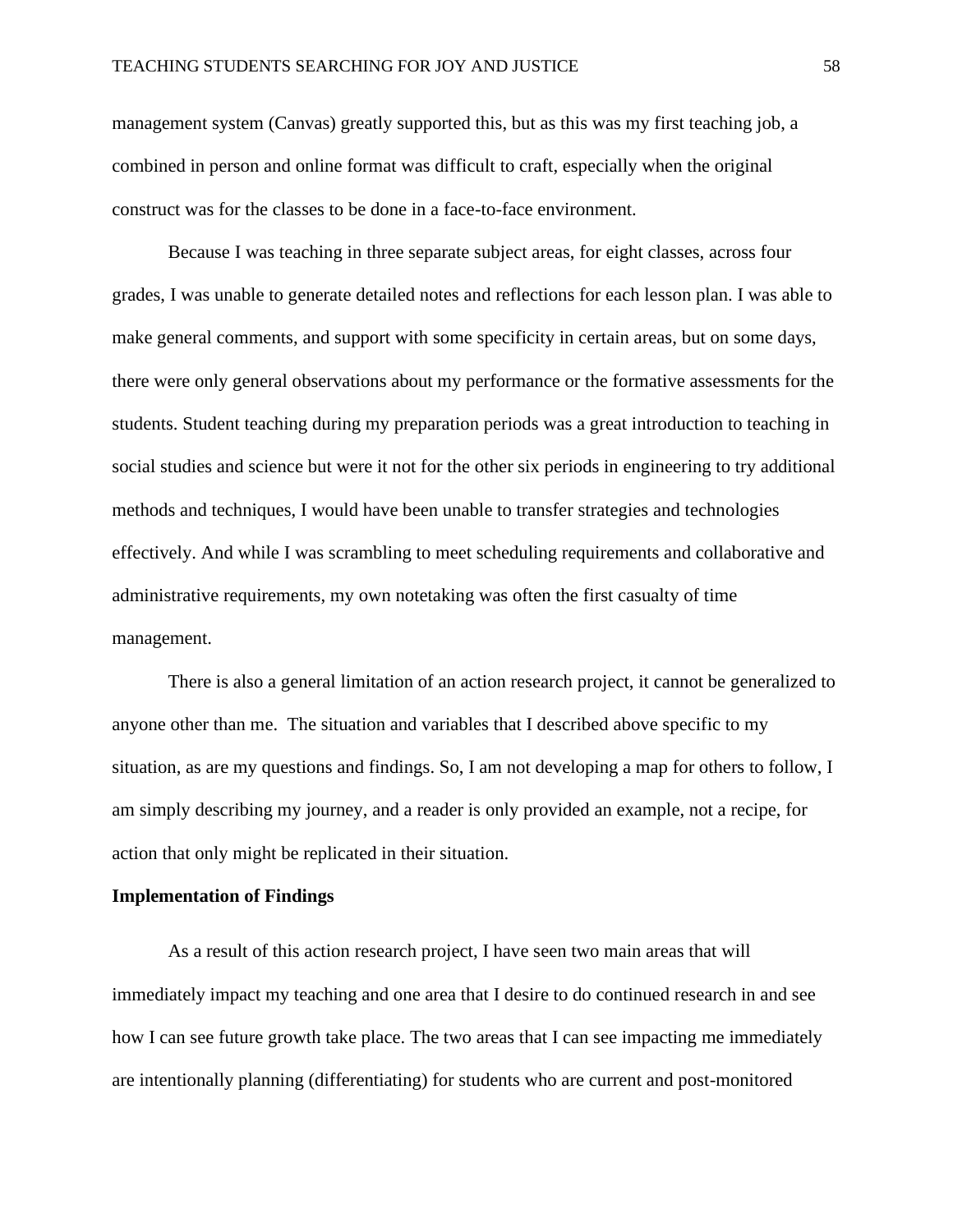management system (Canvas) greatly supported this, but as this was my first teaching job, a combined in person and online format was difficult to craft, especially when the original construct was for the classes to be done in a face-to-face environment.

Because I was teaching in three separate subject areas, for eight classes, across four grades, I was unable to generate detailed notes and reflections for each lesson plan. I was able to make general comments, and support with some specificity in certain areas, but on some days, there were only general observations about my performance or the formative assessments for the students. Student teaching during my preparation periods was a great introduction to teaching in social studies and science but were it not for the other six periods in engineering to try additional methods and techniques, I would have been unable to transfer strategies and technologies effectively. And while I was scrambling to meet scheduling requirements and collaborative and administrative requirements, my own notetaking was often the first casualty of time management.

There is also a general limitation of an action research project, it cannot be generalized to anyone other than me.  The situation and variables that I described above specific to my situation, as are my questions and findings. So, I am not developing a map for others to follow, I am simply describing my journey, and a reader is only provided an example, not a recipe, for action that only might be replicated in their situation.

**Implementation of Findings**

As a result of this action research project, I have seen two main areas that will immediately impact my teaching and one area that I desire to do continued research in and see how I can see future growth take place. The two areas that I can see impacting me immediately are intentionally planning (differentiating) for students who are current and post-monitored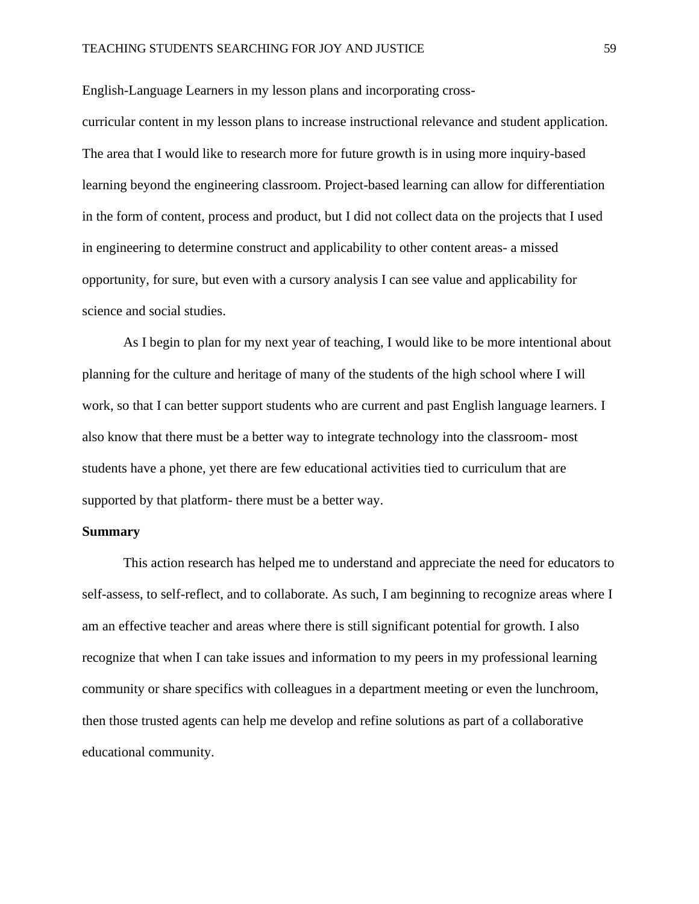English-Language Learners in my lesson plans and incorporating cross-curricular content in my lesson plans to increase instructional relevance and student application. The area that I would like to research more for future growth is in using more inquiry-based learning beyond the engineering classroom. Project-based learning can allow for differentiation in the form of content, process and product, but I did not collect data on the projects that I used in engineering to determine construct and applicability to other content areas- a missed opportunity, for sure, but even with a cursory analysis I can see value and applicability for science and social studies.

As I begin to plan for my next year of teaching, I would like to be more intentional about planning for the culture and heritage of many of the students of the high school where I will work, so that I can better support students who are current and past English language learners. I also know that there must be a better way to integrate technology into the classroom- most students have a phone, yet there are few educational activities tied to curriculum that are supported by that platform- there must be a better way.

**Summary**

This action research has helped me to understand and appreciate the need for educators to self-assess, to self-reflect, and to collaborate. As such, I am beginning to recognize areas where I am an effective teacher and areas where there is still significant potential for growth. I also recognize that when I can take issues and information to my peers in my professional learning community or share specifics with colleagues in a department meeting or even the lunchroom, then those trusted agents can help me develop and refine solutions as part of a collaborative educational community.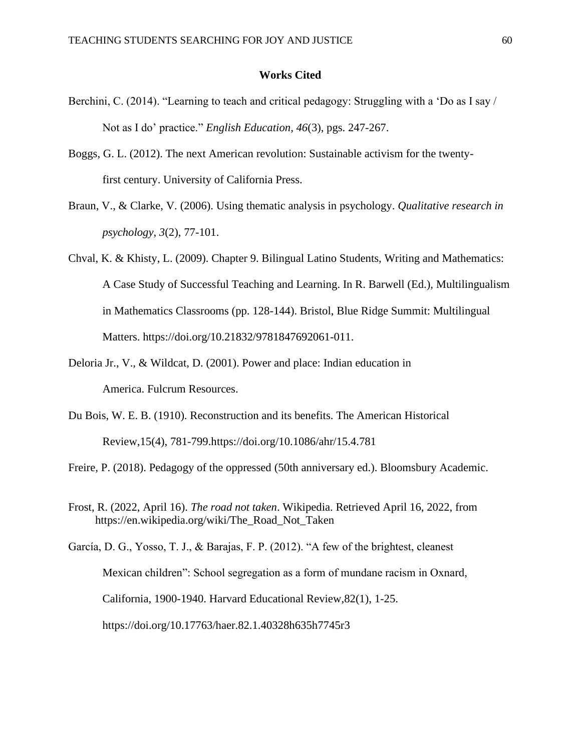## Works Cited

Berchini, C. (2014). "Learning to teach and critical pedagogy: Struggling with a 'Do as I say / Not as I do' practice." *English Education, 46*(3), pgs. 247-267.

Boggs, G. L. (2012). The next American revolution: Sustainable activism for the twenty-first century. University of California Press.

Braun, V., & Clarke, V. (2006). Using thematic analysis in psychology. *Qualitative research in psychology*, *3*(2), 77-101.

Chval, K. & Khisty, L. (2009). Chapter 9. Bilingual Latino Students, Writing and Mathematics: A Case Study of Successful Teaching and Learning. In R. Barwell (Ed.), Multilingualism in Mathematics Classrooms (pp. 128-144). Bristol, Blue Ridge Summit: Multilingual Matters. https://doi.org/10.21832/9781847692061-011.

Deloria Jr., V., & Wildcat, D. (2001). Power and place: Indian education in America. Fulcrum Resources.

Du Bois, W. E. B. (1910). Reconstruction and its benefits. The American Historical Review,15(4), 781-799.https://doi.org/10.1086/ahr/15.4.781

Freire, P. (2018). Pedagogy of the oppressed (50th anniversary ed.). Bloomsbury Academic.

Frost, R. (2022, April 16). *The road not taken*. Wikipedia. Retrieved April 16, 2022, from https://en.wikipedia.org/wiki/The_Road_Not_Taken

García, D. G., Yosso, T. J., & Barajas, F. P. (2012). "A few of the brightest, cleanest Mexican children": School segregation as a form of mundane racism in Oxnard, California, 1900-1940. Harvard Educational Review,82(1), 1-25. https://doi.org/10.17763/haer.82.1.40328h635h7745r3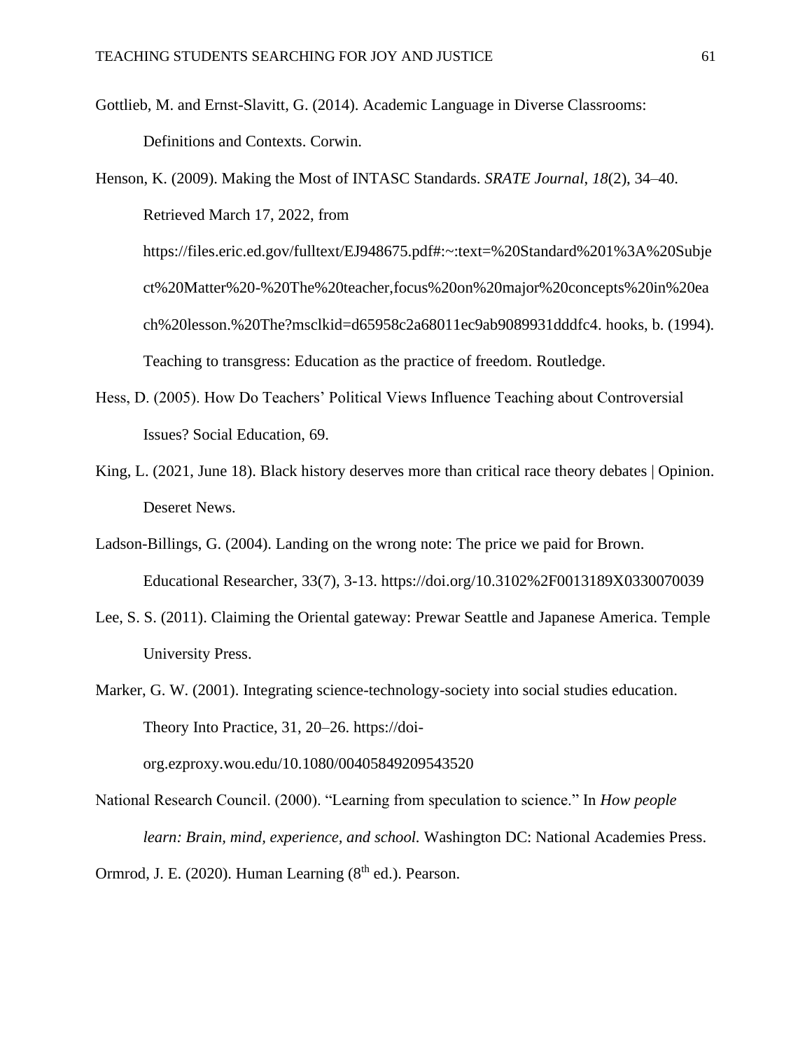Gottlieb, M. and Ernst-Slavitt, G. (2014). Academic Language in Diverse Classrooms: Definitions and Contexts. Corwin.

Henson, K. (2009). Making the Most of INTASC Standards. *SRATE Journal*, *18*(2), 34–40. Retrieved March 17, 2022, from https://files.eric.ed.gov/fulltext/EJ948675.pdf#:~:text=%20Standard%201%3A%20Subject%20Matter%20-%20The%20teacher,focus%20on%20major%20concepts%20in%20each%20lesson.%20The?msclkid=d65958c2a68011ec9ab9089931dddfc4. hooks, b. (1994). Teaching to transgress: Education as the practice of freedom. Routledge.

Hess, D. (2005). How Do Teachers' Political Views Influence Teaching about Controversial Issues? Social Education, 69.

King, L. (2021, June 18). Black history deserves more than critical race theory debates | Opinion. Deseret News.

Ladson-Billings, G. (2004). Landing on the wrong note: The price we paid for Brown. Educational Researcher, 33(7), 3-13. https://doi.org/10.3102%2F0013189X0330070039

Lee, S. S. (2011). Claiming the Oriental gateway: Prewar Seattle and Japanese America. Temple University Press.

Marker, G. W. (2001). Integrating science-technology-society into social studies education. Theory Into Practice, 31, 20–26. https://doi-org.ezproxy.wou.edu/10.1080/00405849209543520

National Research Council. (2000). "Learning from speculation to science." In *How people learn: Brain, mind, experience, and school.* Washington DC: National Academies Press.

Ormrod, J. E. (2020). Human Learning (8th ed.). Pearson.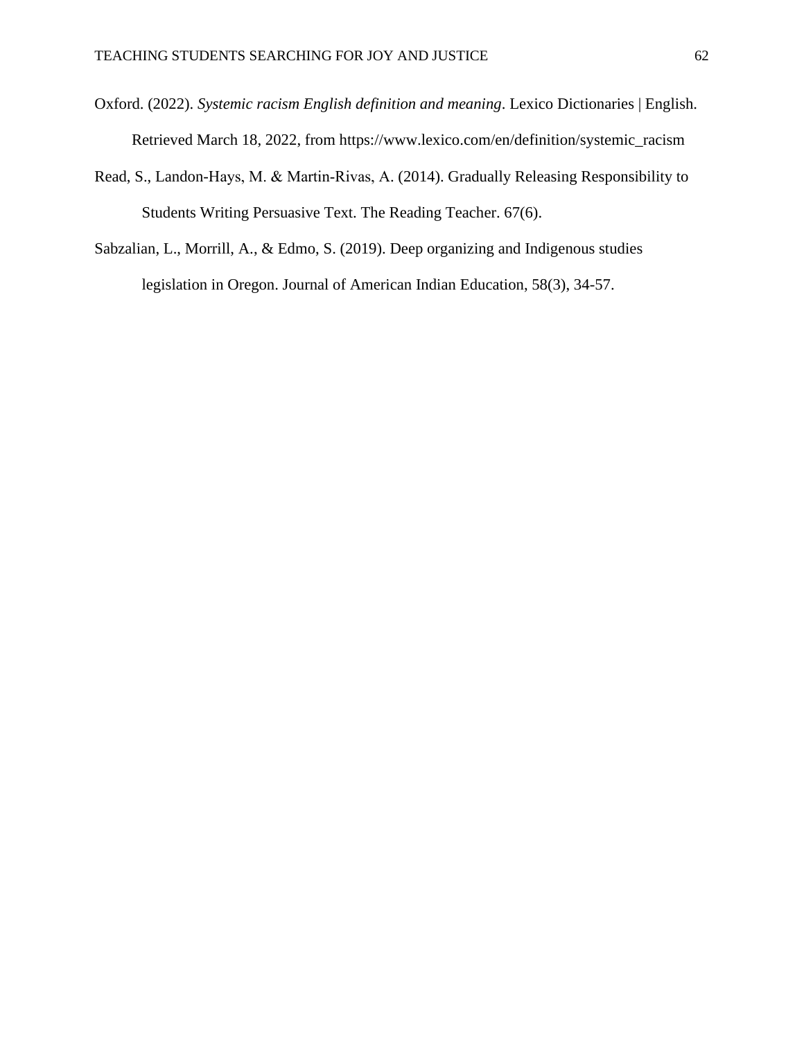Oxford. (2022). *Systemic racism English definition and meaning*. Lexico Dictionaries | English. Retrieved March 18, 2022, from https://www.lexico.com/en/definition/systemic_racism

Read, S., Landon-Hays, M. & Martin-Rivas, A. (2014). Gradually Releasing Responsibility to Students Writing Persuasive Text. The Reading Teacher. 67(6).

Sabzalian, L., Morrill, A., & Edmo, S. (2019). Deep organizing and Indigenous studies legislation in Oregon. Journal of American Indian Education, 58(3), 34-57.